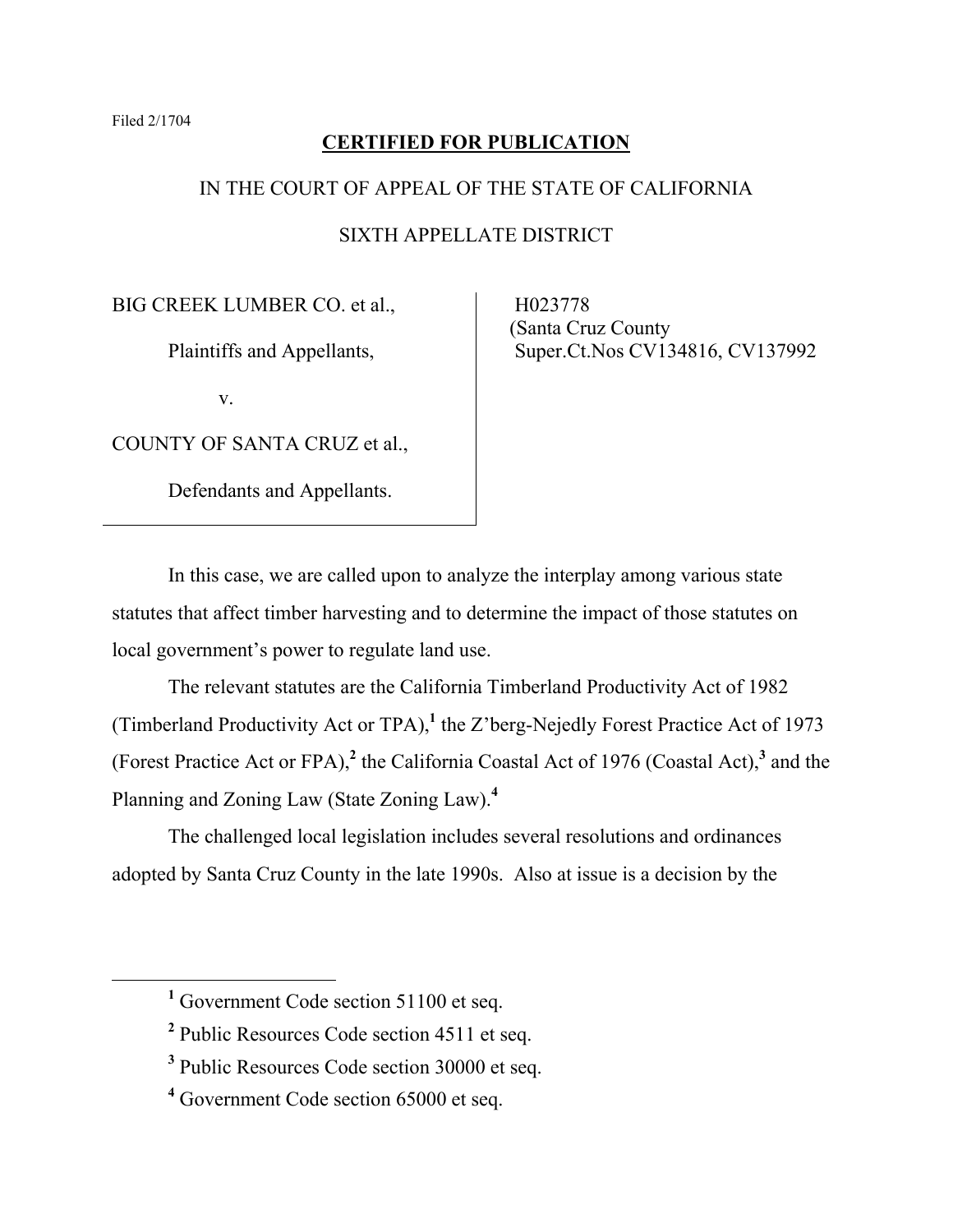Filed 2/1704

**CERTIFIED FOR PUBLICATION**

IN THE COURT OF APPEAL OF THE STATE OF CALIFORNIA

SIXTH APPELLATE DISTRICT

| | |
|---|---|
| BIG CREEK LUMBER CO. et al.,<br><br>Plaintiffs and Appellants,<br><br>v.<br><br>COUNTY OF SANTA CRUZ et al.,<br><br>Defendants and Appellants. | H023778<br>(Santa Cruz County<br>Super.Ct.Nos CV134816, CV137992 |

In this case, we are called upon to analyze the interplay among various state statutes that affect timber harvesting and to determine the impact of those statutes on local government's power to regulate land use.

The relevant statutes are the California Timberland Productivity Act of 1982 (Timberland Productivity Act or TPA),[1] the Z'berg-Nejedly Forest Practice Act of 1973 (Forest Practice Act or FPA),[2] the California Coastal Act of 1976 (Coastal Act),[3] and the Planning and Zoning Law (State Zoning Law).[4]

The challenged local legislation includes several resolutions and ordinances adopted by Santa Cruz County in the late 1990s. Also at issue is a decision by the

---

[1] Government Code section 51100 et seq.

[2] Public Resources Code section 4511 et seq.

[3] Public Resources Code section 30000 et seq.

[4] Government Code section 65000 et seq.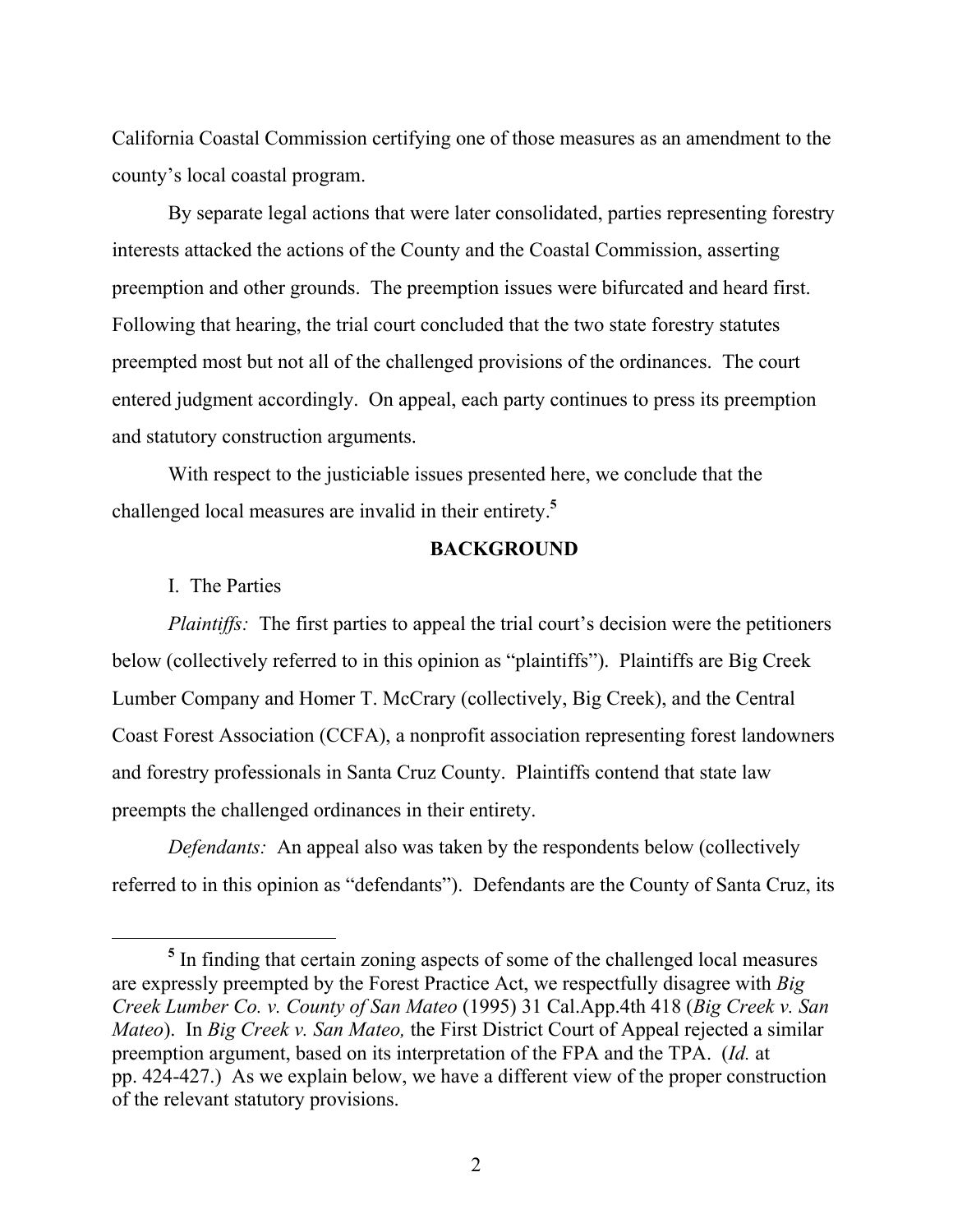California Coastal Commission certifying one of those measures as an amendment to the county's local coastal program.

By separate legal actions that were later consolidated, parties representing forestry interests attacked the actions of the County and the Coastal Commission, asserting preemption and other grounds. The preemption issues were bifurcated and heard first. Following that hearing, the trial court concluded that the two state forestry statutes preempted most but not all of the challenged provisions of the ordinances. The court entered judgment accordingly. On appeal, each party continues to press its preemption and statutory construction arguments.

With respect to the justiciable issues presented here, we conclude that the challenged local measures are invalid in their entirety.[5]

## BACKGROUND

I. The Parties

*Plaintiffs:* The first parties to appeal the trial court's decision were the petitioners below (collectively referred to in this opinion as "plaintiffs"). Plaintiffs are Big Creek Lumber Company and Homer T. McCrary (collectively, Big Creek), and the Central Coast Forest Association (CCFA), a nonprofit association representing forest landowners and forestry professionals in Santa Cruz County. Plaintiffs contend that state law preempts the challenged ordinances in their entirety.

*Defendants:* An appeal also was taken by the respondents below (collectively referred to in this opinion as "defendants"). Defendants are the County of Santa Cruz, its

---

[5] In finding that certain zoning aspects of some of the challenged local measures are expressly preempted by the Forest Practice Act, we respectfully disagree with *Big Creek Lumber Co. v. County of San Mateo* (1995) 31 Cal.App.4th 418 (*Big Creek v. San Mateo*). In *Big Creek v. San Mateo,* the First District Court of Appeal rejected a similar preemption argument, based on its interpretation of the FPA and the TPA. (*Id.* at pp. 424-427.) As we explain below, we have a different view of the proper construction of the relevant statutory provisions.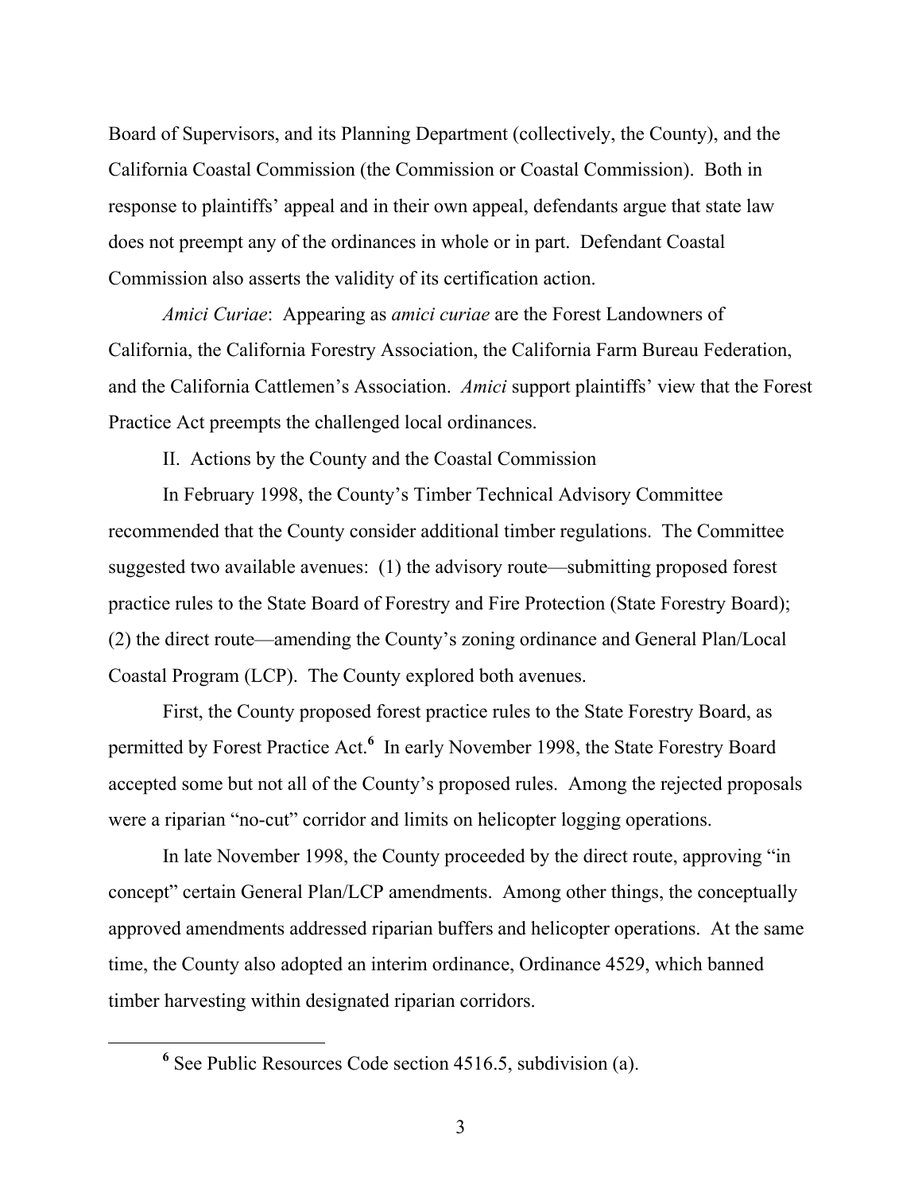Board of Supervisors, and its Planning Department (collectively, the County), and the California Coastal Commission (the Commission or Coastal Commission). Both in response to plaintiffs' appeal and in their own appeal, defendants argue that state law does not preempt any of the ordinances in whole or in part. Defendant Coastal Commission also asserts the validity of its certification action.

*Amici Curiae*: Appearing as *amici curiae* are the Forest Landowners of California, the California Forestry Association, the California Farm Bureau Federation, and the California Cattlemen's Association. *Amici* support plaintiffs' view that the Forest Practice Act preempts the challenged local ordinances.

II. Actions by the County and the Coastal Commission

In February 1998, the County's Timber Technical Advisory Committee recommended that the County consider additional timber regulations. The Committee suggested two available avenues: (1) the advisory route—submitting proposed forest practice rules to the State Board of Forestry and Fire Protection (State Forestry Board); (2) the direct route—amending the County's zoning ordinance and General Plan/Local Coastal Program (LCP). The County explored both avenues.

First, the County proposed forest practice rules to the State Forestry Board, as permitted by Forest Practice Act.[6] In early November 1998, the State Forestry Board accepted some but not all of the County's proposed rules. Among the rejected proposals were a riparian "no-cut" corridor and limits on helicopter logging operations.

In late November 1998, the County proceeded by the direct route, approving "in concept" certain General Plan/LCP amendments. Among other things, the conceptually approved amendments addressed riparian buffers and helicopter operations. At the same time, the County also adopted an interim ordinance, Ordinance 4529, which banned timber harvesting within designated riparian corridors.

---

[6] See Public Resources Code section 4516.5, subdivision (a).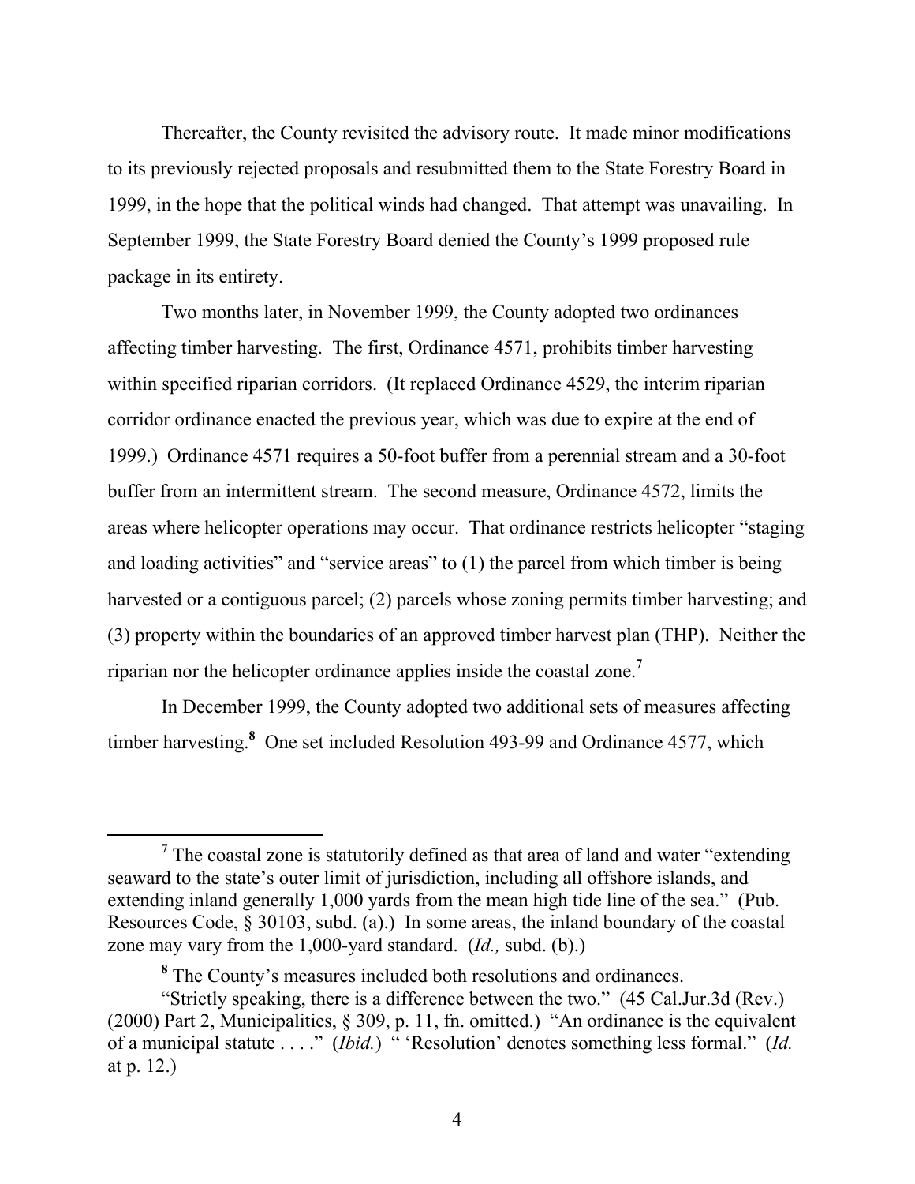Thereafter, the County revisited the advisory route. It made minor modifications to its previously rejected proposals and resubmitted them to the State Forestry Board in 1999, in the hope that the political winds had changed. That attempt was unavailing. In September 1999, the State Forestry Board denied the County's 1999 proposed rule package in its entirety.

Two months later, in November 1999, the County adopted two ordinances affecting timber harvesting. The first, Ordinance 4571, prohibits timber harvesting within specified riparian corridors. (It replaced Ordinance 4529, the interim riparian corridor ordinance enacted the previous year, which was due to expire at the end of 1999.) Ordinance 4571 requires a 50-foot buffer from a perennial stream and a 30-foot buffer from an intermittent stream. The second measure, Ordinance 4572, limits the areas where helicopter operations may occur. That ordinance restricts helicopter "staging and loading activities" and "service areas" to (1) the parcel from which timber is being harvested or a contiguous parcel; (2) parcels whose zoning permits timber harvesting; and (3) property within the boundaries of an approved timber harvest plan (THP). Neither the riparian nor the helicopter ordinance applies inside the coastal zone.[7]

In December 1999, the County adopted two additional sets of measures affecting timber harvesting.[8] One set included Resolution 493-99 and Ordinance 4577, which

---

[7] The coastal zone is statutorily defined as that area of land and water "extending seaward to the state's outer limit of jurisdiction, including all offshore islands, and extending inland generally 1,000 yards from the mean high tide line of the sea." (Pub. Resources Code, § 30103, subd. (a).) In some areas, the inland boundary of the coastal zone may vary from the 1,000-yard standard. (*Id.,* subd. (b).)

[8] The County's measures included both resolutions and ordinances.

"Strictly speaking, there is a difference between the two." (45 Cal.Jur.3d (Rev.) (2000) Part 2, Municipalities, § 309, p. 11, fn. omitted.) "An ordinance is the equivalent of a municipal statute . . . ." (*Ibid.*) " 'Resolution' denotes something less formal." (*Id.* at p. 12.)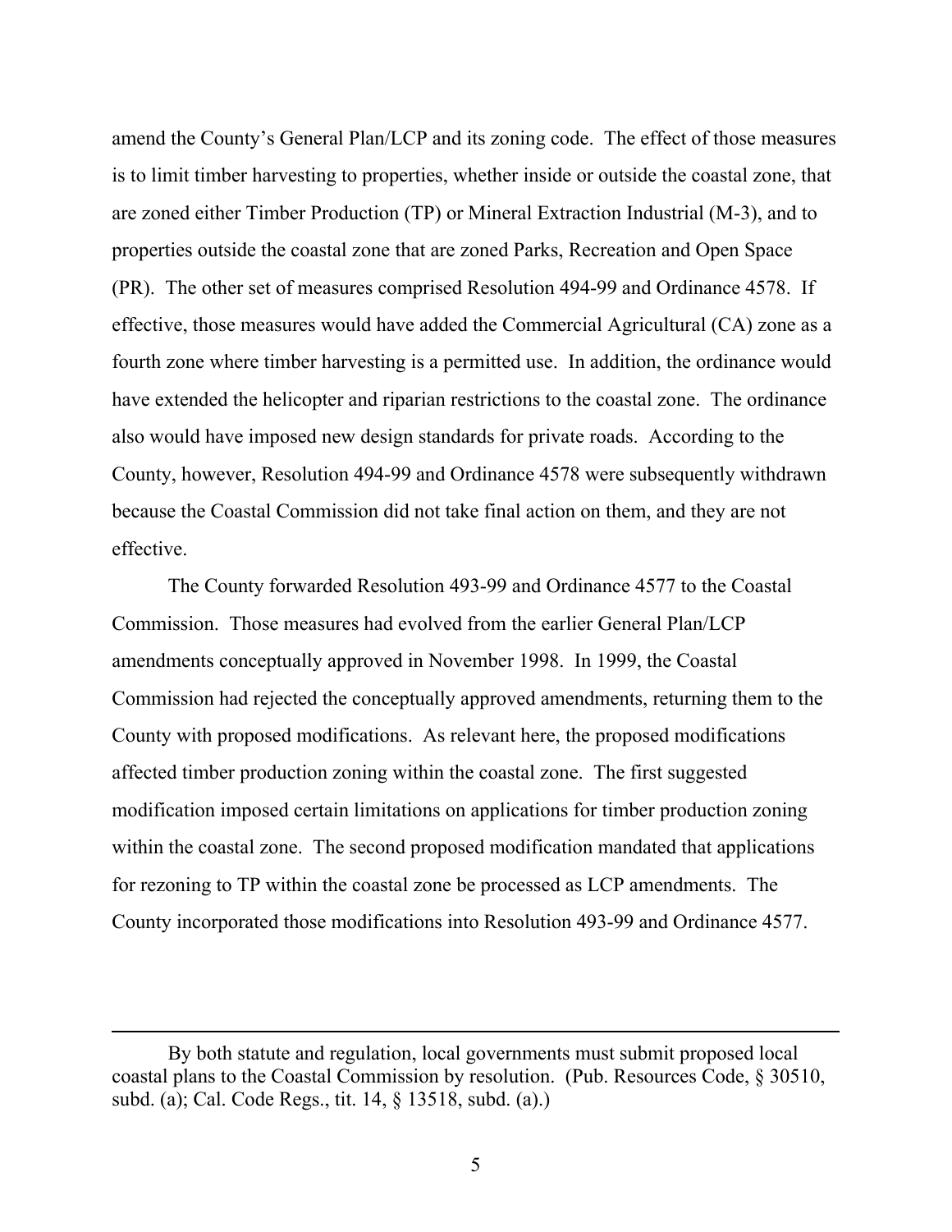amend the County's General Plan/LCP and its zoning code. The effect of those measures is to limit timber harvesting to properties, whether inside or outside the coastal zone, that are zoned either Timber Production (TP) or Mineral Extraction Industrial (M-3), and to properties outside the coastal zone that are zoned Parks, Recreation and Open Space (PR). The other set of measures comprised Resolution 494-99 and Ordinance 4578. If effective, those measures would have added the Commercial Agricultural (CA) zone as a fourth zone where timber harvesting is a permitted use. In addition, the ordinance would have extended the helicopter and riparian restrictions to the coastal zone. The ordinance also would have imposed new design standards for private roads. According to the County, however, Resolution 494-99 and Ordinance 4578 were subsequently withdrawn because the Coastal Commission did not take final action on them, and they are not effective.

The County forwarded Resolution 493-99 and Ordinance 4577 to the Coastal Commission. Those measures had evolved from the earlier General Plan/LCP amendments conceptually approved in November 1998. In 1999, the Coastal Commission had rejected the conceptually approved amendments, returning them to the County with proposed modifications. As relevant here, the proposed modifications affected timber production zoning within the coastal zone. The first suggested modification imposed certain limitations on applications for timber production zoning within the coastal zone. The second proposed modification mandated that applications for rezoning to TP within the coastal zone be processed as LCP amendments. The County incorporated those modifications into Resolution 493-99 and Ordinance 4577.

---

By both statute and regulation, local governments must submit proposed local coastal plans to the Coastal Commission by resolution. (Pub. Resources Code, § 30510, subd. (a); Cal. Code Regs., tit. 14, § 13518, subd. (a).)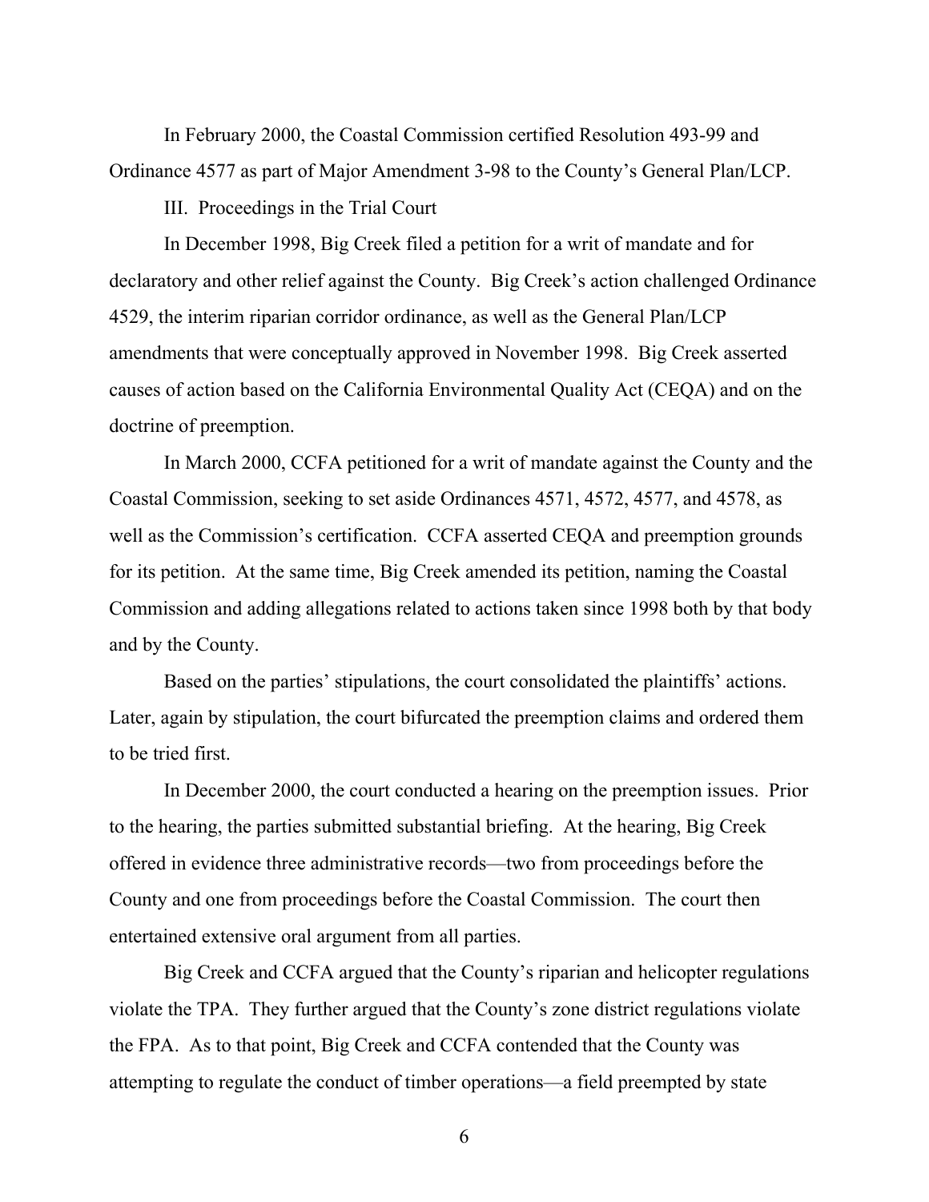In February 2000, the Coastal Commission certified Resolution 493-99 and Ordinance 4577 as part of Major Amendment 3-98 to the County's General Plan/LCP.

III. Proceedings in the Trial Court

In December 1998, Big Creek filed a petition for a writ of mandate and for declaratory and other relief against the County. Big Creek's action challenged Ordinance 4529, the interim riparian corridor ordinance, as well as the General Plan/LCP amendments that were conceptually approved in November 1998. Big Creek asserted causes of action based on the California Environmental Quality Act (CEQA) and on the doctrine of preemption.

In March 2000, CCFA petitioned for a writ of mandate against the County and the Coastal Commission, seeking to set aside Ordinances 4571, 4572, 4577, and 4578, as well as the Commission's certification. CCFA asserted CEQA and preemption grounds for its petition. At the same time, Big Creek amended its petition, naming the Coastal Commission and adding allegations related to actions taken since 1998 both by that body and by the County.

Based on the parties' stipulations, the court consolidated the plaintiffs' actions. Later, again by stipulation, the court bifurcated the preemption claims and ordered them to be tried first.

In December 2000, the court conducted a hearing on the preemption issues. Prior to the hearing, the parties submitted substantial briefing. At the hearing, Big Creek offered in evidence three administrative records—two from proceedings before the County and one from proceedings before the Coastal Commission. The court then entertained extensive oral argument from all parties.

Big Creek and CCFA argued that the County's riparian and helicopter regulations violate the TPA. They further argued that the County's zone district regulations violate the FPA. As to that point, Big Creek and CCFA contended that the County was attempting to regulate the conduct of timber operations—a field preempted by state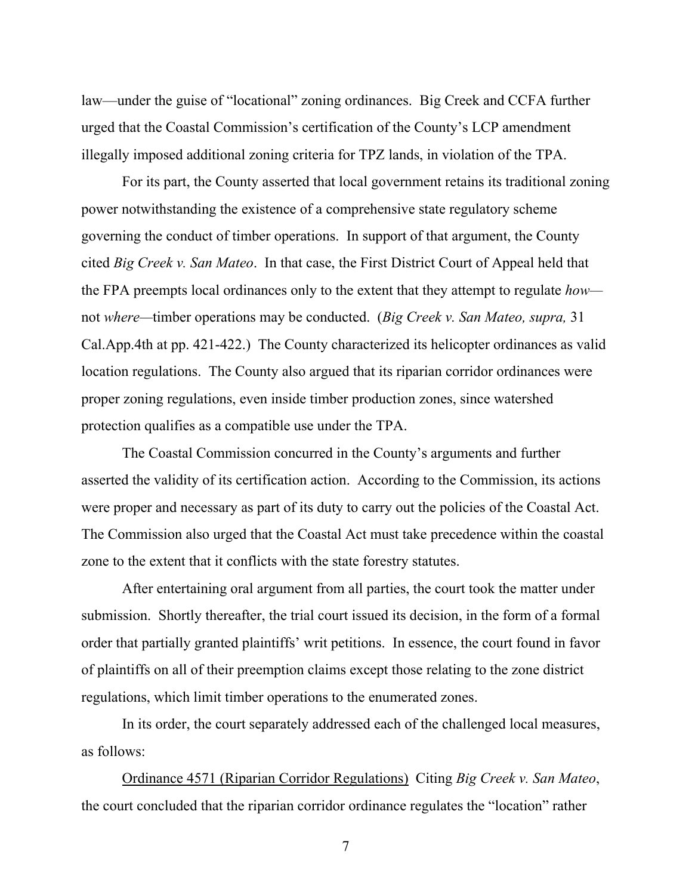law—under the guise of "locational" zoning ordinances. Big Creek and CCFA further urged that the Coastal Commission's certification of the County's LCP amendment illegally imposed additional zoning criteria for TPZ lands, in violation of the TPA.

For its part, the County asserted that local government retains its traditional zoning power notwithstanding the existence of a comprehensive state regulatory scheme governing the conduct of timber operations. In support of that argument, the County cited *Big Creek v. San Mateo*. In that case, the First District Court of Appeal held that the FPA preempts local ordinances only to the extent that they attempt to regulate *how*—not *where*—timber operations may be conducted. (*Big Creek v. San Mateo, supra,* 31 Cal.App.4th at pp. 421-422.) The County characterized its helicopter ordinances as valid location regulations. The County also argued that its riparian corridor ordinances were proper zoning regulations, even inside timber production zones, since watershed protection qualifies as a compatible use under the TPA.

The Coastal Commission concurred in the County's arguments and further asserted the validity of its certification action. According to the Commission, its actions were proper and necessary as part of its duty to carry out the policies of the Coastal Act. The Commission also urged that the Coastal Act must take precedence within the coastal zone to the extent that it conflicts with the state forestry statutes.

After entertaining oral argument from all parties, the court took the matter under submission. Shortly thereafter, the trial court issued its decision, in the form of a formal order that partially granted plaintiffs' writ petitions. In essence, the court found in favor of plaintiffs on all of their preemption claims except those relating to the zone district regulations, which limit timber operations to the enumerated zones.

In its order, the court separately addressed each of the challenged local measures, as follows:

<u>Ordinance 4571 (Riparian Corridor Regulations)</u> Citing *Big Creek v. San Mateo*, the court concluded that the riparian corridor ordinance regulates the "location" rather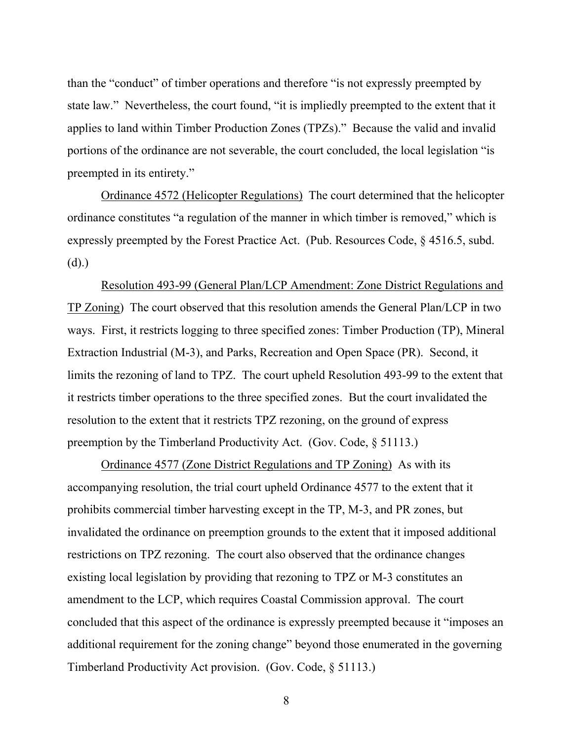than the "conduct" of timber operations and therefore "is not expressly preempted by state law." Nevertheless, the court found, "it is impliedly preempted to the extent that it applies to land within Timber Production Zones (TPZs)." Because the valid and invalid portions of the ordinance are not severable, the court concluded, the local legislation "is preempted in its entirety."

<u>Ordinance 4572 (Helicopter Regulations)</u> The court determined that the helicopter ordinance constitutes "a regulation of the manner in which timber is removed," which is expressly preempted by the Forest Practice Act. (Pub. Resources Code, § 4516.5, subd. (d).)

<u>Resolution 493-99 (General Plan/LCP Amendment: Zone District Regulations and TP Zoning)</u> The court observed that this resolution amends the General Plan/LCP in two ways. First, it restricts logging to three specified zones: Timber Production (TP), Mineral Extraction Industrial (M-3), and Parks, Recreation and Open Space (PR). Second, it limits the rezoning of land to TPZ. The court upheld Resolution 493-99 to the extent that it restricts timber operations to the three specified zones. But the court invalidated the resolution to the extent that it restricts TPZ rezoning, on the ground of express preemption by the Timberland Productivity Act. (Gov. Code, § 51113.)

<u>Ordinance 4577 (Zone District Regulations and TP Zoning)</u> As with its accompanying resolution, the trial court upheld Ordinance 4577 to the extent that it prohibits commercial timber harvesting except in the TP, M-3, and PR zones, but invalidated the ordinance on preemption grounds to the extent that it imposed additional restrictions on TPZ rezoning. The court also observed that the ordinance changes existing local legislation by providing that rezoning to TPZ or M-3 constitutes an amendment to the LCP, which requires Coastal Commission approval. The court concluded that this aspect of the ordinance is expressly preempted because it "imposes an additional requirement for the zoning change" beyond those enumerated in the governing Timberland Productivity Act provision. (Gov. Code, § 51113.)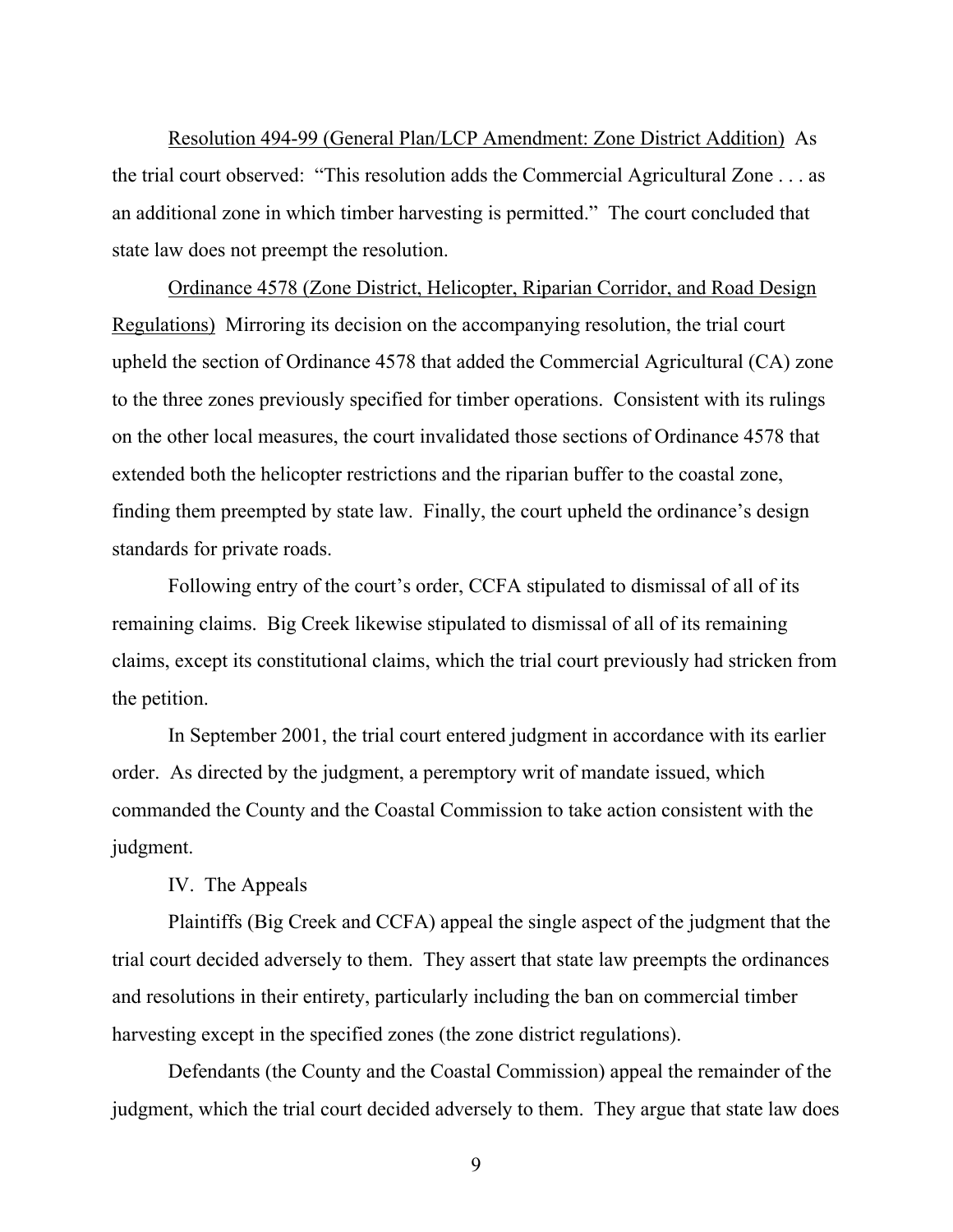Resolution 494-99 (General Plan/LCP Amendment: Zone District Addition) As the trial court observed: "This resolution adds the Commercial Agricultural Zone . . . as an additional zone in which timber harvesting is permitted." The court concluded that state law does not preempt the resolution.

Ordinance 4578 (Zone District, Helicopter, Riparian Corridor, and Road Design Regulations) Mirroring its decision on the accompanying resolution, the trial court upheld the section of Ordinance 4578 that added the Commercial Agricultural (CA) zone to the three zones previously specified for timber operations. Consistent with its rulings on the other local measures, the court invalidated those sections of Ordinance 4578 that extended both the helicopter restrictions and the riparian buffer to the coastal zone, finding them preempted by state law. Finally, the court upheld the ordinance's design standards for private roads.

Following entry of the court's order, CCFA stipulated to dismissal of all of its remaining claims. Big Creek likewise stipulated to dismissal of all of its remaining claims, except its constitutional claims, which the trial court previously had stricken from the petition.

In September 2001, the trial court entered judgment in accordance with its earlier order. As directed by the judgment, a peremptory writ of mandate issued, which commanded the County and the Coastal Commission to take action consistent with the judgment.

IV. The Appeals

Plaintiffs (Big Creek and CCFA) appeal the single aspect of the judgment that the trial court decided adversely to them. They assert that state law preempts the ordinances and resolutions in their entirety, particularly including the ban on commercial timber harvesting except in the specified zones (the zone district regulations).

Defendants (the County and the Coastal Commission) appeal the remainder of the judgment, which the trial court decided adversely to them. They argue that state law does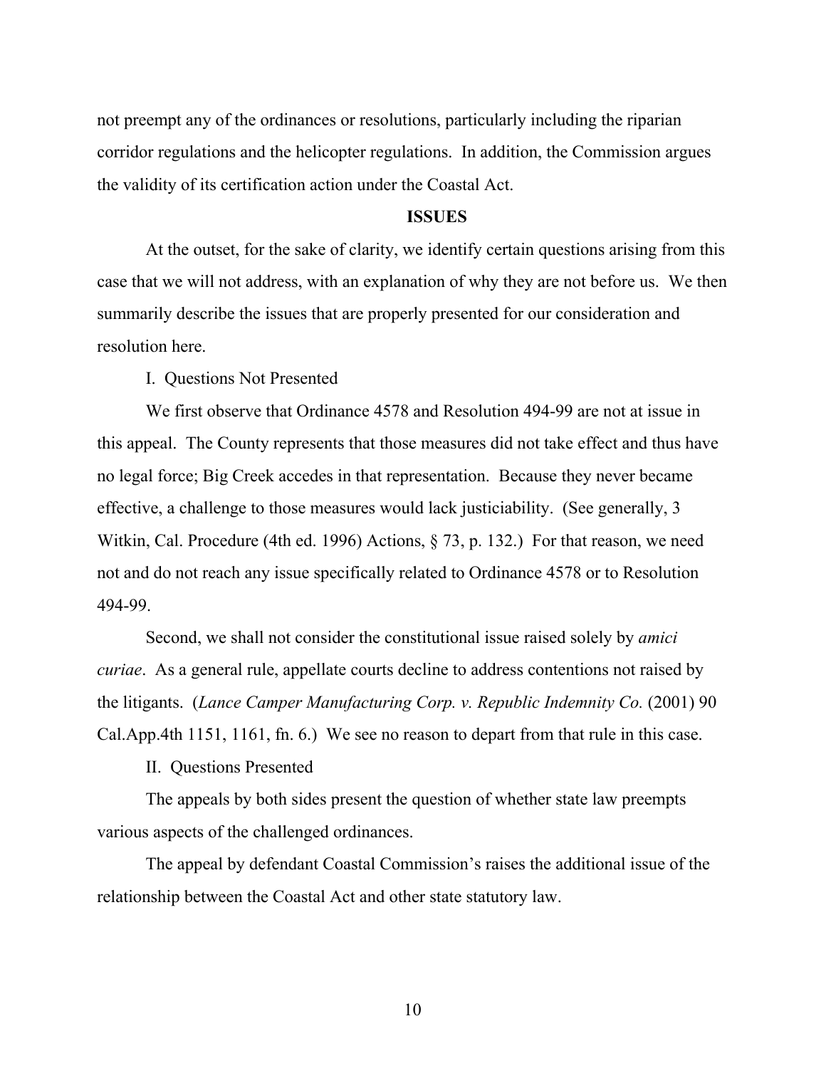not preempt any of the ordinances or resolutions, particularly including the riparian corridor regulations and the helicopter regulations. In addition, the Commission argues the validity of its certification action under the Coastal Act.

## ISSUES

At the outset, for the sake of clarity, we identify certain questions arising from this case that we will not address, with an explanation of why they are not before us. We then summarily describe the issues that are properly presented for our consideration and resolution here.

I. Questions Not Presented

We first observe that Ordinance 4578 and Resolution 494-99 are not at issue in this appeal. The County represents that those measures did not take effect and thus have no legal force; Big Creek accedes in that representation. Because they never became effective, a challenge to those measures would lack justiciability. (See generally, 3 Witkin, Cal. Procedure (4th ed. 1996) Actions, § 73, p. 132.) For that reason, we need not and do not reach any issue specifically related to Ordinance 4578 or to Resolution 494-99.

Second, we shall not consider the constitutional issue raised solely by *amici curiae*. As a general rule, appellate courts decline to address contentions not raised by the litigants. (*Lance Camper Manufacturing Corp. v. Republic Indemnity Co.* (2001) 90 Cal.App.4th 1151, 1161, fn. 6.) We see no reason to depart from that rule in this case.

II. Questions Presented

The appeals by both sides present the question of whether state law preempts various aspects of the challenged ordinances.

The appeal by defendant Coastal Commission's raises the additional issue of the relationship between the Coastal Act and other state statutory law.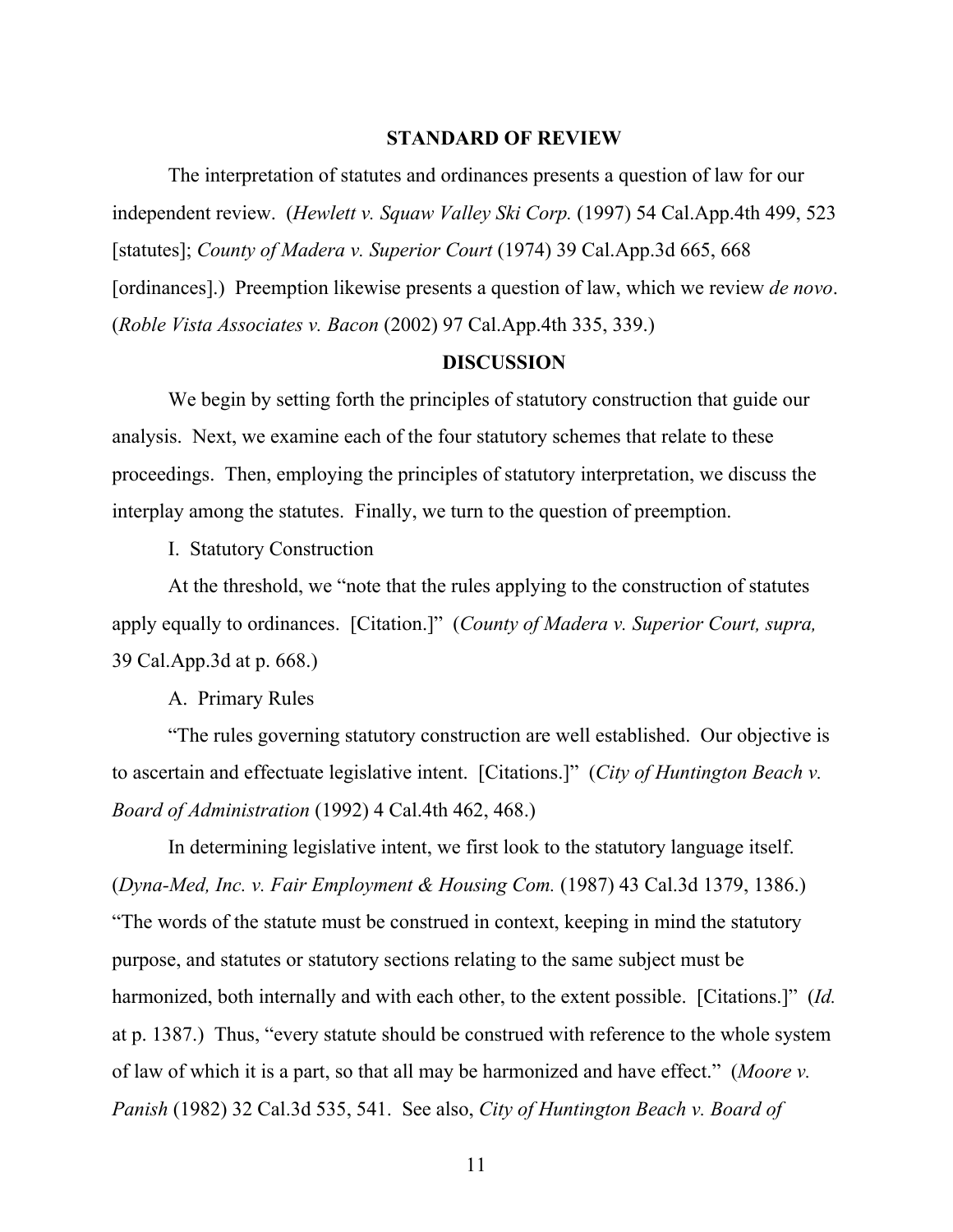## STANDARD OF REVIEW

The interpretation of statutes and ordinances presents a question of law for our independent review. (*Hewlett v. Squaw Valley Ski Corp.* (1997) 54 Cal.App.4th 499, 523 [statutes]; *County of Madera v. Superior Court* (1974) 39 Cal.App.3d 665, 668 [ordinances].) Preemption likewise presents a question of law, which we review *de novo*. (*Roble Vista Associates v. Bacon* (2002) 97 Cal.App.4th 335, 339.)

## DISCUSSION

We begin by setting forth the principles of statutory construction that guide our analysis. Next, we examine each of the four statutory schemes that relate to these proceedings. Then, employing the principles of statutory interpretation, we discuss the interplay among the statutes. Finally, we turn to the question of preemption.

I. Statutory Construction

At the threshold, we "note that the rules applying to the construction of statutes apply equally to ordinances. [Citation.]" (*County of Madera v. Superior Court, supra,* 39 Cal.App.3d at p. 668.)

A. Primary Rules

"The rules governing statutory construction are well established. Our objective is to ascertain and effectuate legislative intent. [Citations.]" (*City of Huntington Beach v. Board of Administration* (1992) 4 Cal.4th 462, 468.)

In determining legislative intent, we first look to the statutory language itself. (*Dyna-Med, Inc. v. Fair Employment & Housing Com.* (1987) 43 Cal.3d 1379, 1386.) "The words of the statute must be construed in context, keeping in mind the statutory purpose, and statutes or statutory sections relating to the same subject must be harmonized, both internally and with each other, to the extent possible. [Citations.]" (*Id.* at p. 1387.) Thus, "every statute should be construed with reference to the whole system of law of which it is a part, so that all may be harmonized and have effect." (*Moore v. Panish* (1982) 32 Cal.3d 535, 541. See also, *City of Huntington Beach v. Board of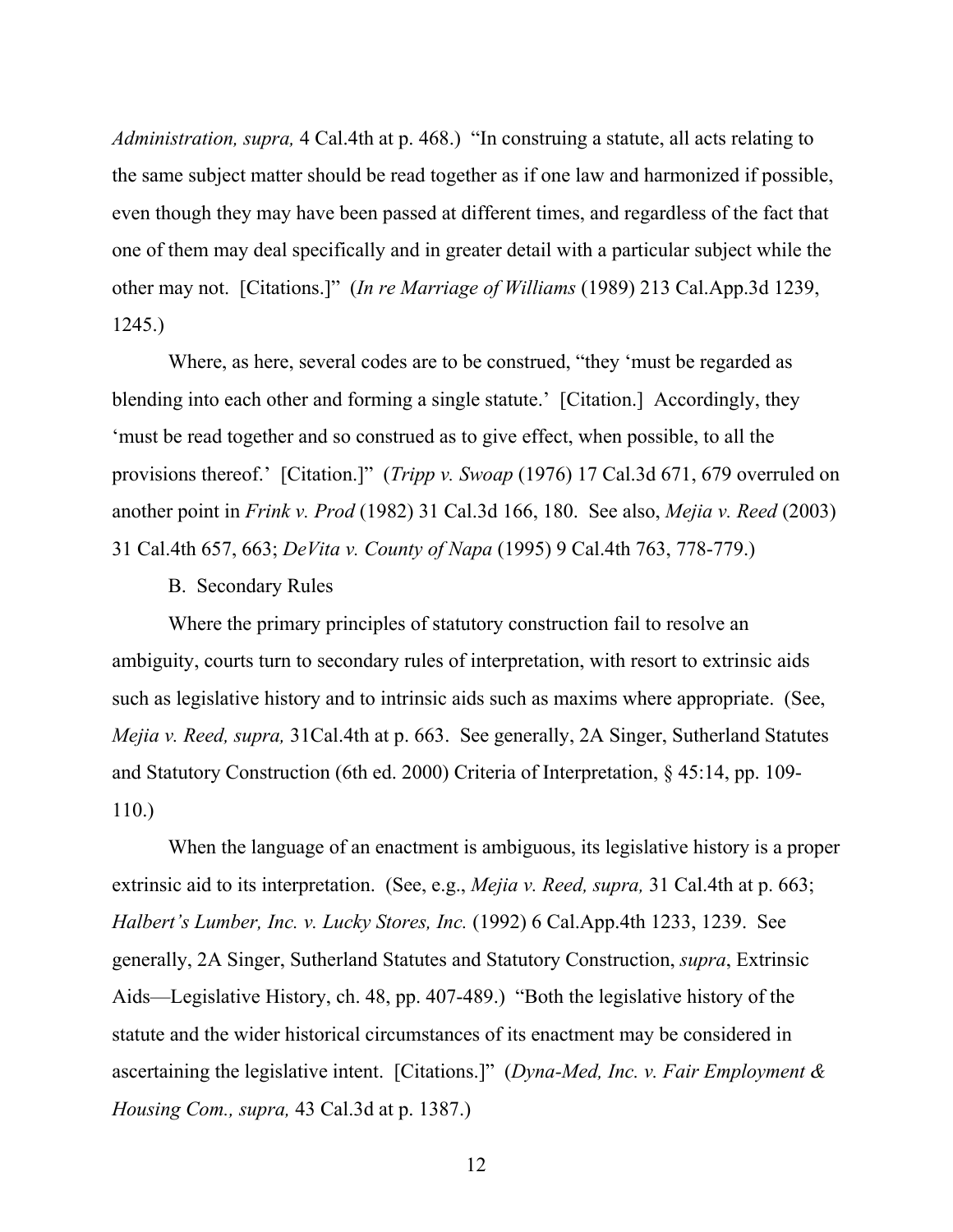*Administration, supra,* 4 Cal.4th at p. 468.) "In construing a statute, all acts relating to the same subject matter should be read together as if one law and harmonized if possible, even though they may have been passed at different times, and regardless of the fact that one of them may deal specifically and in greater detail with a particular subject while the other may not. [Citations.]" (*In re Marriage of Williams* (1989) 213 Cal.App.3d 1239, 1245.)

Where, as here, several codes are to be construed, "they 'must be regarded as blending into each other and forming a single statute.' [Citation.] Accordingly, they 'must be read together and so construed as to give effect, when possible, to all the provisions thereof.' [Citation.]" (*Tripp v. Swoap* (1976) 17 Cal.3d 671, 679 overruled on another point in *Frink v. Prod* (1982) 31 Cal.3d 166, 180. See also, *Mejia v. Reed* (2003) 31 Cal.4th 657, 663; *DeVita v. County of Napa* (1995) 9 Cal.4th 763, 778-779.)

B. Secondary Rules

Where the primary principles of statutory construction fail to resolve an ambiguity, courts turn to secondary rules of interpretation, with resort to extrinsic aids such as legislative history and to intrinsic aids such as maxims where appropriate. (See, *Mejia v. Reed, supra,* 31Cal.4th at p. 663. See generally, 2A Singer, Sutherland Statutes and Statutory Construction (6th ed. 2000) Criteria of Interpretation, § 45:14, pp. 109-110.)

When the language of an enactment is ambiguous, its legislative history is a proper extrinsic aid to its interpretation. (See, e.g., *Mejia v. Reed, supra,* 31 Cal.4th at p. 663; *Halbert's Lumber, Inc. v. Lucky Stores, Inc.* (1992) 6 Cal.App.4th 1233, 1239. See generally, 2A Singer, Sutherland Statutes and Statutory Construction, *supra*, Extrinsic Aids—Legislative History, ch. 48, pp. 407-489.) "Both the legislative history of the statute and the wider historical circumstances of its enactment may be considered in ascertaining the legislative intent. [Citations.]" (*Dyna-Med, Inc. v. Fair Employment & Housing Com., supra,* 43 Cal.3d at p. 1387.)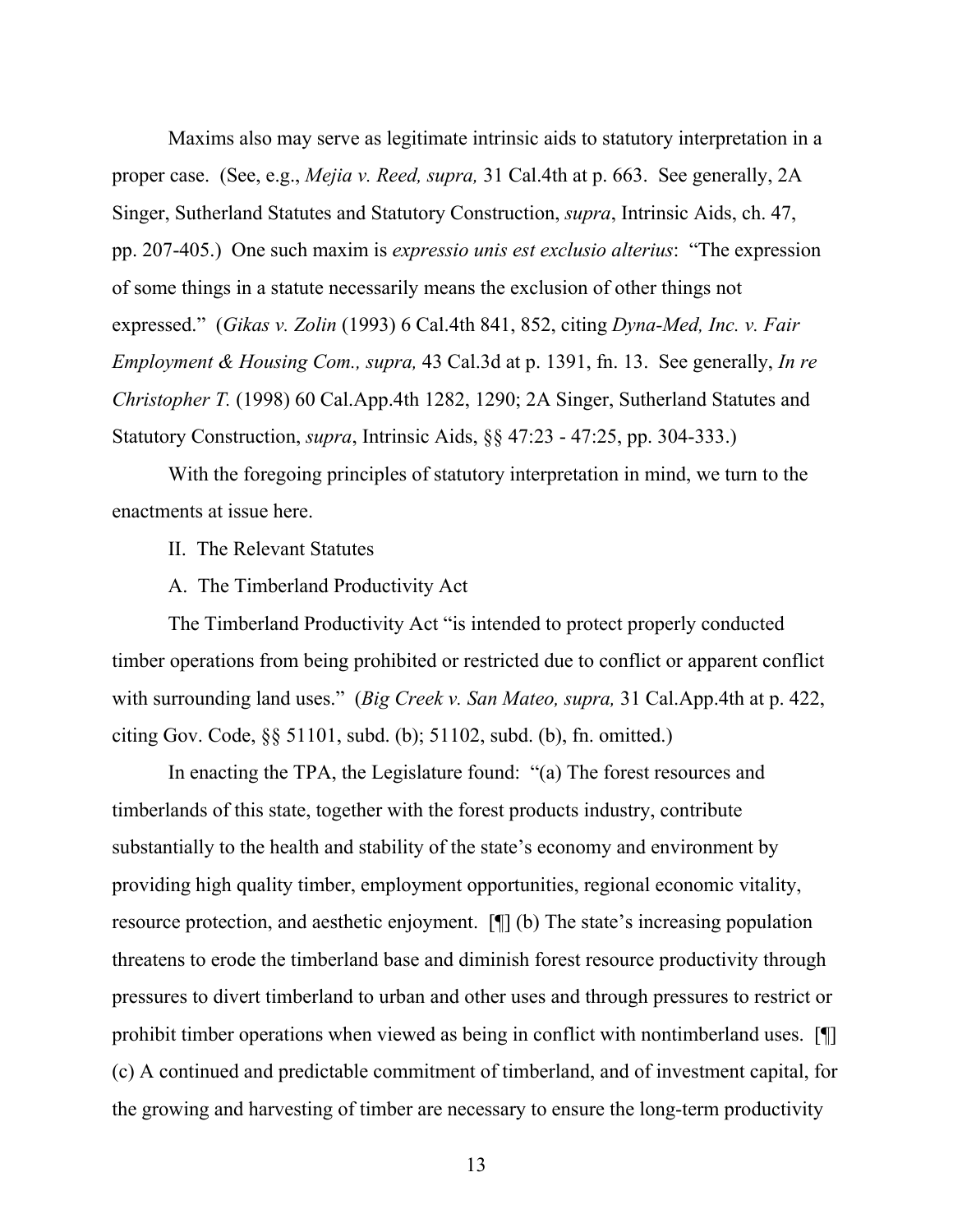Maxims also may serve as legitimate intrinsic aids to statutory interpretation in a proper case. (See, e.g., *Mejia v. Reed, supra,* 31 Cal.4th at p. 663. See generally, 2A Singer, Sutherland Statutes and Statutory Construction, *supra*, Intrinsic Aids, ch. 47, pp. 207-405.) One such maxim is *expressio unis est exclusio alterius*: "The expression of some things in a statute necessarily means the exclusion of other things not expressed." (*Gikas v. Zolin* (1993) 6 Cal.4th 841, 852, citing *Dyna-Med, Inc. v. Fair Employment & Housing Com., supra,* 43 Cal.3d at p. 1391, fn. 13. See generally, *In re Christopher T.* (1998) 60 Cal.App.4th 1282, 1290; 2A Singer, Sutherland Statutes and Statutory Construction, *supra*, Intrinsic Aids, §§ 47:23 - 47:25, pp. 304-333.)

With the foregoing principles of statutory interpretation in mind, we turn to the enactments at issue here.

## II. The Relevant Statutes

### A. The Timberland Productivity Act

The Timberland Productivity Act "is intended to protect properly conducted timber operations from being prohibited or restricted due to conflict or apparent conflict with surrounding land uses." (*Big Creek v. San Mateo, supra,* 31 Cal.App.4th at p. 422, citing Gov. Code, §§ 51101, subd. (b); 51102, subd. (b), fn. omitted.)

In enacting the TPA, the Legislature found: "(a) The forest resources and timberlands of this state, together with the forest products industry, contribute substantially to the health and stability of the state's economy and environment by providing high quality timber, employment opportunities, regional economic vitality, resource protection, and aesthetic enjoyment. [¶] (b) The state's increasing population threatens to erode the timberland base and diminish forest resource productivity through pressures to divert timberland to urban and other uses and through pressures to restrict or prohibit timber operations when viewed as being in conflict with nontimberland uses. [¶] (c) A continued and predictable commitment of timberland, and of investment capital, for the growing and harvesting of timber are necessary to ensure the long-term productivity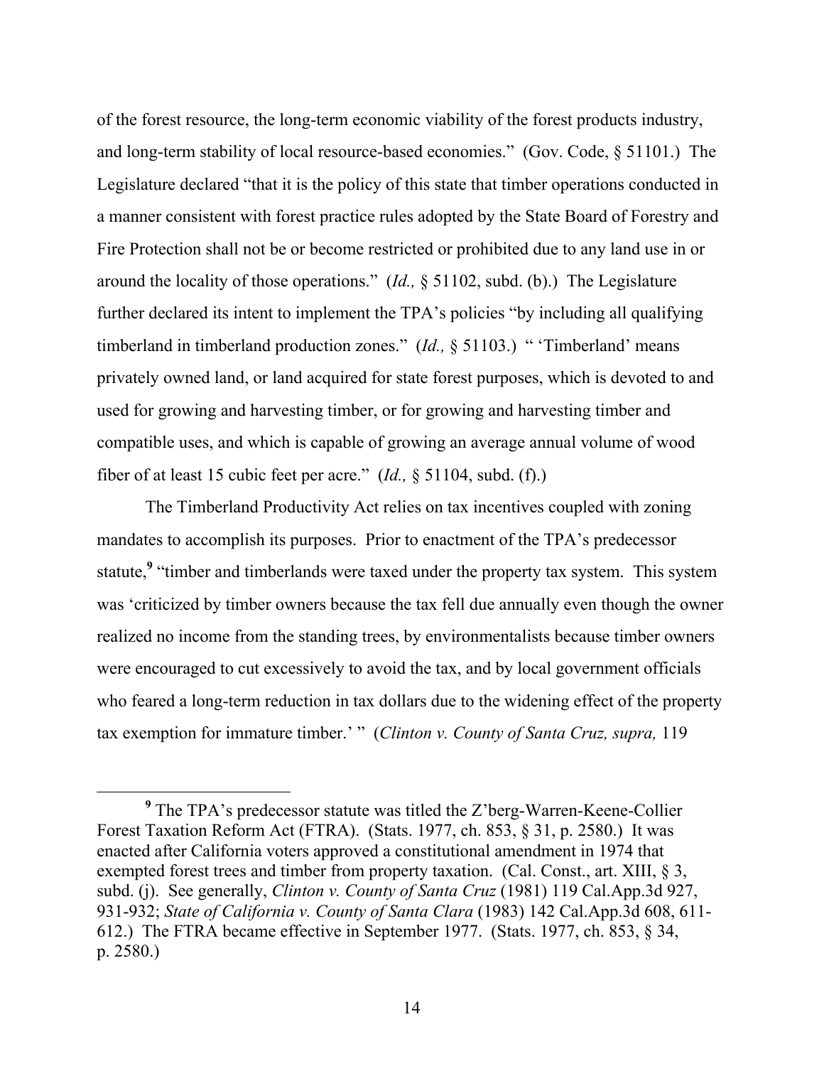of the forest resource, the long-term economic viability of the forest products industry, and long-term stability of local resource-based economies." (Gov. Code, § 51101.) The Legislature declared "that it is the policy of this state that timber operations conducted in a manner consistent with forest practice rules adopted by the State Board of Forestry and Fire Protection shall not be or become restricted or prohibited due to any land use in or around the locality of those operations." (*Id.,* § 51102, subd. (b).) The Legislature further declared its intent to implement the TPA's policies "by including all qualifying timberland in timberland production zones." (*Id.,* § 51103.) " 'Timberland' means privately owned land, or land acquired for state forest purposes, which is devoted to and used for growing and harvesting timber, or for growing and harvesting timber and compatible uses, and which is capable of growing an average annual volume of wood fiber of at least 15 cubic feet per acre." (*Id.,* § 51104, subd. (f).)

The Timberland Productivity Act relies on tax incentives coupled with zoning mandates to accomplish its purposes. Prior to enactment of the TPA's predecessor statute,[9] "timber and timberlands were taxed under the property tax system. This system was 'criticized by timber owners because the tax fell due annually even though the owner realized no income from the standing trees, by environmentalists because timber owners were encouraged to cut excessively to avoid the tax, and by local government officials who feared a long-term reduction in tax dollars due to the widening effect of the property tax exemption for immature timber.' " (*Clinton v. County of Santa Cruz, supra,* 119

---

[9] The TPA's predecessor statute was titled the Z'berg-Warren-Keene-Collier Forest Taxation Reform Act (FTRA). (Stats. 1977, ch. 853, § 31, p. 2580.) It was enacted after California voters approved a constitutional amendment in 1974 that exempted forest trees and timber from property taxation. (Cal. Const., art. XIII, § 3, subd. (j). See generally, *Clinton v. County of Santa Cruz* (1981) 119 Cal.App.3d 927, 931-932; *State of California v. County of Santa Clara* (1983) 142 Cal.App.3d 608, 611-612.) The FTRA became effective in September 1977. (Stats. 1977, ch. 853, § 34, p. 2580.)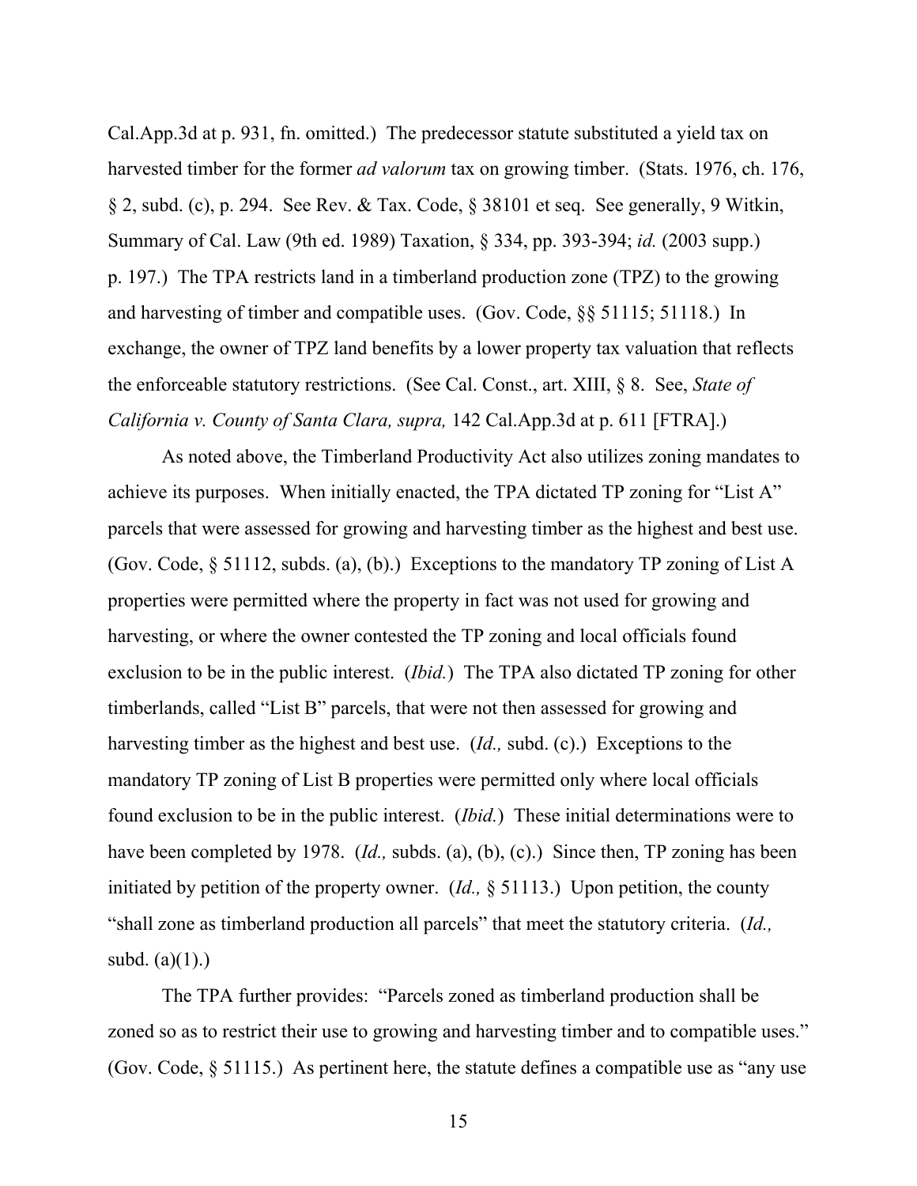Cal.App.3d at p. 931, fn. omitted.) The predecessor statute substituted a yield tax on harvested timber for the former *ad valorum* tax on growing timber. (Stats. 1976, ch. 176, § 2, subd. (c), p. 294. See Rev. & Tax. Code, § 38101 et seq. See generally, 9 Witkin, Summary of Cal. Law (9th ed. 1989) Taxation, § 334, pp. 393-394; *id.* (2003 supp.) p. 197.) The TPA restricts land in a timberland production zone (TPZ) to the growing and harvesting of timber and compatible uses. (Gov. Code, §§ 51115; 51118.) In exchange, the owner of TPZ land benefits by a lower property tax valuation that reflects the enforceable statutory restrictions. (See Cal. Const., art. XIII, § 8. See, *State of California v. County of Santa Clara, supra,* 142 Cal.App.3d at p. 611 [FTRA].)

As noted above, the Timberland Productivity Act also utilizes zoning mandates to achieve its purposes. When initially enacted, the TPA dictated TP zoning for "List A" parcels that were assessed for growing and harvesting timber as the highest and best use. (Gov. Code, § 51112, subds. (a), (b).) Exceptions to the mandatory TP zoning of List A properties were permitted where the property in fact was not used for growing and harvesting, or where the owner contested the TP zoning and local officials found exclusion to be in the public interest. (*Ibid.*) The TPA also dictated TP zoning for other timberlands, called "List B" parcels, that were not then assessed for growing and harvesting timber as the highest and best use. (*Id.,* subd. (c).) Exceptions to the mandatory TP zoning of List B properties were permitted only where local officials found exclusion to be in the public interest. (*Ibid.*) These initial determinations were to have been completed by 1978. (*Id.,* subds. (a), (b), (c).) Since then, TP zoning has been initiated by petition of the property owner. (*Id.,* § 51113.) Upon petition, the county "shall zone as timberland production all parcels" that meet the statutory criteria. (*Id.,* subd. (a)(1).)

The TPA further provides: "Parcels zoned as timberland production shall be zoned so as to restrict their use to growing and harvesting timber and to compatible uses." (Gov. Code, § 51115.) As pertinent here, the statute defines a compatible use as "any use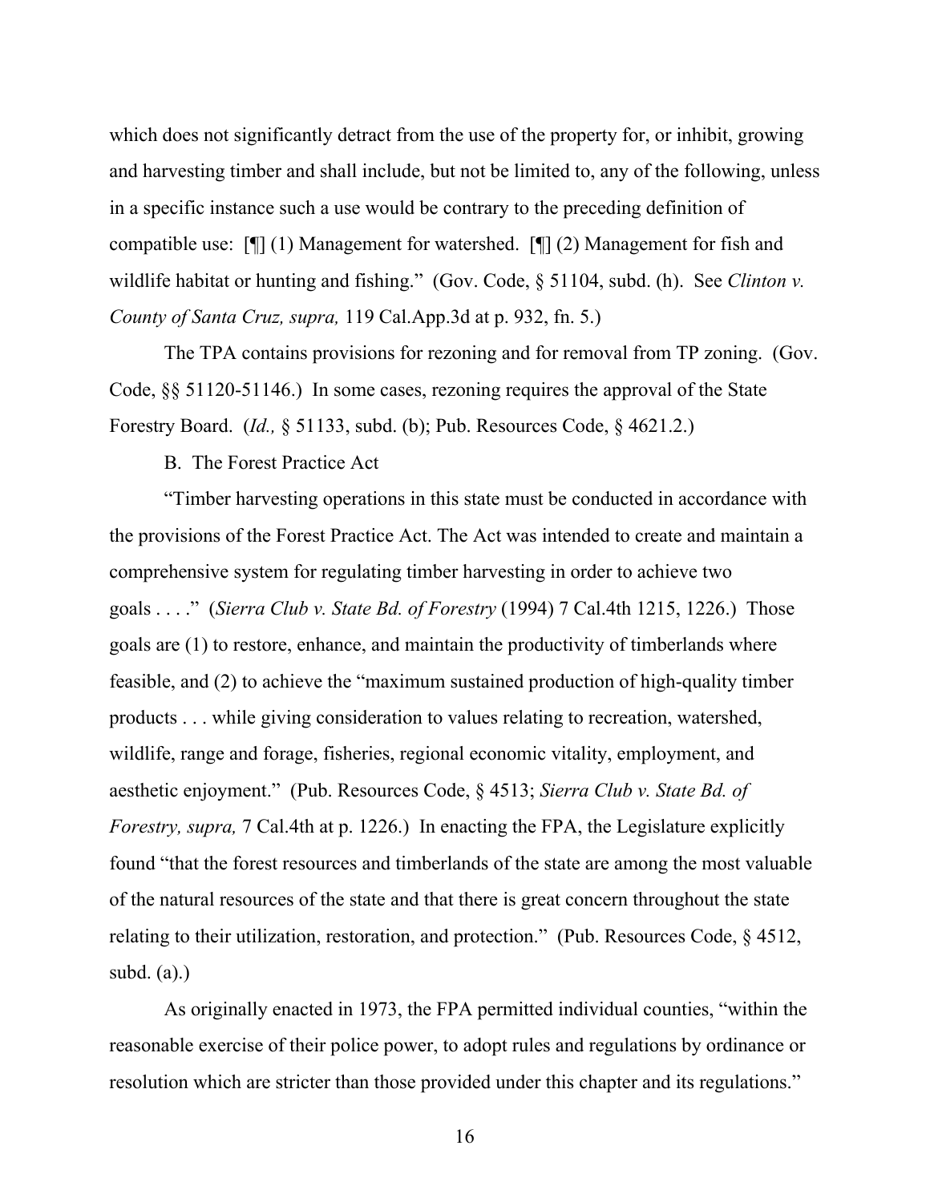which does not significantly detract from the use of the property for, or inhibit, growing and harvesting timber and shall include, but not be limited to, any of the following, unless in a specific instance such a use would be contrary to the preceding definition of compatible use: [¶] (1) Management for watershed. [¶] (2) Management for fish and wildlife habitat or hunting and fishing." (Gov. Code, § 51104, subd. (h). See *Clinton v. County of Santa Cruz, supra,* 119 Cal.App.3d at p. 932, fn. 5.)

The TPA contains provisions for rezoning and for removal from TP zoning. (Gov. Code, §§ 51120-51146.) In some cases, rezoning requires the approval of the State Forestry Board. (*Id.,* § 51133, subd. (b); Pub. Resources Code, § 4621.2.)

B. The Forest Practice Act

"Timber harvesting operations in this state must be conducted in accordance with the provisions of the Forest Practice Act. The Act was intended to create and maintain a comprehensive system for regulating timber harvesting in order to achieve two goals . . . ." (*Sierra Club v. State Bd. of Forestry* (1994) 7 Cal.4th 1215, 1226.) Those goals are (1) to restore, enhance, and maintain the productivity of timberlands where feasible, and (2) to achieve the "maximum sustained production of high-quality timber products . . . while giving consideration to values relating to recreation, watershed, wildlife, range and forage, fisheries, regional economic vitality, employment, and aesthetic enjoyment." (Pub. Resources Code, § 4513; *Sierra Club v. State Bd. of Forestry, supra,* 7 Cal.4th at p. 1226.) In enacting the FPA, the Legislature explicitly found "that the forest resources and timberlands of the state are among the most valuable of the natural resources of the state and that there is great concern throughout the state relating to their utilization, restoration, and protection." (Pub. Resources Code, § 4512, subd. (a).)

As originally enacted in 1973, the FPA permitted individual counties, "within the reasonable exercise of their police power, to adopt rules and regulations by ordinance or resolution which are stricter than those provided under this chapter and its regulations."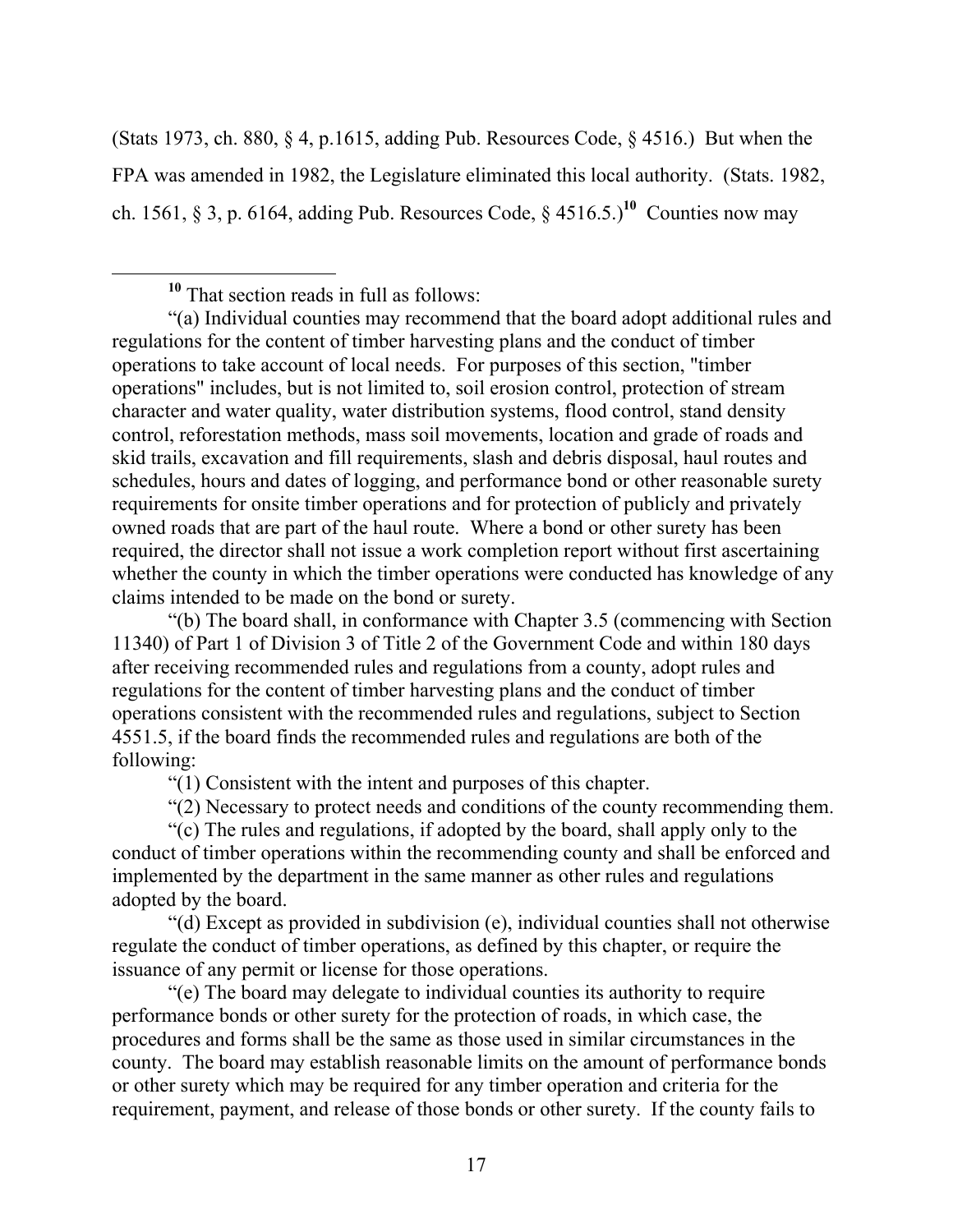(Stats 1973, ch. 880, § 4, p.1615, adding Pub. Resources Code, § 4516.) But when the FPA was amended in 1982, the Legislature eliminated this local authority. (Stats. 1982, ch. 1561, § 3, p. 6164, adding Pub. Resources Code, § 4516.5.)[10] Counties now may

---

[10] That section reads in full as follows:

"(a) Individual counties may recommend that the board adopt additional rules and regulations for the content of timber harvesting plans and the conduct of timber operations to take account of local needs. For purposes of this section, "timber operations" includes, but is not limited to, soil erosion control, protection of stream character and water quality, water distribution systems, flood control, stand density control, reforestation methods, mass soil movements, location and grade of roads and skid trails, excavation and fill requirements, slash and debris disposal, haul routes and schedules, hours and dates of logging, and performance bond or other reasonable surety requirements for onsite timber operations and for protection of publicly and privately owned roads that are part of the haul route. Where a bond or other surety has been required, the director shall not issue a work completion report without first ascertaining whether the county in which the timber operations were conducted has knowledge of any claims intended to be made on the bond or surety.

"(b) The board shall, in conformance with Chapter 3.5 (commencing with Section 11340) of Part 1 of Division 3 of Title 2 of the Government Code and within 180 days after receiving recommended rules and regulations from a county, adopt rules and regulations for the content of timber harvesting plans and the conduct of timber operations consistent with the recommended rules and regulations, subject to Section 4551.5, if the board finds the recommended rules and regulations are both of the following:

"(1) Consistent with the intent and purposes of this chapter.

"(2) Necessary to protect needs and conditions of the county recommending them.

"(c) The rules and regulations, if adopted by the board, shall apply only to the conduct of timber operations within the recommending county and shall be enforced and implemented by the department in the same manner as other rules and regulations adopted by the board.

"(d) Except as provided in subdivision (e), individual counties shall not otherwise regulate the conduct of timber operations, as defined by this chapter, or require the issuance of any permit or license for those operations.

"(e) The board may delegate to individual counties its authority to require performance bonds or other surety for the protection of roads, in which case, the procedures and forms shall be the same as those used in similar circumstances in the county. The board may establish reasonable limits on the amount of performance bonds or other surety which may be required for any timber operation and criteria for the requirement, payment, and release of those bonds or other surety. If the county fails to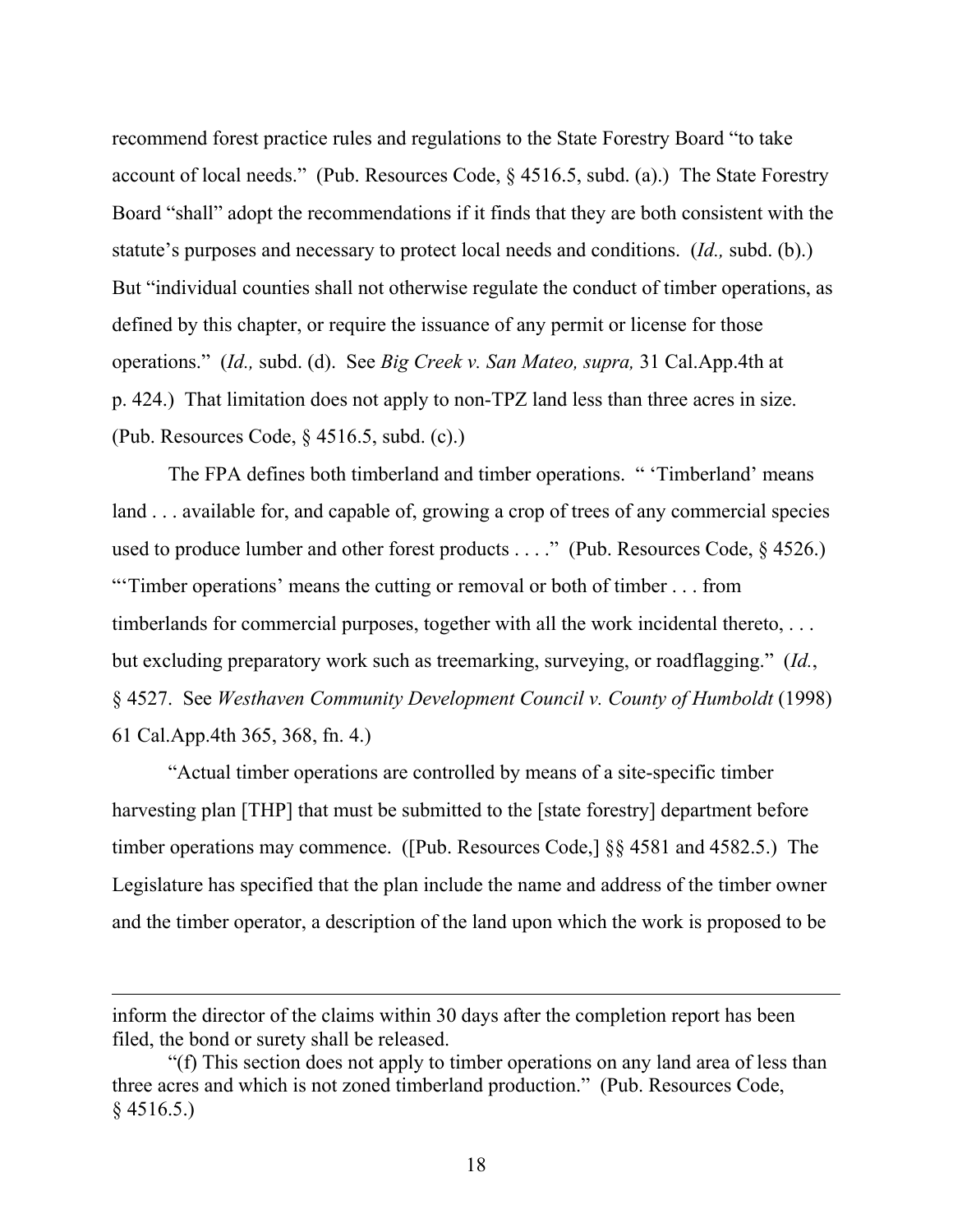recommend forest practice rules and regulations to the State Forestry Board "to take account of local needs." (Pub. Resources Code, § 4516.5, subd. (a).) The State Forestry Board "shall" adopt the recommendations if it finds that they are both consistent with the statute's purposes and necessary to protect local needs and conditions. (*Id.,* subd. (b).) But "individual counties shall not otherwise regulate the conduct of timber operations, as defined by this chapter, or require the issuance of any permit or license for those operations." (*Id.,* subd. (d). See *Big Creek v. San Mateo, supra,* 31 Cal.App.4th at p. 424.) That limitation does not apply to non-TPZ land less than three acres in size. (Pub. Resources Code, § 4516.5, subd. (c).)

The FPA defines both timberland and timber operations. " 'Timberland' means land . . . available for, and capable of, growing a crop of trees of any commercial species used to produce lumber and other forest products . . . ." (Pub. Resources Code, § 4526.) "'Timber operations' means the cutting or removal or both of timber . . . from timberlands for commercial purposes, together with all the work incidental thereto, . . . but excluding preparatory work such as treemarking, surveying, or roadflagging." (*Id.*, § 4527. See *Westhaven Community Development Council v. County of Humboldt* (1998) 61 Cal.App.4th 365, 368, fn. 4.)

"Actual timber operations are controlled by means of a site-specific timber harvesting plan [THP] that must be submitted to the [state forestry] department before timber operations may commence. ([Pub. Resources Code,] §§ 4581 and 4582.5.) The Legislature has specified that the plan include the name and address of the timber owner and the timber operator, a description of the land upon which the work is proposed to be

---

inform the director of the claims within 30 days after the completion report has been filed, the bond or surety shall be released.

"(f) This section does not apply to timber operations on any land area of less than three acres and which is not zoned timberland production." (Pub. Resources Code, § 4516.5.)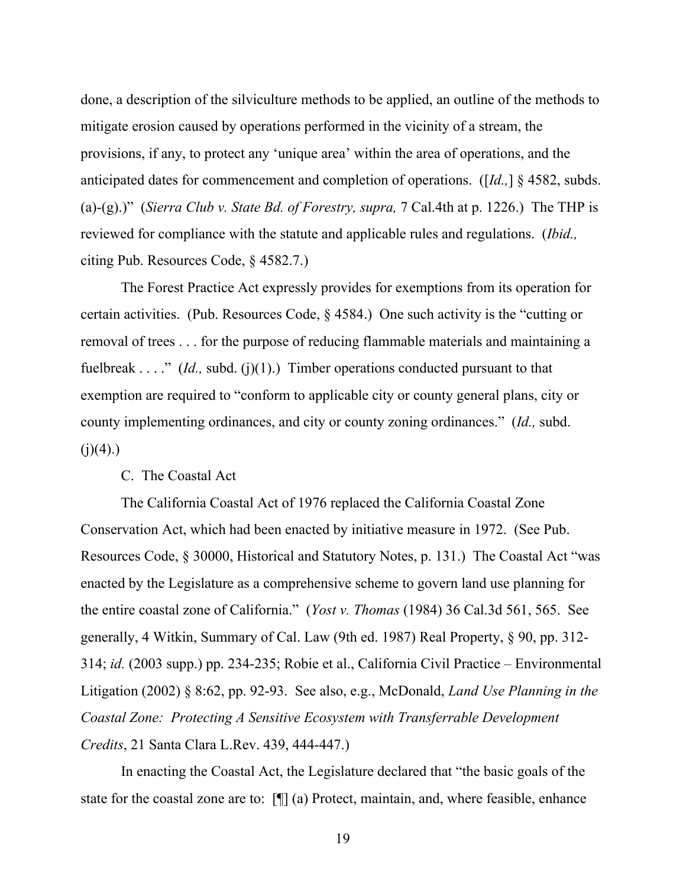done, a description of the silviculture methods to be applied, an outline of the methods to mitigate erosion caused by operations performed in the vicinity of a stream, the provisions, if any, to protect any 'unique area' within the area of operations, and the anticipated dates for commencement and completion of operations. ([*Id.,*] § 4582, subds. (a)-(g).)" (*Sierra Club v. State Bd. of Forestry, supra,* 7 Cal.4th at p. 1226.) The THP is reviewed for compliance with the statute and applicable rules and regulations. (*Ibid.,* citing Pub. Resources Code, § 4582.7.)

The Forest Practice Act expressly provides for exemptions from its operation for certain activities. (Pub. Resources Code, § 4584.) One such activity is the "cutting or removal of trees . . . for the purpose of reducing flammable materials and maintaining a fuelbreak . . . ." (*Id.,* subd. (j)(1).) Timber operations conducted pursuant to that exemption are required to "conform to applicable city or county general plans, city or county implementing ordinances, and city or county zoning ordinances." (*Id.,* subd. (j)(4).)

C. The Coastal Act

The California Coastal Act of 1976 replaced the California Coastal Zone Conservation Act, which had been enacted by initiative measure in 1972. (See Pub. Resources Code, § 30000, Historical and Statutory Notes, p. 131.) The Coastal Act "was enacted by the Legislature as a comprehensive scheme to govern land use planning for the entire coastal zone of California." (*Yost v. Thomas* (1984) 36 Cal.3d 561, 565. See generally, 4 Witkin, Summary of Cal. Law (9th ed. 1987) Real Property, § 90, pp. 312-314; *id.* (2003 supp.) pp. 234-235; Robie et al., California Civil Practice – Environmental Litigation (2002) § 8:62, pp. 92-93. See also, e.g., McDonald, *Land Use Planning in the Coastal Zone: Protecting A Sensitive Ecosystem with Transferrable Development Credits*, 21 Santa Clara L.Rev. 439, 444-447.)

In enacting the Coastal Act, the Legislature declared that "the basic goals of the state for the coastal zone are to: [¶] (a) Protect, maintain, and, where feasible, enhance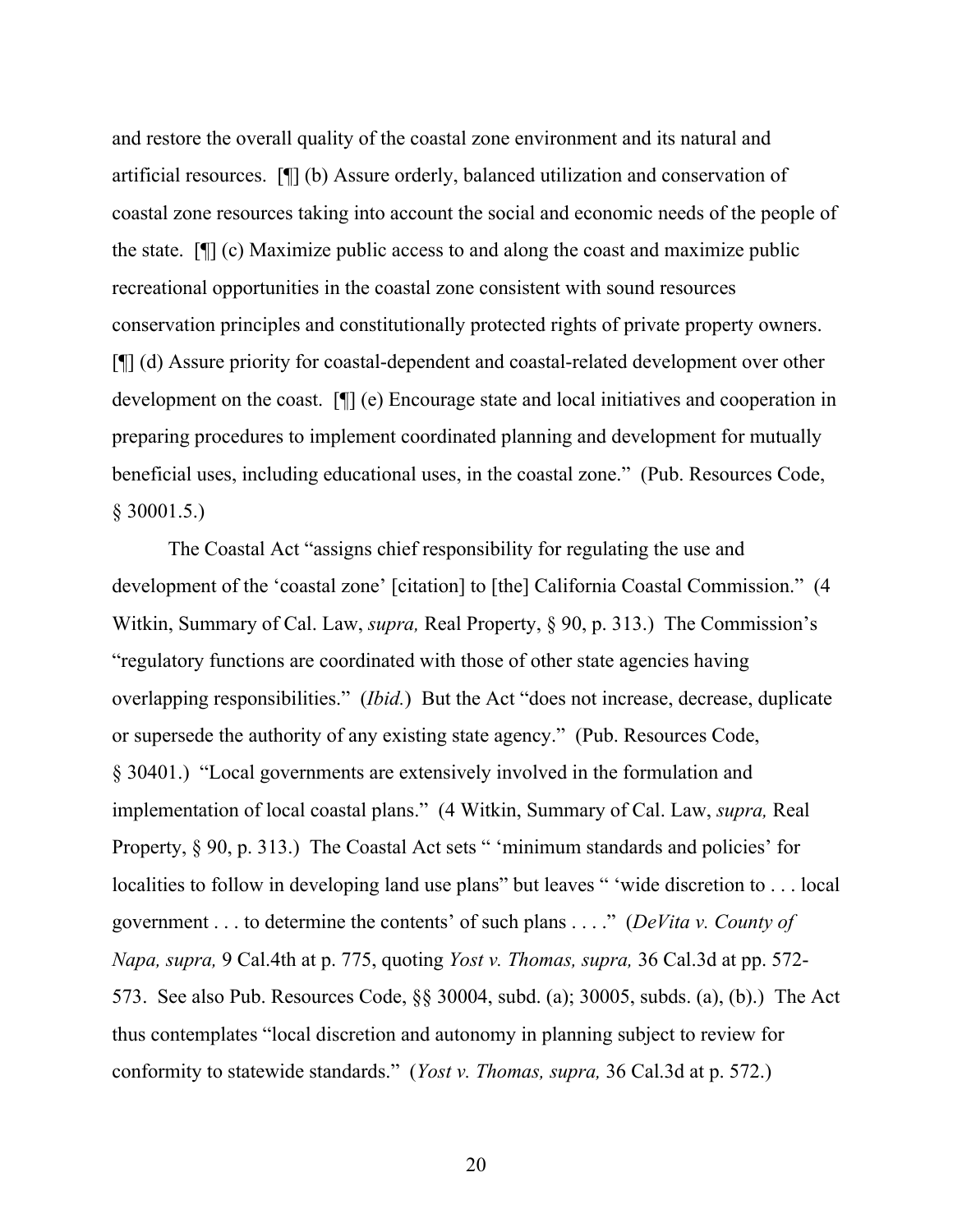and restore the overall quality of the coastal zone environment and its natural and artificial resources. [¶] (b) Assure orderly, balanced utilization and conservation of coastal zone resources taking into account the social and economic needs of the people of the state. [¶] (c) Maximize public access to and along the coast and maximize public recreational opportunities in the coastal zone consistent with sound resources conservation principles and constitutionally protected rights of private property owners. [¶] (d) Assure priority for coastal-dependent and coastal-related development over other development on the coast. [¶] (e) Encourage state and local initiatives and cooperation in preparing procedures to implement coordinated planning and development for mutually beneficial uses, including educational uses, in the coastal zone." (Pub. Resources Code, § 30001.5.)

The Coastal Act "assigns chief responsibility for regulating the use and development of the 'coastal zone' [citation] to [the] California Coastal Commission." (4 Witkin, Summary of Cal. Law, *supra,* Real Property, § 90, p. 313.) The Commission's "regulatory functions are coordinated with those of other state agencies having overlapping responsibilities." (*Ibid.*) But the Act "does not increase, decrease, duplicate or supersede the authority of any existing state agency." (Pub. Resources Code, § 30401.) "Local governments are extensively involved in the formulation and implementation of local coastal plans." (4 Witkin, Summary of Cal. Law, *supra,* Real Property, § 90, p. 313.) The Coastal Act sets " 'minimum standards and policies' for localities to follow in developing land use plans" but leaves " 'wide discretion to . . . local government . . . to determine the contents' of such plans . . . ." (*DeVita v. County of Napa, supra,* 9 Cal.4th at p. 775, quoting *Yost v. Thomas, supra,* 36 Cal.3d at pp. 572-573. See also Pub. Resources Code, §§ 30004, subd. (a); 30005, subds. (a), (b).) The Act thus contemplates "local discretion and autonomy in planning subject to review for conformity to statewide standards." (*Yost v. Thomas, supra,* 36 Cal.3d at p. 572.)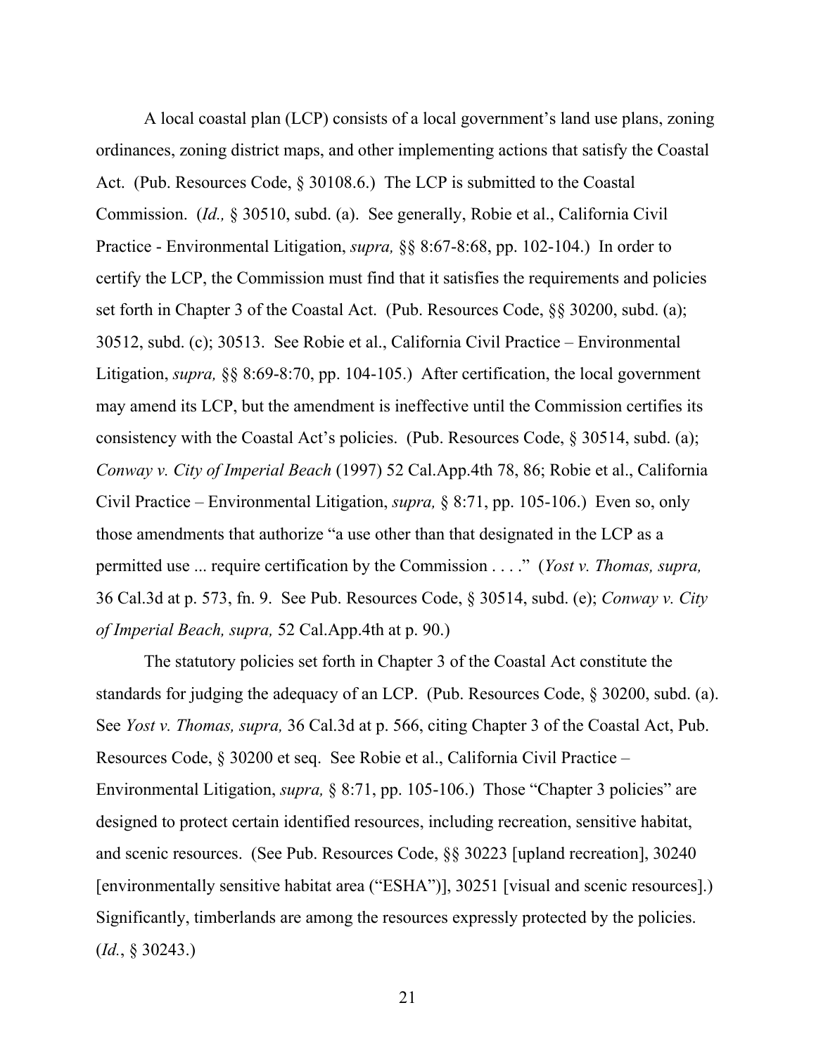A local coastal plan (LCP) consists of a local government's land use plans, zoning ordinances, zoning district maps, and other implementing actions that satisfy the Coastal Act. (Pub. Resources Code, § 30108.6.) The LCP is submitted to the Coastal Commission. (*Id.,* § 30510, subd. (a). See generally, Robie et al., California Civil Practice - Environmental Litigation, *supra,* §§ 8:67-8:68, pp. 102-104.) In order to certify the LCP, the Commission must find that it satisfies the requirements and policies set forth in Chapter 3 of the Coastal Act. (Pub. Resources Code, §§ 30200, subd. (a); 30512, subd. (c); 30513. See Robie et al., California Civil Practice – Environmental Litigation, *supra,* §§ 8:69-8:70, pp. 104-105.) After certification, the local government may amend its LCP, but the amendment is ineffective until the Commission certifies its consistency with the Coastal Act's policies. (Pub. Resources Code, § 30514, subd. (a); *Conway v. City of Imperial Beach* (1997) 52 Cal.App.4th 78, 86; Robie et al., California Civil Practice – Environmental Litigation, *supra,* § 8:71, pp. 105-106.) Even so, only those amendments that authorize "a use other than that designated in the LCP as a permitted use ... require certification by the Commission . . . ." (*Yost v. Thomas, supra,* 36 Cal.3d at p. 573, fn. 9. See Pub. Resources Code, § 30514, subd. (e); *Conway v. City of Imperial Beach, supra,* 52 Cal.App.4th at p. 90.)

The statutory policies set forth in Chapter 3 of the Coastal Act constitute the standards for judging the adequacy of an LCP. (Pub. Resources Code, § 30200, subd. (a). See *Yost v. Thomas, supra,* 36 Cal.3d at p. 566, citing Chapter 3 of the Coastal Act, Pub. Resources Code, § 30200 et seq. See Robie et al., California Civil Practice – Environmental Litigation, *supra,* § 8:71, pp. 105-106.) Those "Chapter 3 policies" are designed to protect certain identified resources, including recreation, sensitive habitat, and scenic resources. (See Pub. Resources Code, §§ 30223 [upland recreation], 30240 [environmentally sensitive habitat area ("ESHA")], 30251 [visual and scenic resources].) Significantly, timberlands are among the resources expressly protected by the policies. (*Id.*, § 30243.)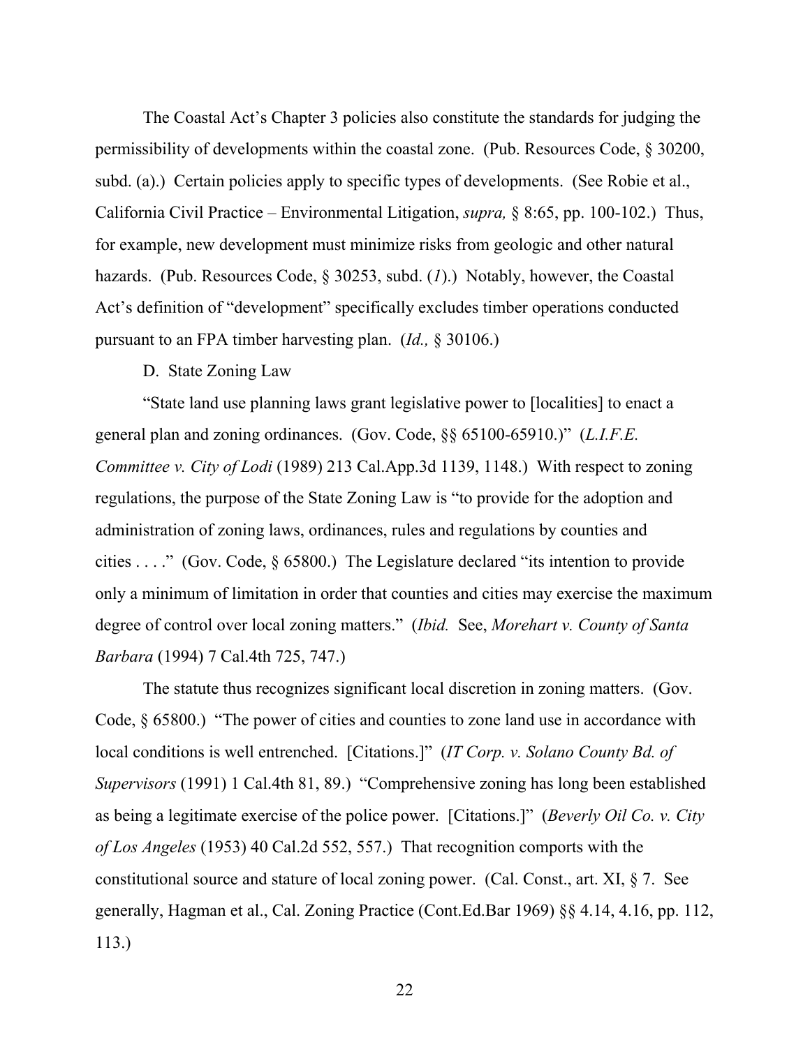The Coastal Act's Chapter 3 policies also constitute the standards for judging the permissibility of developments within the coastal zone. (Pub. Resources Code, § 30200, subd. (a).) Certain policies apply to specific types of developments. (See Robie et al., California Civil Practice – Environmental Litigation, *supra,* § 8:65, pp. 100-102.) Thus, for example, new development must minimize risks from geologic and other natural hazards. (Pub. Resources Code, § 30253, subd. (*1*).) Notably, however, the Coastal Act's definition of "development" specifically excludes timber operations conducted pursuant to an FPA timber harvesting plan. (*Id.,* § 30106.)

D. State Zoning Law

"State land use planning laws grant legislative power to [localities] to enact a general plan and zoning ordinances. (Gov. Code, §§ 65100-65910.)" (*L.I.F.E. Committee v. City of Lodi* (1989) 213 Cal.App.3d 1139, 1148.) With respect to zoning regulations, the purpose of the State Zoning Law is "to provide for the adoption and administration of zoning laws, ordinances, rules and regulations by counties and cities . . . ." (Gov. Code, § 65800.) The Legislature declared "its intention to provide only a minimum of limitation in order that counties and cities may exercise the maximum degree of control over local zoning matters." (*Ibid.* See, *Morehart v. County of Santa Barbara* (1994) 7 Cal.4th 725, 747.)

The statute thus recognizes significant local discretion in zoning matters. (Gov. Code, § 65800.) "The power of cities and counties to zone land use in accordance with local conditions is well entrenched. [Citations.]" (*IT Corp. v. Solano County Bd. of Supervisors* (1991) 1 Cal.4th 81, 89.) "Comprehensive zoning has long been established as being a legitimate exercise of the police power. [Citations.]" (*Beverly Oil Co. v. City of Los Angeles* (1953) 40 Cal.2d 552, 557.) That recognition comports with the constitutional source and stature of local zoning power. (Cal. Const., art. XI, § 7. See generally, Hagman et al., Cal. Zoning Practice (Cont.Ed.Bar 1969) §§ 4.14, 4.16, pp. 112, 113.)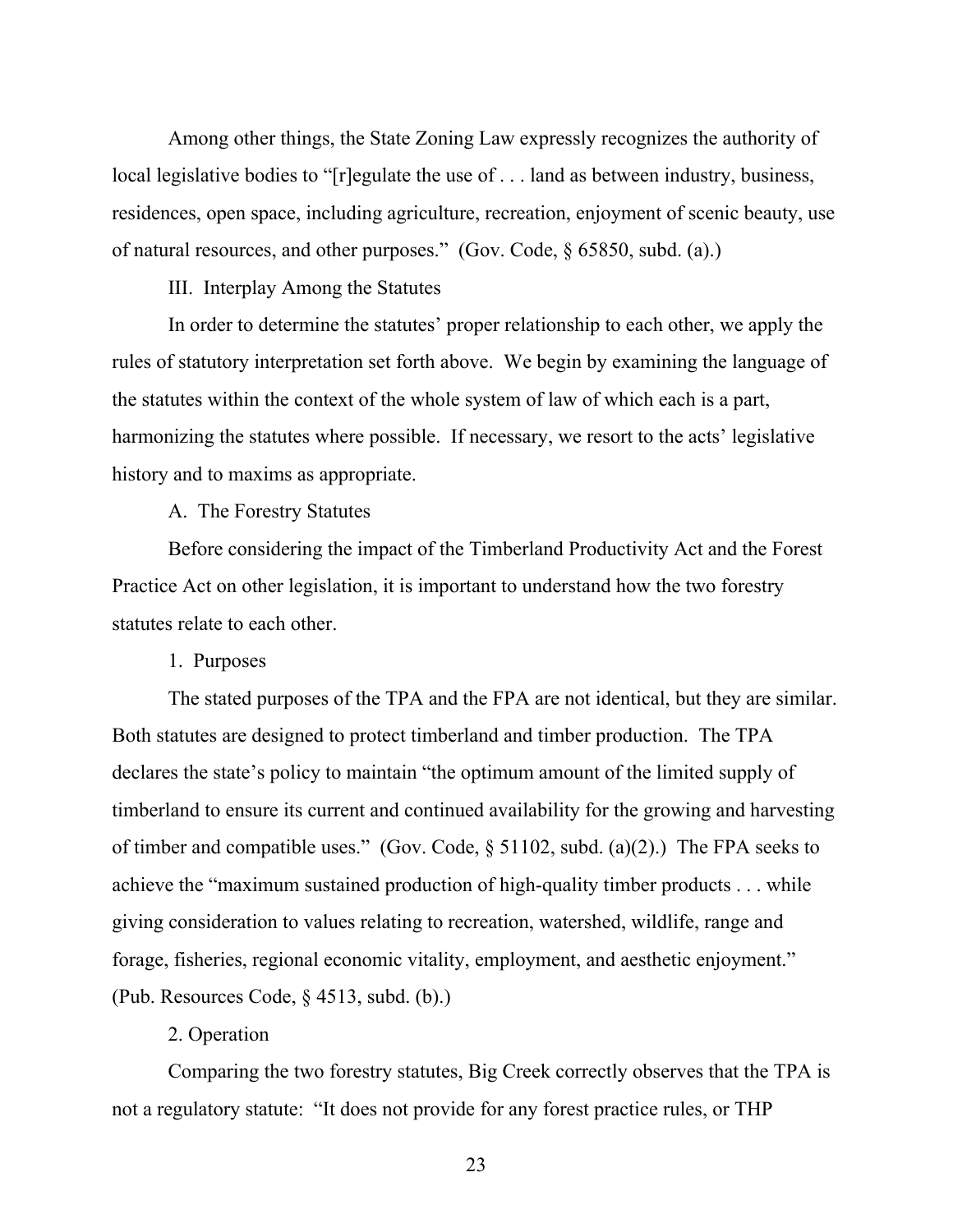Among other things, the State Zoning Law expressly recognizes the authority of local legislative bodies to "[r]egulate the use of . . . land as between industry, business, residences, open space, including agriculture, recreation, enjoyment of scenic beauty, use of natural resources, and other purposes." (Gov. Code, § 65850, subd. (a).)

## III. Interplay Among the Statutes

In order to determine the statutes' proper relationship to each other, we apply the rules of statutory interpretation set forth above. We begin by examining the language of the statutes within the context of the whole system of law of which each is a part, harmonizing the statutes where possible. If necessary, we resort to the acts' legislative history and to maxims as appropriate.

### A. The Forestry Statutes

Before considering the impact of the Timberland Productivity Act and the Forest Practice Act on other legislation, it is important to understand how the two forestry statutes relate to each other.

#### 1. Purposes

The stated purposes of the TPA and the FPA are not identical, but they are similar. Both statutes are designed to protect timberland and timber production. The TPA declares the state's policy to maintain "the optimum amount of the limited supply of timberland to ensure its current and continued availability for the growing and harvesting of timber and compatible uses." (Gov. Code, § 51102, subd. (a)(2).) The FPA seeks to achieve the "maximum sustained production of high-quality timber products . . . while giving consideration to values relating to recreation, watershed, wildlife, range and forage, fisheries, regional economic vitality, employment, and aesthetic enjoyment." (Pub. Resources Code, § 4513, subd. (b).)

#### 2. Operation

Comparing the two forestry statutes, Big Creek correctly observes that the TPA is not a regulatory statute: "It does not provide for any forest practice rules, or THP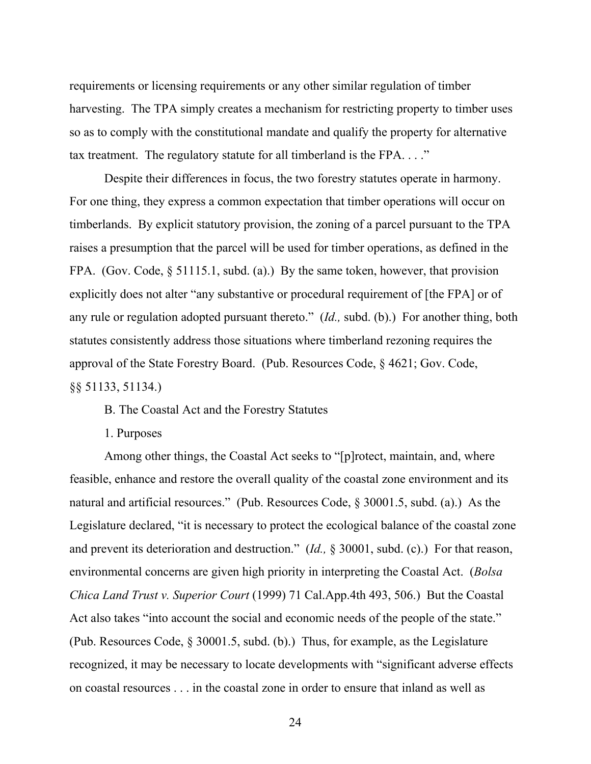requirements or licensing requirements or any other similar regulation of timber harvesting. The TPA simply creates a mechanism for restricting property to timber uses so as to comply with the constitutional mandate and qualify the property for alternative tax treatment. The regulatory statute for all timberland is the FPA. . . ."

Despite their differences in focus, the two forestry statutes operate in harmony. For one thing, they express a common expectation that timber operations will occur on timberlands. By explicit statutory provision, the zoning of a parcel pursuant to the TPA raises a presumption that the parcel will be used for timber operations, as defined in the FPA. (Gov. Code, § 51115.1, subd. (a).) By the same token, however, that provision explicitly does not alter "any substantive or procedural requirement of [the FPA] or of any rule or regulation adopted pursuant thereto." (*Id.,* subd. (b).) For another thing, both statutes consistently address those situations where timberland rezoning requires the approval of the State Forestry Board. (Pub. Resources Code, § 4621; Gov. Code, §§ 51133, 51134.)

B. The Coastal Act and the Forestry Statutes

1. Purposes

Among other things, the Coastal Act seeks to "[p]rotect, maintain, and, where feasible, enhance and restore the overall quality of the coastal zone environment and its natural and artificial resources." (Pub. Resources Code, § 30001.5, subd. (a).) As the Legislature declared, "it is necessary to protect the ecological balance of the coastal zone and prevent its deterioration and destruction." (*Id.,* § 30001, subd. (c).) For that reason, environmental concerns are given high priority in interpreting the Coastal Act. (*Bolsa Chica Land Trust v. Superior Court* (1999) 71 Cal.App.4th 493, 506.) But the Coastal Act also takes "into account the social and economic needs of the people of the state." (Pub. Resources Code, § 30001.5, subd. (b).) Thus, for example, as the Legislature recognized, it may be necessary to locate developments with "significant adverse effects on coastal resources . . . in the coastal zone in order to ensure that inland as well as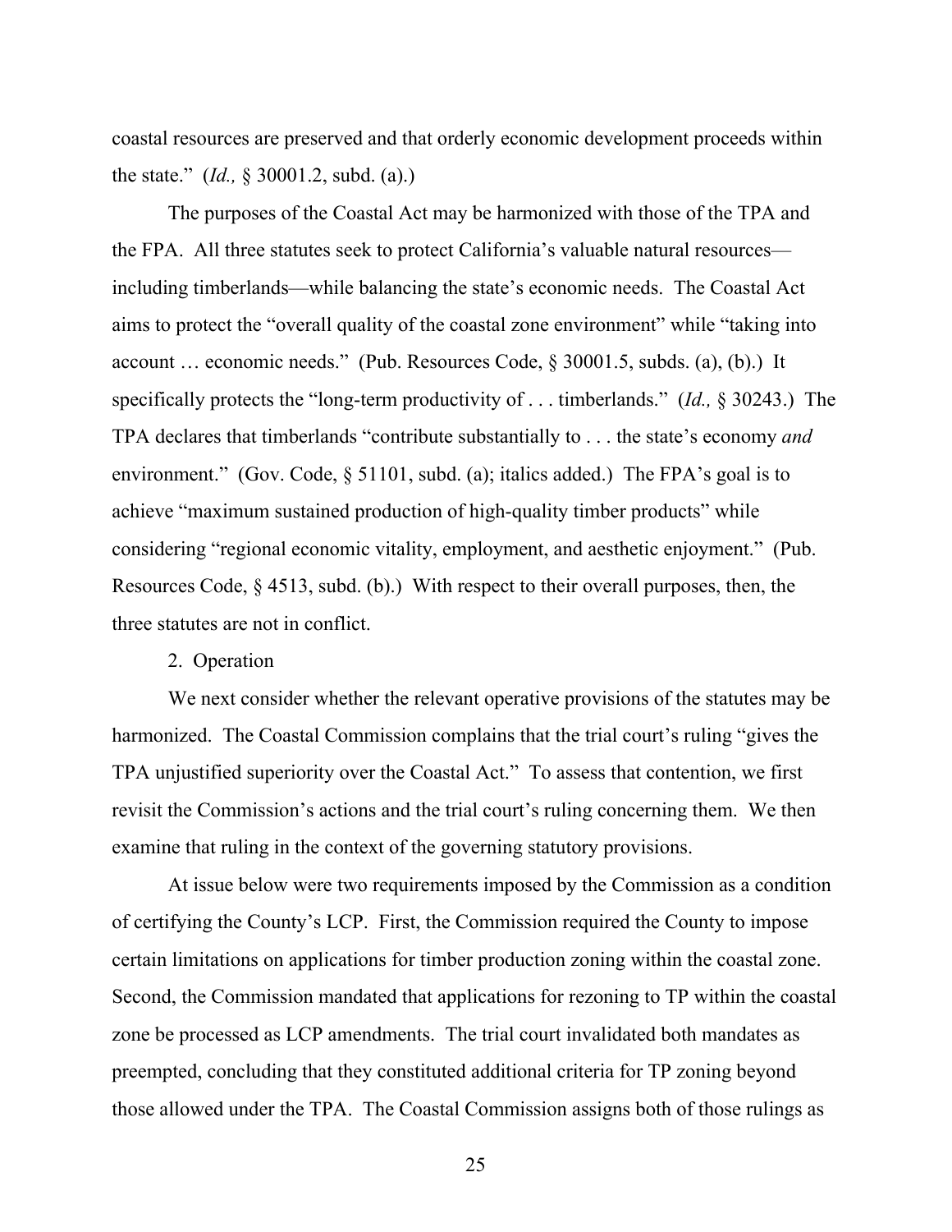coastal resources are preserved and that orderly economic development proceeds within the state." (*Id.,* § 30001.2, subd. (a).)

The purposes of the Coastal Act may be harmonized with those of the TPA and the FPA. All three statutes seek to protect California's valuable natural resources—including timberlands—while balancing the state's economic needs. The Coastal Act aims to protect the "overall quality of the coastal zone environment" while "taking into account … economic needs." (Pub. Resources Code, § 30001.5, subds. (a), (b).) It specifically protects the "long-term productivity of . . . timberlands." (*Id.,* § 30243.) The TPA declares that timberlands "contribute substantially to . . . the state's economy *and* environment." (Gov. Code, § 51101, subd. (a); italics added.) The FPA's goal is to achieve "maximum sustained production of high-quality timber products" while considering "regional economic vitality, employment, and aesthetic enjoyment." (Pub. Resources Code, § 4513, subd. (b).) With respect to their overall purposes, then, the three statutes are not in conflict.

2. Operation

We next consider whether the relevant operative provisions of the statutes may be harmonized. The Coastal Commission complains that the trial court's ruling "gives the TPA unjustified superiority over the Coastal Act." To assess that contention, we first revisit the Commission's actions and the trial court's ruling concerning them. We then examine that ruling in the context of the governing statutory provisions.

At issue below were two requirements imposed by the Commission as a condition of certifying the County's LCP. First, the Commission required the County to impose certain limitations on applications for timber production zoning within the coastal zone. Second, the Commission mandated that applications for rezoning to TP within the coastal zone be processed as LCP amendments. The trial court invalidated both mandates as preempted, concluding that they constituted additional criteria for TP zoning beyond those allowed under the TPA. The Coastal Commission assigns both of those rulings as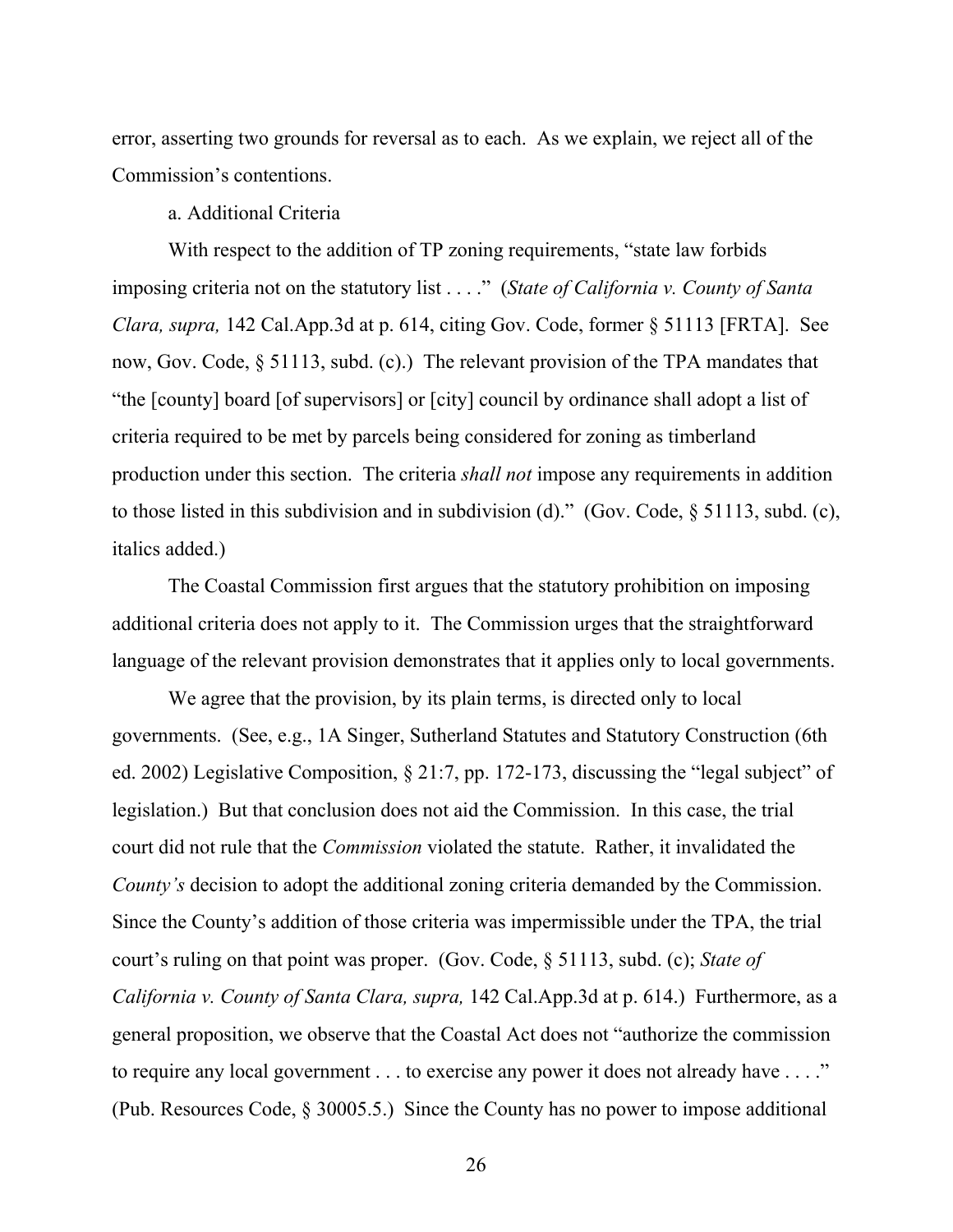error, asserting two grounds for reversal as to each. As we explain, we reject all of the Commission's contentions.

a. Additional Criteria

With respect to the addition of TP zoning requirements, "state law forbids imposing criteria not on the statutory list . . . ." (*State of California v. County of Santa Clara, supra,* 142 Cal.App.3d at p. 614, citing Gov. Code, former § 51113 [FRTA]. See now, Gov. Code, § 51113, subd. (c).) The relevant provision of the TPA mandates that "the [county] board [of supervisors] or [city] council by ordinance shall adopt a list of criteria required to be met by parcels being considered for zoning as timberland production under this section. The criteria *shall not* impose any requirements in addition to those listed in this subdivision and in subdivision (d)." (Gov. Code, § 51113, subd. (c), italics added.)

The Coastal Commission first argues that the statutory prohibition on imposing additional criteria does not apply to it. The Commission urges that the straightforward language of the relevant provision demonstrates that it applies only to local governments.

We agree that the provision, by its plain terms, is directed only to local governments. (See, e.g., 1A Singer, Sutherland Statutes and Statutory Construction (6th ed. 2002) Legislative Composition, § 21:7, pp. 172-173, discussing the "legal subject" of legislation.) But that conclusion does not aid the Commission. In this case, the trial court did not rule that the *Commission* violated the statute. Rather, it invalidated the *County's* decision to adopt the additional zoning criteria demanded by the Commission. Since the County's addition of those criteria was impermissible under the TPA, the trial court's ruling on that point was proper. (Gov. Code, § 51113, subd. (c); *State of California v. County of Santa Clara, supra,* 142 Cal.App.3d at p. 614.) Furthermore, as a general proposition, we observe that the Coastal Act does not "authorize the commission to require any local government . . . to exercise any power it does not already have . . . ." (Pub. Resources Code, § 30005.5.) Since the County has no power to impose additional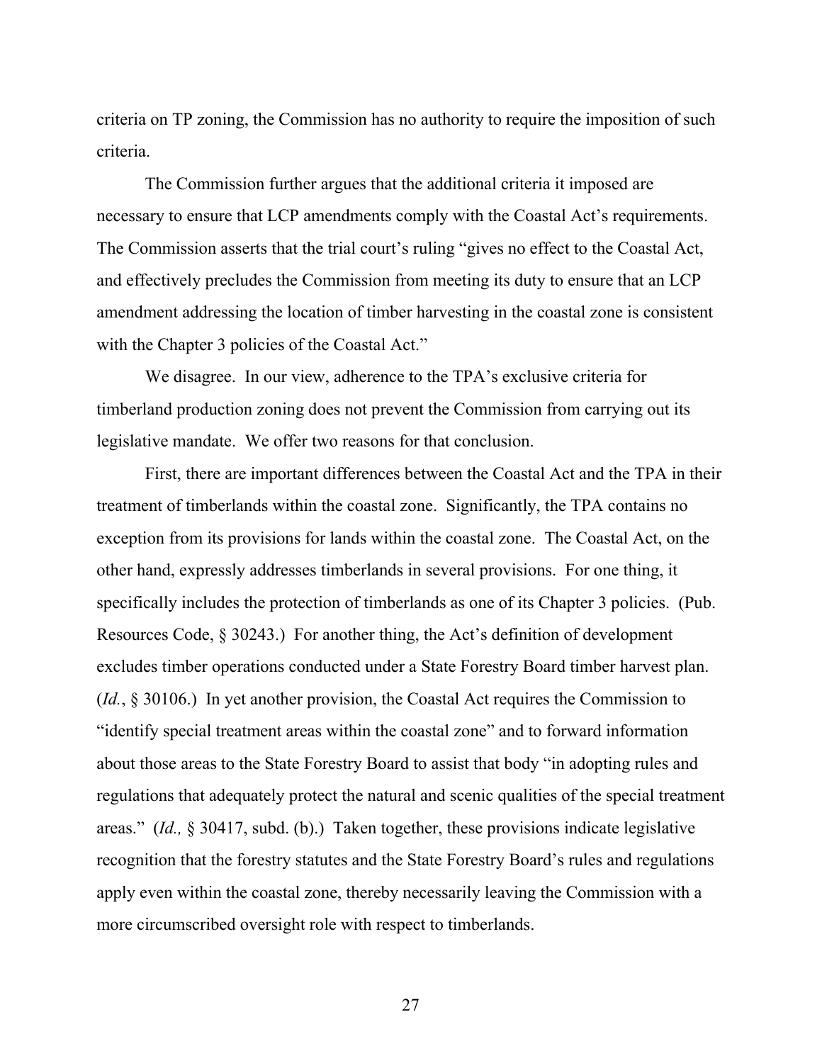criteria on TP zoning, the Commission has no authority to require the imposition of such criteria.

The Commission further argues that the additional criteria it imposed are necessary to ensure that LCP amendments comply with the Coastal Act's requirements. The Commission asserts that the trial court's ruling "gives no effect to the Coastal Act, and effectively precludes the Commission from meeting its duty to ensure that an LCP amendment addressing the location of timber harvesting in the coastal zone is consistent with the Chapter 3 policies of the Coastal Act."

We disagree. In our view, adherence to the TPA's exclusive criteria for timberland production zoning does not prevent the Commission from carrying out its legislative mandate. We offer two reasons for that conclusion.

First, there are important differences between the Coastal Act and the TPA in their treatment of timberlands within the coastal zone. Significantly, the TPA contains no exception from its provisions for lands within the coastal zone. The Coastal Act, on the other hand, expressly addresses timberlands in several provisions. For one thing, it specifically includes the protection of timberlands as one of its Chapter 3 policies. (Pub. Resources Code, § 30243.) For another thing, the Act's definition of development excludes timber operations conducted under a State Forestry Board timber harvest plan. (*Id.*, § 30106.) In yet another provision, the Coastal Act requires the Commission to "identify special treatment areas within the coastal zone" and to forward information about those areas to the State Forestry Board to assist that body "in adopting rules and regulations that adequately protect the natural and scenic qualities of the special treatment areas." (*Id.,* § 30417, subd. (b).) Taken together, these provisions indicate legislative recognition that the forestry statutes and the State Forestry Board's rules and regulations apply even within the coastal zone, thereby necessarily leaving the Commission with a more circumscribed oversight role with respect to timberlands.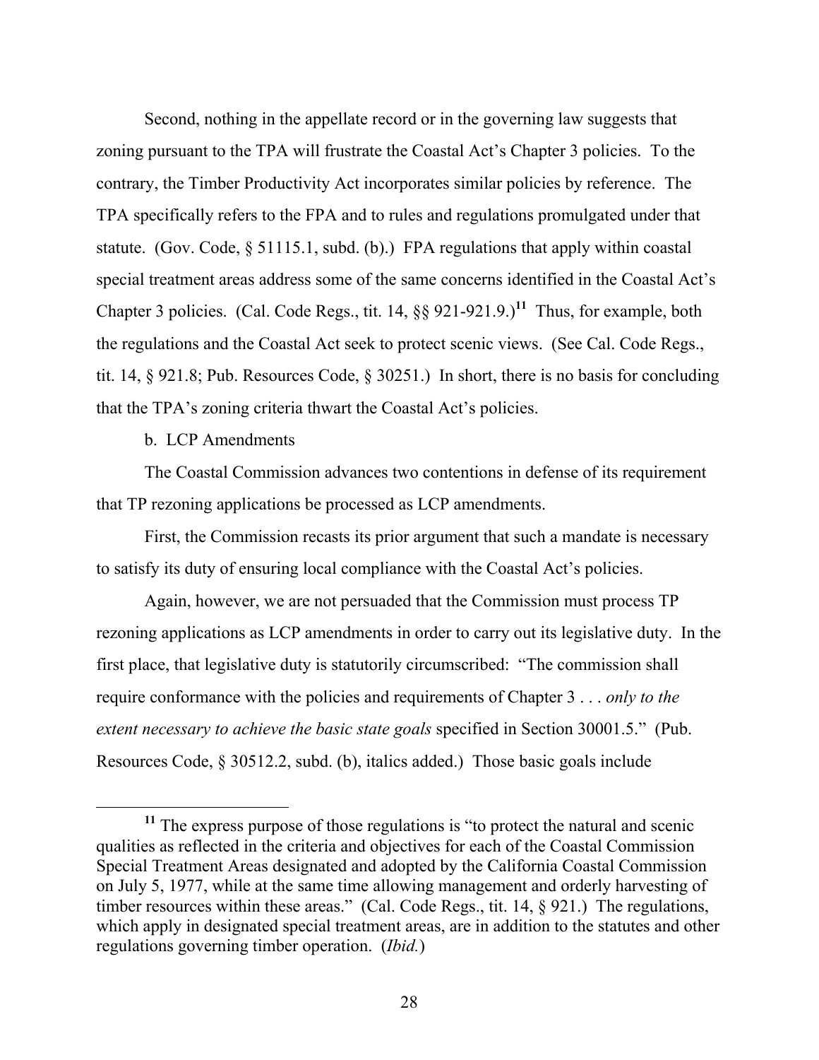Second, nothing in the appellate record or in the governing law suggests that zoning pursuant to the TPA will frustrate the Coastal Act's Chapter 3 policies. To the contrary, the Timber Productivity Act incorporates similar policies by reference. The TPA specifically refers to the FPA and to rules and regulations promulgated under that statute. (Gov. Code, § 51115.1, subd. (b).) FPA regulations that apply within coastal special treatment areas address some of the same concerns identified in the Coastal Act's Chapter 3 policies. (Cal. Code Regs., tit. 14, §§ 921-921.9.)[11] Thus, for example, both the regulations and the Coastal Act seek to protect scenic views. (See Cal. Code Regs., tit. 14, § 921.8; Pub. Resources Code, § 30251.) In short, there is no basis for concluding that the TPA's zoning criteria thwart the Coastal Act's policies.

b. LCP Amendments

The Coastal Commission advances two contentions in defense of its requirement that TP rezoning applications be processed as LCP amendments.

First, the Commission recasts its prior argument that such a mandate is necessary to satisfy its duty of ensuring local compliance with the Coastal Act's policies.

Again, however, we are not persuaded that the Commission must process TP rezoning applications as LCP amendments in order to carry out its legislative duty. In the first place, that legislative duty is statutorily circumscribed: "The commission shall require conformance with the policies and requirements of Chapter 3 . . . *only to the extent necessary to achieve the basic state goals* specified in Section 30001.5." (Pub. Resources Code, § 30512.2, subd. (b), italics added.) Those basic goals include

---

[11] The express purpose of those regulations is "to protect the natural and scenic qualities as reflected in the criteria and objectives for each of the Coastal Commission Special Treatment Areas designated and adopted by the California Coastal Commission on July 5, 1977, while at the same time allowing management and orderly harvesting of timber resources within these areas." (Cal. Code Regs., tit. 14, § 921.) The regulations, which apply in designated special treatment areas, are in addition to the statutes and other regulations governing timber operation. (*Ibid.*)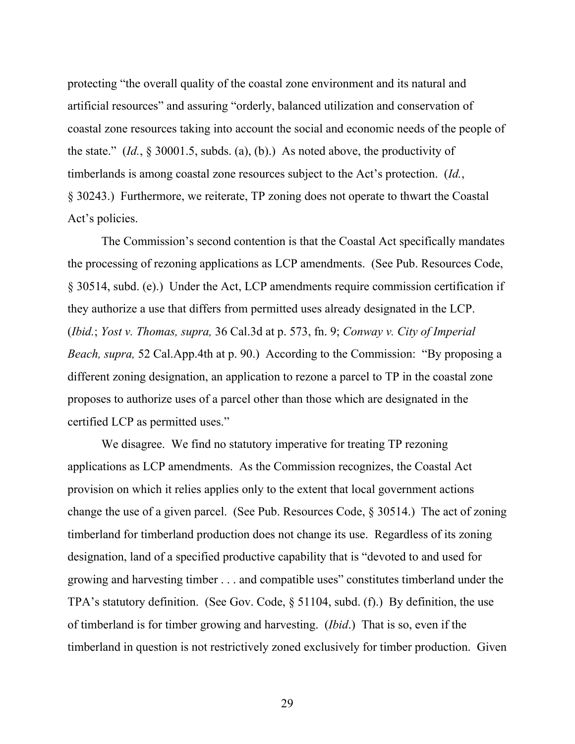protecting "the overall quality of the coastal zone environment and its natural and artificial resources" and assuring "orderly, balanced utilization and conservation of coastal zone resources taking into account the social and economic needs of the people of the state." (*Id.*, § 30001.5, subds. (a), (b).) As noted above, the productivity of timberlands is among coastal zone resources subject to the Act's protection. (*Id.*, § 30243.) Furthermore, we reiterate, TP zoning does not operate to thwart the Coastal Act's policies.

The Commission's second contention is that the Coastal Act specifically mandates the processing of rezoning applications as LCP amendments. (See Pub. Resources Code, § 30514, subd. (e).) Under the Act, LCP amendments require commission certification if they authorize a use that differs from permitted uses already designated in the LCP. (*Ibid.*; *Yost v. Thomas, supra,* 36 Cal.3d at p. 573, fn. 9; *Conway v. City of Imperial Beach, supra,* 52 Cal.App.4th at p. 90.) According to the Commission: "By proposing a different zoning designation, an application to rezone a parcel to TP in the coastal zone proposes to authorize uses of a parcel other than those which are designated in the certified LCP as permitted uses."

We disagree. We find no statutory imperative for treating TP rezoning applications as LCP amendments. As the Commission recognizes, the Coastal Act provision on which it relies applies only to the extent that local government actions change the use of a given parcel. (See Pub. Resources Code, § 30514.) The act of zoning timberland for timberland production does not change its use. Regardless of its zoning designation, land of a specified productive capability that is "devoted to and used for growing and harvesting timber . . . and compatible uses" constitutes timberland under the TPA's statutory definition. (See Gov. Code, § 51104, subd. (f).) By definition, the use of timberland is for timber growing and harvesting. (*Ibid.*) That is so, even if the timberland in question is not restrictively zoned exclusively for timber production. Given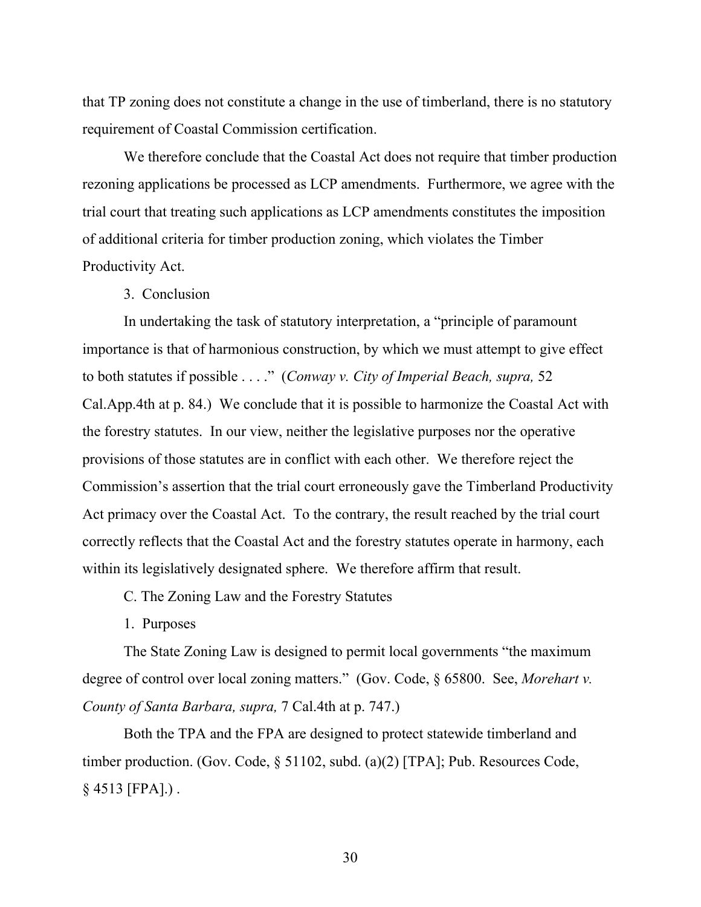that TP zoning does not constitute a change in the use of timberland, there is no statutory requirement of Coastal Commission certification.

We therefore conclude that the Coastal Act does not require that timber production rezoning applications be processed as LCP amendments. Furthermore, we agree with the trial court that treating such applications as LCP amendments constitutes the imposition of additional criteria for timber production zoning, which violates the Timber Productivity Act.

3. Conclusion

In undertaking the task of statutory interpretation, a "principle of paramount importance is that of harmonious construction, by which we must attempt to give effect to both statutes if possible . . . ." (*Conway v. City of Imperial Beach, supra,* 52 Cal.App.4th at p. 84.) We conclude that it is possible to harmonize the Coastal Act with the forestry statutes. In our view, neither the legislative purposes nor the operative provisions of those statutes are in conflict with each other. We therefore reject the Commission's assertion that the trial court erroneously gave the Timberland Productivity Act primacy over the Coastal Act. To the contrary, the result reached by the trial court correctly reflects that the Coastal Act and the forestry statutes operate in harmony, each within its legislatively designated sphere. We therefore affirm that result.

C. The Zoning Law and the Forestry Statutes

1. Purposes

The State Zoning Law is designed to permit local governments "the maximum degree of control over local zoning matters." (Gov. Code, § 65800. See, *Morehart v. County of Santa Barbara, supra,* 7 Cal.4th at p. 747.)

Both the TPA and the FPA are designed to protect statewide timberland and timber production. (Gov. Code, § 51102, subd. (a)(2) [TPA]; Pub. Resources Code, § 4513 [FPA].) .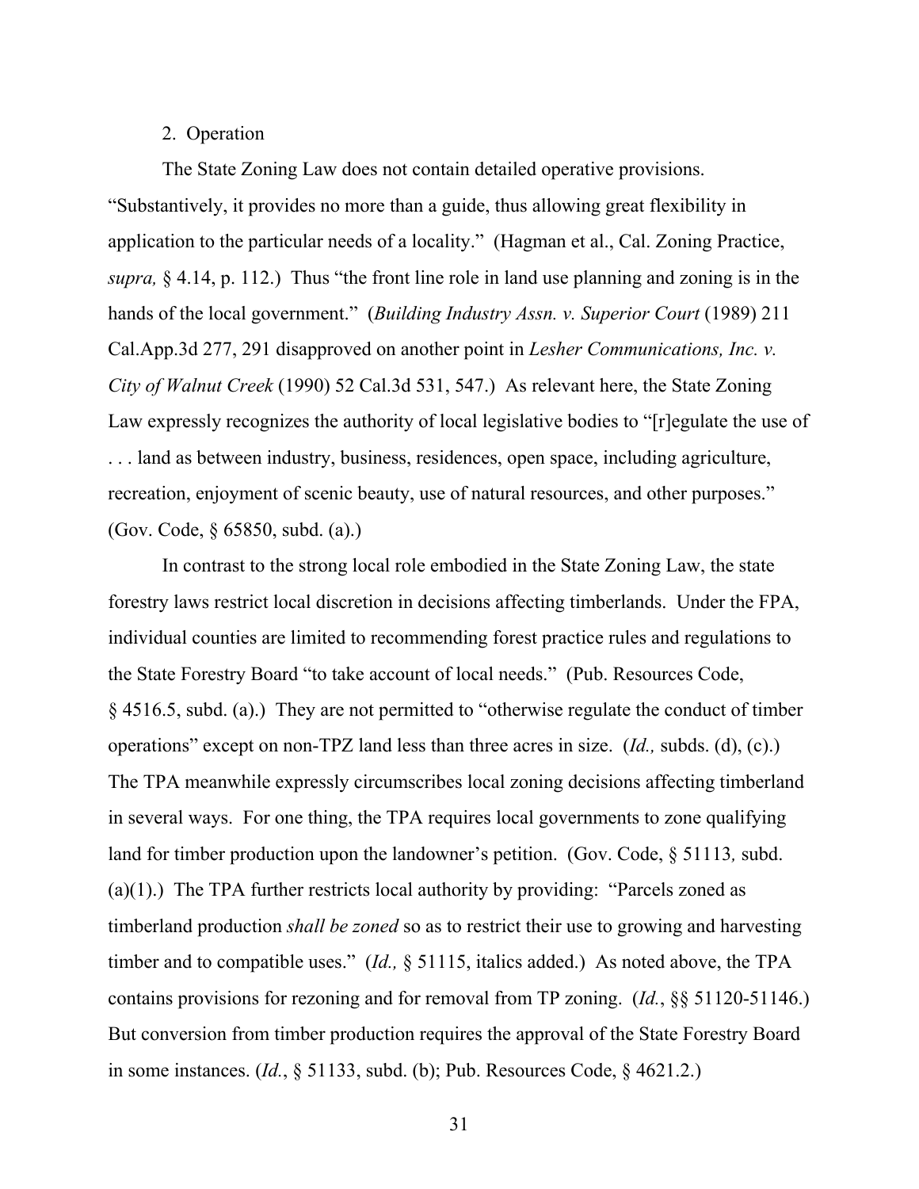2. Operation

The State Zoning Law does not contain detailed operative provisions. "Substantively, it provides no more than a guide, thus allowing great flexibility in application to the particular needs of a locality." (Hagman et al., Cal. Zoning Practice, *supra,* § 4.14, p. 112.) Thus "the front line role in land use planning and zoning is in the hands of the local government." (*Building Industry Assn. v. Superior Court* (1989) 211 Cal.App.3d 277, 291 disapproved on another point in *Lesher Communications, Inc. v. City of Walnut Creek* (1990) 52 Cal.3d 531, 547.) As relevant here, the State Zoning Law expressly recognizes the authority of local legislative bodies to "[r]egulate the use of . . . land as between industry, business, residences, open space, including agriculture, recreation, enjoyment of scenic beauty, use of natural resources, and other purposes." (Gov. Code, § 65850, subd. (a).)

In contrast to the strong local role embodied in the State Zoning Law, the state forestry laws restrict local discretion in decisions affecting timberlands. Under the FPA, individual counties are limited to recommending forest practice rules and regulations to the State Forestry Board "to take account of local needs." (Pub. Resources Code, § 4516.5, subd. (a).) They are not permitted to "otherwise regulate the conduct of timber operations" except on non-TPZ land less than three acres in size. (*Id.,* subds. (d), (c).) The TPA meanwhile expressly circumscribes local zoning decisions affecting timberland in several ways. For one thing, the TPA requires local governments to zone qualifying land for timber production upon the landowner's petition. (Gov. Code, § 51113*,* subd. (a)(1).) The TPA further restricts local authority by providing: "Parcels zoned as timberland production *shall be zoned* so as to restrict their use to growing and harvesting timber and to compatible uses." (*Id.,* § 51115, italics added.) As noted above, the TPA contains provisions for rezoning and for removal from TP zoning. (*Id.*, §§ 51120-51146.) But conversion from timber production requires the approval of the State Forestry Board in some instances. (*Id.*, § 51133, subd. (b); Pub. Resources Code, § 4621.2.)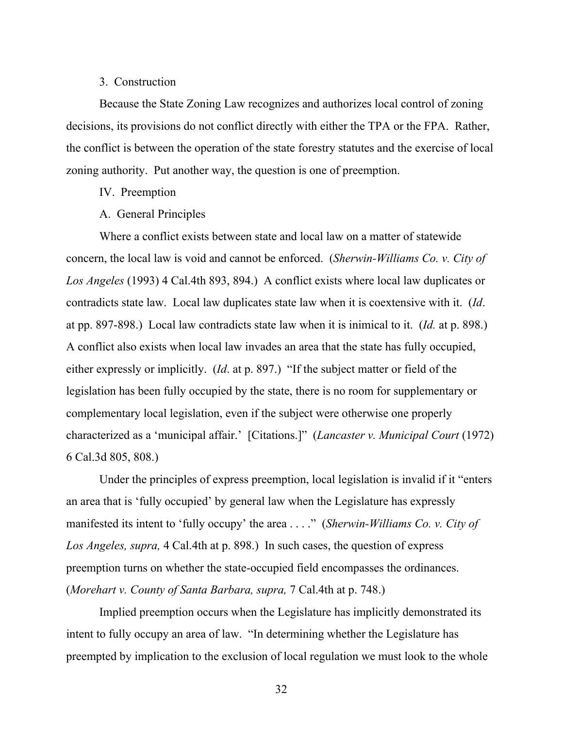### 3. Construction

Because the State Zoning Law recognizes and authorizes local control of zoning decisions, its provisions do not conflict directly with either the TPA or the FPA. Rather, the conflict is between the operation of the state forestry statutes and the exercise of local zoning authority. Put another way, the question is one of preemption.

## IV. Preemption

### A. General Principles

Where a conflict exists between state and local law on a matter of statewide concern, the local law is void and cannot be enforced. (*Sherwin-Williams Co. v. City of Los Angeles* (1993) 4 Cal.4th 893, 894.) A conflict exists where local law duplicates or contradicts state law. Local law duplicates state law when it is coextensive with it. (*Id*. at pp. 897-898.) Local law contradicts state law when it is inimical to it. (*Id.* at p. 898.) A conflict also exists when local law invades an area that the state has fully occupied, either expressly or implicitly. (*Id*. at p. 897.) "If the subject matter or field of the legislation has been fully occupied by the state, there is no room for supplementary or complementary local legislation, even if the subject were otherwise one properly characterized as a 'municipal affair.' [Citations.]" (*Lancaster v. Municipal Court* (1972) 6 Cal.3d 805, 808.)

Under the principles of express preemption, local legislation is invalid if it "enters an area that is 'fully occupied' by general law when the Legislature has expressly manifested its intent to 'fully occupy' the area . . . ." (*Sherwin-Williams Co. v. City of Los Angeles, supra,* 4 Cal.4th at p. 898.) In such cases, the question of express preemption turns on whether the state-occupied field encompasses the ordinances. (*Morehart v. County of Santa Barbara, supra,* 7 Cal.4th at p. 748.)

Implied preemption occurs when the Legislature has implicitly demonstrated its intent to fully occupy an area of law. "In determining whether the Legislature has preempted by implication to the exclusion of local regulation we must look to the whole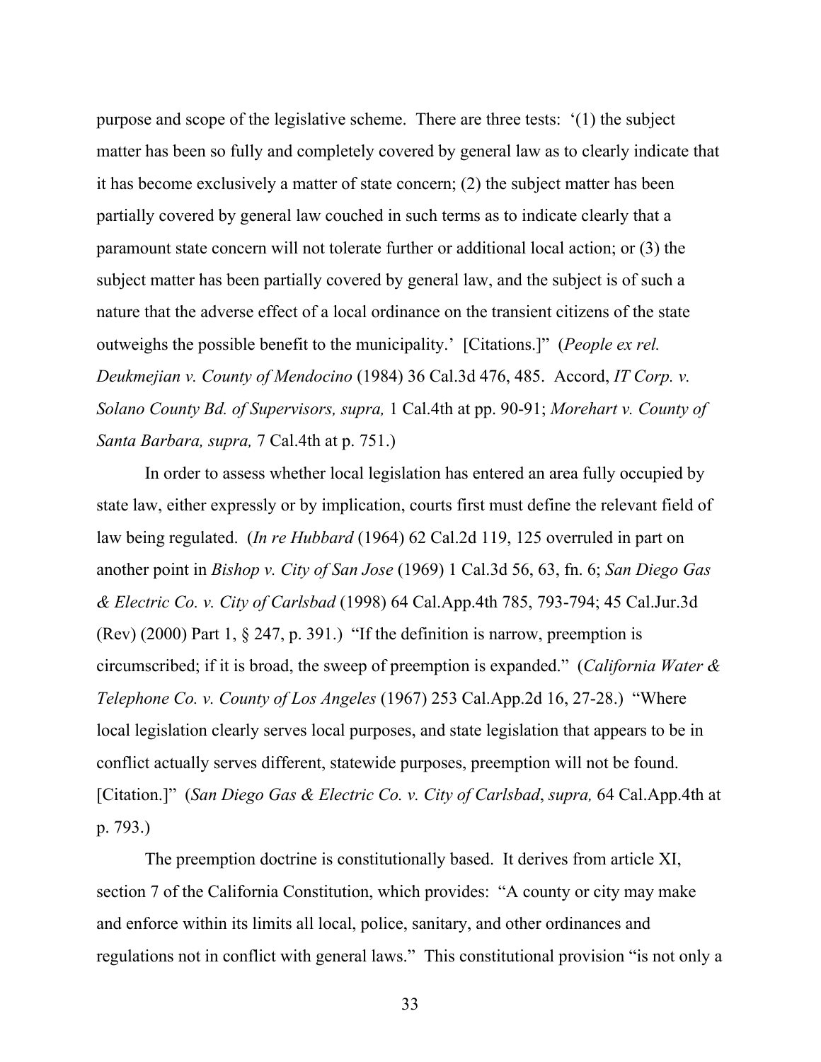purpose and scope of the legislative scheme. There are three tests: '(1) the subject matter has been so fully and completely covered by general law as to clearly indicate that it has become exclusively a matter of state concern; (2) the subject matter has been partially covered by general law couched in such terms as to indicate clearly that a paramount state concern will not tolerate further or additional local action; or (3) the subject matter has been partially covered by general law, and the subject is of such a nature that the adverse effect of a local ordinance on the transient citizens of the state outweighs the possible benefit to the municipality.' [Citations.]" (*People ex rel. Deukmejian v. County of Mendocino* (1984) 36 Cal.3d 476, 485. Accord, *IT Corp. v. Solano County Bd. of Supervisors, supra,* 1 Cal.4th at pp. 90-91; *Morehart v. County of Santa Barbara, supra,* 7 Cal.4th at p. 751.)

In order to assess whether local legislation has entered an area fully occupied by state law, either expressly or by implication, courts first must define the relevant field of law being regulated. (*In re Hubbard* (1964) 62 Cal.2d 119, 125 overruled in part on another point in *Bishop v. City of San Jose* (1969) 1 Cal.3d 56, 63, fn. 6; *San Diego Gas & Electric Co. v. City of Carlsbad* (1998) 64 Cal.App.4th 785, 793-794; 45 Cal.Jur.3d (Rev) (2000) Part 1, § 247, p. 391.) "If the definition is narrow, preemption is circumscribed; if it is broad, the sweep of preemption is expanded." (*California Water & Telephone Co. v. County of Los Angeles* (1967) 253 Cal.App.2d 16, 27-28.) "Where local legislation clearly serves local purposes, and state legislation that appears to be in conflict actually serves different, statewide purposes, preemption will not be found. [Citation.]" (*San Diego Gas & Electric Co. v. City of Carlsbad*, *supra,* 64 Cal.App.4th at p. 793.)

The preemption doctrine is constitutionally based. It derives from article XI, section 7 of the California Constitution, which provides: "A county or city may make and enforce within its limits all local, police, sanitary, and other ordinances and regulations not in conflict with general laws." This constitutional provision "is not only a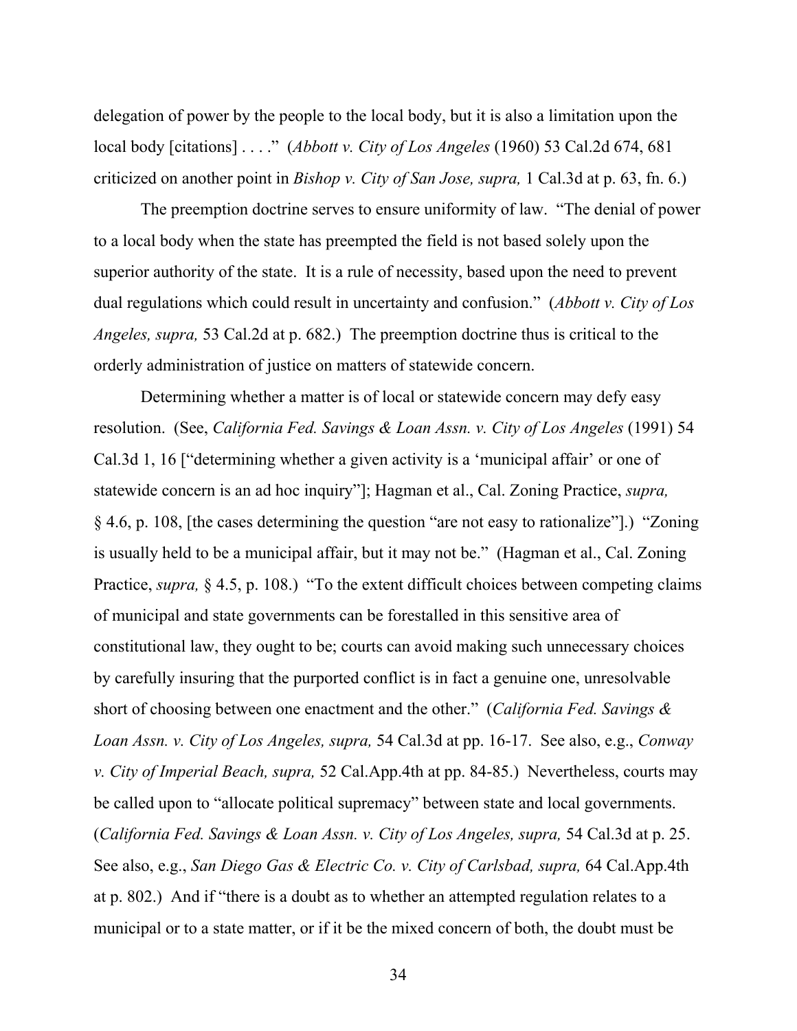delegation of power by the people to the local body, but it is also a limitation upon the local body [citations] . . . ." (*Abbott v. City of Los Angeles* (1960) 53 Cal.2d 674, 681 criticized on another point in *Bishop v. City of San Jose, supra,* 1 Cal.3d at p. 63, fn. 6.)

The preemption doctrine serves to ensure uniformity of law. "The denial of power to a local body when the state has preempted the field is not based solely upon the superior authority of the state. It is a rule of necessity, based upon the need to prevent dual regulations which could result in uncertainty and confusion." (*Abbott v. City of Los Angeles, supra,* 53 Cal.2d at p. 682.) The preemption doctrine thus is critical to the orderly administration of justice on matters of statewide concern.

Determining whether a matter is of local or statewide concern may defy easy resolution. (See, *California Fed. Savings & Loan Assn. v. City of Los Angeles* (1991) 54 Cal.3d 1, 16 ["determining whether a given activity is a 'municipal affair' or one of statewide concern is an ad hoc inquiry"]; Hagman et al., Cal. Zoning Practice, *supra,* § 4.6, p. 108, [the cases determining the question "are not easy to rationalize"].) "Zoning is usually held to be a municipal affair, but it may not be." (Hagman et al., Cal. Zoning Practice, *supra,* § 4.5, p. 108.) "To the extent difficult choices between competing claims of municipal and state governments can be forestalled in this sensitive area of constitutional law, they ought to be; courts can avoid making such unnecessary choices by carefully insuring that the purported conflict is in fact a genuine one, unresolvable short of choosing between one enactment and the other." (*California Fed. Savings & Loan Assn. v. City of Los Angeles, supra,* 54 Cal.3d at pp. 16-17. See also, e.g., *Conway v. City of Imperial Beach, supra,* 52 Cal.App.4th at pp. 84-85.) Nevertheless, courts may be called upon to "allocate political supremacy" between state and local governments. (*California Fed. Savings & Loan Assn. v. City of Los Angeles, supra,* 54 Cal.3d at p. 25. See also, e.g., *San Diego Gas & Electric Co. v. City of Carlsbad, supra,* 64 Cal.App.4th at p. 802.) And if "there is a doubt as to whether an attempted regulation relates to a municipal or to a state matter, or if it be the mixed concern of both, the doubt must be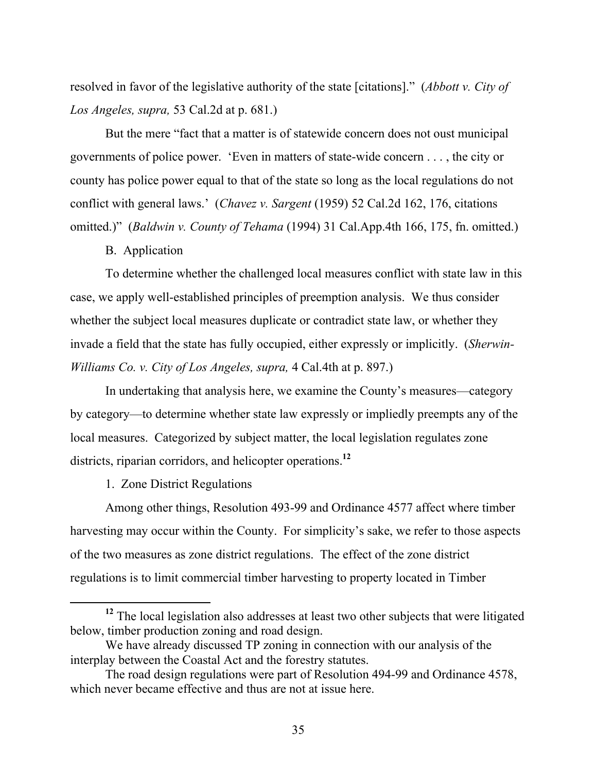resolved in favor of the legislative authority of the state [citations]." (*Abbott v. City of Los Angeles, supra,* 53 Cal.2d at p. 681.)

But the mere "fact that a matter is of statewide concern does not oust municipal governments of police power. 'Even in matters of state-wide concern . . . , the city or county has police power equal to that of the state so long as the local regulations do not conflict with general laws.' (*Chavez v. Sargent* (1959) 52 Cal.2d 162, 176, citations omitted.)" (*Baldwin v. County of Tehama* (1994) 31 Cal.App.4th 166, 175, fn. omitted.)

B. Application

To determine whether the challenged local measures conflict with state law in this case, we apply well-established principles of preemption analysis. We thus consider whether the subject local measures duplicate or contradict state law, or whether they invade a field that the state has fully occupied, either expressly or implicitly. (*Sherwin-Williams Co. v. City of Los Angeles, supra,* 4 Cal.4th at p. 897.)

In undertaking that analysis here, we examine the County's measures—category by category—to determine whether state law expressly or impliedly preempts any of the local measures. Categorized by subject matter, the local legislation regulates zone districts, riparian corridors, and helicopter operations.[12]

1. Zone District Regulations

Among other things, Resolution 493-99 and Ordinance 4577 affect where timber harvesting may occur within the County. For simplicity's sake, we refer to those aspects of the two measures as zone district regulations. The effect of the zone district regulations is to limit commercial timber harvesting to property located in Timber

---

[12] The local legislation also addresses at least two other subjects that were litigated below, timber production zoning and road design.

We have already discussed TP zoning in connection with our analysis of the interplay between the Coastal Act and the forestry statutes.

The road design regulations were part of Resolution 494-99 and Ordinance 4578, which never became effective and thus are not at issue here.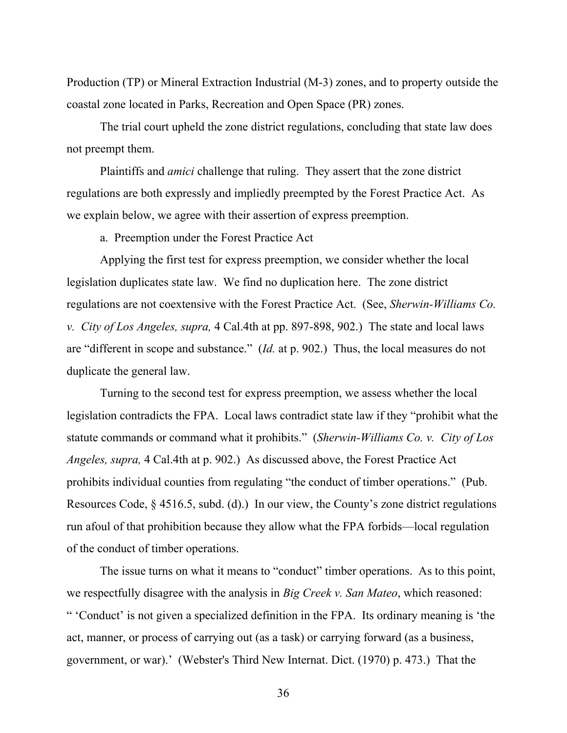Production (TP) or Mineral Extraction Industrial (M-3) zones, and to property outside the coastal zone located in Parks, Recreation and Open Space (PR) zones.

The trial court upheld the zone district regulations, concluding that state law does not preempt them.

Plaintiffs and *amici* challenge that ruling. They assert that the zone district regulations are both expressly and impliedly preempted by the Forest Practice Act. As we explain below, we agree with their assertion of express preemption.

a. Preemption under the Forest Practice Act

Applying the first test for express preemption, we consider whether the local legislation duplicates state law. We find no duplication here. The zone district regulations are not coextensive with the Forest Practice Act. (See, *Sherwin-Williams Co. v. City of Los Angeles, supra,* 4 Cal.4th at pp. 897-898, 902.) The state and local laws are "different in scope and substance." (*Id.* at p. 902.) Thus, the local measures do not duplicate the general law.

Turning to the second test for express preemption, we assess whether the local legislation contradicts the FPA. Local laws contradict state law if they "prohibit what the statute commands or command what it prohibits." (*Sherwin-Williams Co. v. City of Los Angeles, supra,* 4 Cal.4th at p. 902.) As discussed above, the Forest Practice Act prohibits individual counties from regulating "the conduct of timber operations." (Pub. Resources Code, § 4516.5, subd. (d).) In our view, the County's zone district regulations run afoul of that prohibition because they allow what the FPA forbids—local regulation of the conduct of timber operations.

The issue turns on what it means to "conduct" timber operations. As to this point, we respectfully disagree with the analysis in *Big Creek v. San Mateo*, which reasoned: " 'Conduct' is not given a specialized definition in the FPA. Its ordinary meaning is 'the act, manner, or process of carrying out (as a task) or carrying forward (as a business, government, or war).' (Webster's Third New Internat. Dict. (1970) p. 473.) That the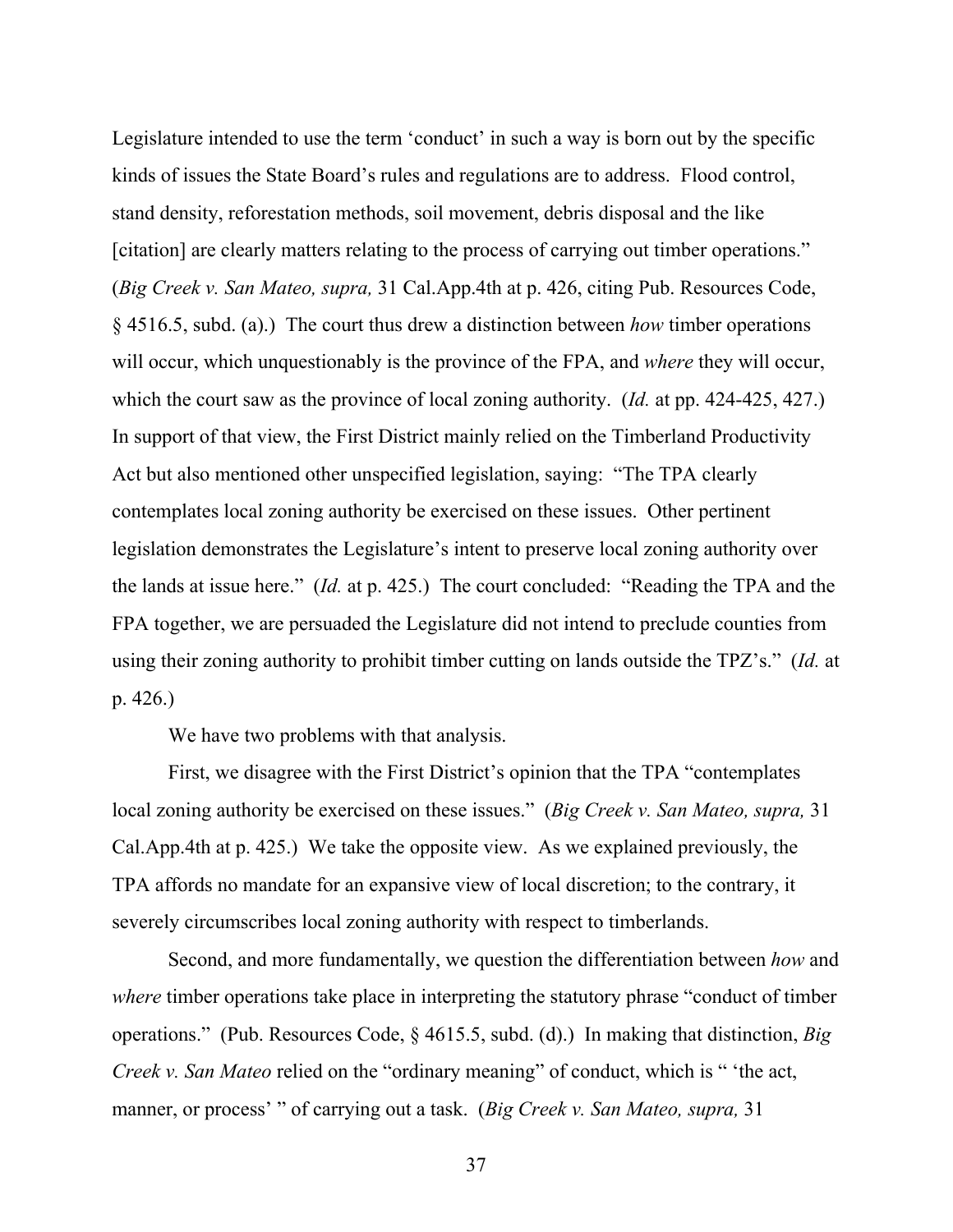Legislature intended to use the term 'conduct' in such a way is born out by the specific kinds of issues the State Board's rules and regulations are to address. Flood control, stand density, reforestation methods, soil movement, debris disposal and the like [citation] are clearly matters relating to the process of carrying out timber operations." (*Big Creek v. San Mateo, supra,* 31 Cal.App.4th at p. 426, citing Pub. Resources Code, § 4516.5, subd. (a).) The court thus drew a distinction between *how* timber operations will occur, which unquestionably is the province of the FPA, and *where* they will occur, which the court saw as the province of local zoning authority. (*Id.* at pp. 424-425, 427.) In support of that view, the First District mainly relied on the Timberland Productivity Act but also mentioned other unspecified legislation, saying: "The TPA clearly contemplates local zoning authority be exercised on these issues. Other pertinent legislation demonstrates the Legislature's intent to preserve local zoning authority over the lands at issue here." (*Id.* at p. 425.) The court concluded: "Reading the TPA and the FPA together, we are persuaded the Legislature did not intend to preclude counties from using their zoning authority to prohibit timber cutting on lands outside the TPZ's." (*Id.* at p. 426.)

We have two problems with that analysis.

First, we disagree with the First District's opinion that the TPA "contemplates local zoning authority be exercised on these issues." (*Big Creek v. San Mateo, supra,* 31 Cal.App.4th at p. 425.) We take the opposite view. As we explained previously, the TPA affords no mandate for an expansive view of local discretion; to the contrary, it severely circumscribes local zoning authority with respect to timberlands.

Second, and more fundamentally, we question the differentiation between *how* and *where* timber operations take place in interpreting the statutory phrase "conduct of timber operations." (Pub. Resources Code, § 4615.5, subd. (d).) In making that distinction, *Big Creek v. San Mateo* relied on the "ordinary meaning" of conduct, which is " 'the act, manner, or process' " of carrying out a task. (*Big Creek v. San Mateo, supra,* 31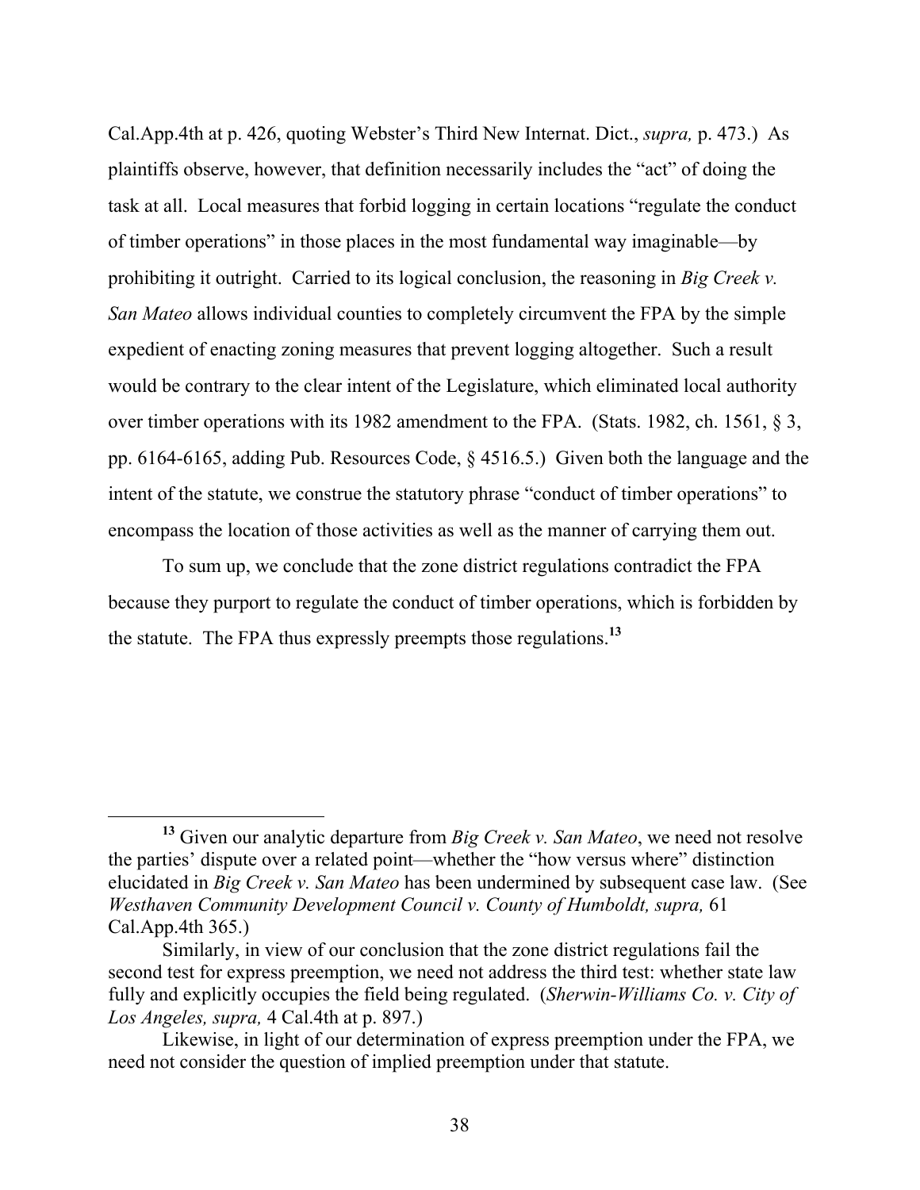Cal.App.4th at p. 426, quoting Webster's Third New Internat. Dict., *supra,* p. 473.) As plaintiffs observe, however, that definition necessarily includes the "act" of doing the task at all. Local measures that forbid logging in certain locations "regulate the conduct of timber operations" in those places in the most fundamental way imaginable—by prohibiting it outright. Carried to its logical conclusion, the reasoning in *Big Creek v. San Mateo* allows individual counties to completely circumvent the FPA by the simple expedient of enacting zoning measures that prevent logging altogether. Such a result would be contrary to the clear intent of the Legislature, which eliminated local authority over timber operations with its 1982 amendment to the FPA. (Stats. 1982, ch. 1561, § 3, pp. 6164-6165, adding Pub. Resources Code, § 4516.5.) Given both the language and the intent of the statute, we construe the statutory phrase "conduct of timber operations" to encompass the location of those activities as well as the manner of carrying them out.

To sum up, we conclude that the zone district regulations contradict the FPA because they purport to regulate the conduct of timber operations, which is forbidden by the statute. The FPA thus expressly preempts those regulations.[13]

---

[13] Given our analytic departure from *Big Creek v. San Mateo*, we need not resolve the parties' dispute over a related point—whether the "how versus where" distinction elucidated in *Big Creek v. San Mateo* has been undermined by subsequent case law. (See *Westhaven Community Development Council v. County of Humboldt, supra,* 61 Cal.App.4th 365.)

Similarly, in view of our conclusion that the zone district regulations fail the second test for express preemption, we need not address the third test: whether state law fully and explicitly occupies the field being regulated. (*Sherwin-Williams Co. v. City of Los Angeles, supra,* 4 Cal.4th at p. 897.)

Likewise, in light of our determination of express preemption under the FPA, we need not consider the question of implied preemption under that statute.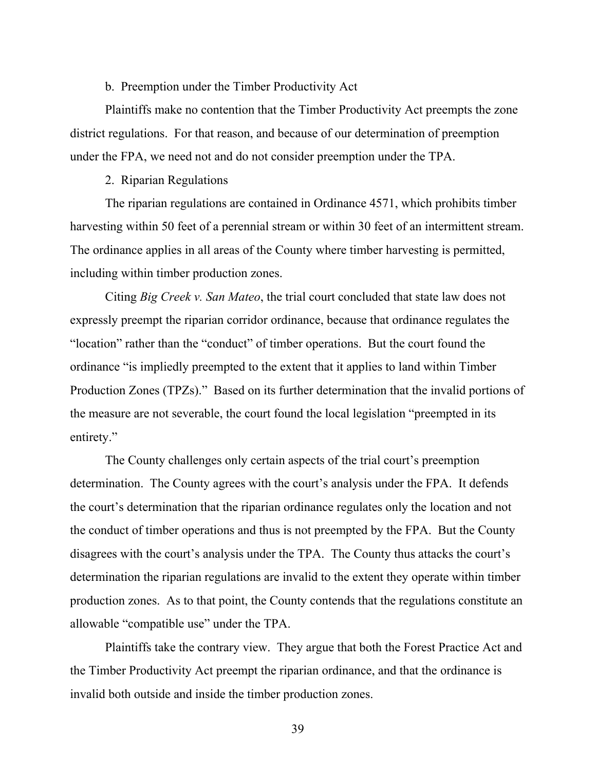b. Preemption under the Timber Productivity Act

Plaintiffs make no contention that the Timber Productivity Act preempts the zone district regulations. For that reason, and because of our determination of preemption under the FPA, we need not and do not consider preemption under the TPA.

2. Riparian Regulations

The riparian regulations are contained in Ordinance 4571, which prohibits timber harvesting within 50 feet of a perennial stream or within 30 feet of an intermittent stream. The ordinance applies in all areas of the County where timber harvesting is permitted, including within timber production zones.

Citing *Big Creek v. San Mateo*, the trial court concluded that state law does not expressly preempt the riparian corridor ordinance, because that ordinance regulates the "location" rather than the "conduct" of timber operations. But the court found the ordinance "is impliedly preempted to the extent that it applies to land within Timber Production Zones (TPZs)." Based on its further determination that the invalid portions of the measure are not severable, the court found the local legislation "preempted in its entirety."

The County challenges only certain aspects of the trial court's preemption determination. The County agrees with the court's analysis under the FPA. It defends the court's determination that the riparian ordinance regulates only the location and not the conduct of timber operations and thus is not preempted by the FPA. But the County disagrees with the court's analysis under the TPA. The County thus attacks the court's determination the riparian regulations are invalid to the extent they operate within timber production zones. As to that point, the County contends that the regulations constitute an allowable "compatible use" under the TPA.

Plaintiffs take the contrary view. They argue that both the Forest Practice Act and the Timber Productivity Act preempt the riparian ordinance, and that the ordinance is invalid both outside and inside the timber production zones.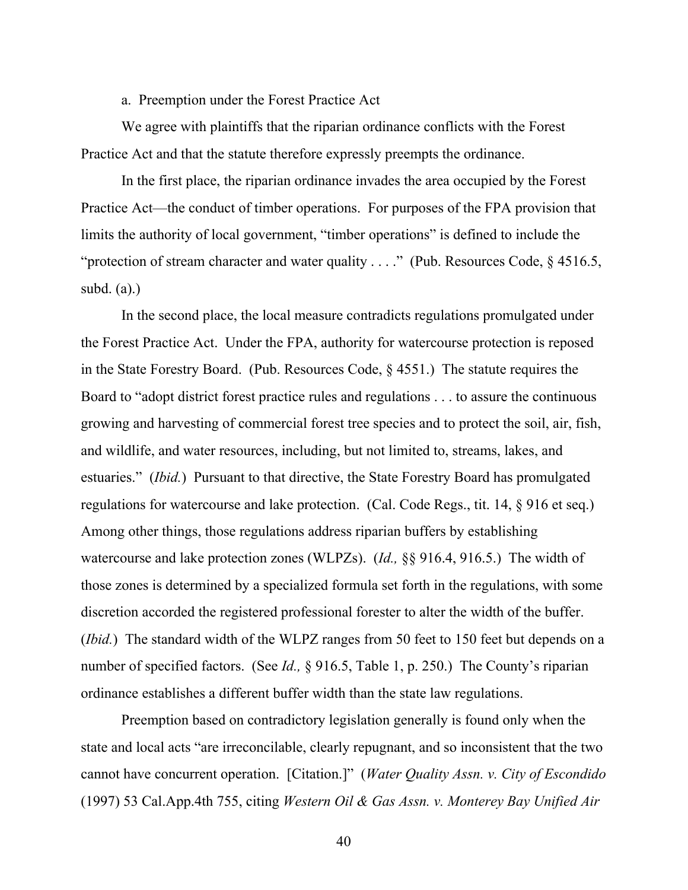a. Preemption under the Forest Practice Act

We agree with plaintiffs that the riparian ordinance conflicts with the Forest Practice Act and that the statute therefore expressly preempts the ordinance.

In the first place, the riparian ordinance invades the area occupied by the Forest Practice Act—the conduct of timber operations. For purposes of the FPA provision that limits the authority of local government, "timber operations" is defined to include the "protection of stream character and water quality . . . ." (Pub. Resources Code, § 4516.5, subd. (a).)

In the second place, the local measure contradicts regulations promulgated under the Forest Practice Act. Under the FPA, authority for watercourse protection is reposed in the State Forestry Board. (Pub. Resources Code, § 4551.) The statute requires the Board to "adopt district forest practice rules and regulations . . . to assure the continuous growing and harvesting of commercial forest tree species and to protect the soil, air, fish, and wildlife, and water resources, including, but not limited to, streams, lakes, and estuaries." (*Ibid.*) Pursuant to that directive, the State Forestry Board has promulgated regulations for watercourse and lake protection. (Cal. Code Regs., tit. 14, § 916 et seq.) Among other things, those regulations address riparian buffers by establishing watercourse and lake protection zones (WLPZs). (*Id.,* §§ 916.4, 916.5.) The width of those zones is determined by a specialized formula set forth in the regulations, with some discretion accorded the registered professional forester to alter the width of the buffer. (*Ibid.*) The standard width of the WLPZ ranges from 50 feet to 150 feet but depends on a number of specified factors. (See *Id.,* § 916.5, Table 1, p. 250.) The County's riparian ordinance establishes a different buffer width than the state law regulations.

Preemption based on contradictory legislation generally is found only when the state and local acts "are irreconcilable, clearly repugnant, and so inconsistent that the two cannot have concurrent operation. [Citation.]" (*Water Quality Assn. v. City of Escondido* (1997) 53 Cal.App.4th 755, citing *Western Oil & Gas Assn. v. Monterey Bay Unified Air*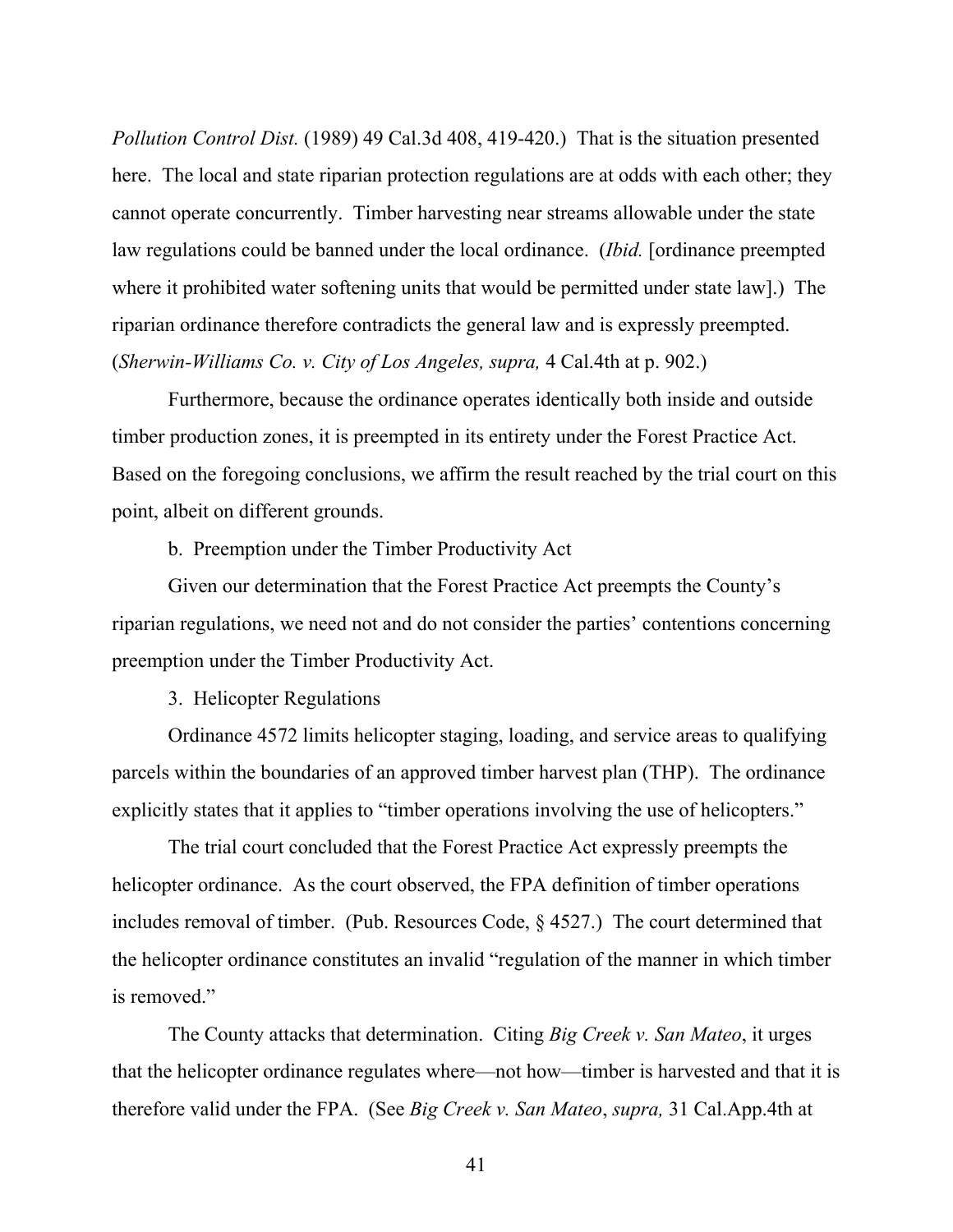*Pollution Control Dist.* (1989) 49 Cal.3d 408, 419-420.) That is the situation presented here. The local and state riparian protection regulations are at odds with each other; they cannot operate concurrently. Timber harvesting near streams allowable under the state law regulations could be banned under the local ordinance. (*Ibid.* [ordinance preempted where it prohibited water softening units that would be permitted under state law].) The riparian ordinance therefore contradicts the general law and is expressly preempted. (*Sherwin-Williams Co. v. City of Los Angeles, supra,* 4 Cal.4th at p. 902.)

Furthermore, because the ordinance operates identically both inside and outside timber production zones, it is preempted in its entirety under the Forest Practice Act. Based on the foregoing conclusions, we affirm the result reached by the trial court on this point, albeit on different grounds.

b. Preemption under the Timber Productivity Act

Given our determination that the Forest Practice Act preempts the County's riparian regulations, we need not and do not consider the parties' contentions concerning preemption under the Timber Productivity Act.

3. Helicopter Regulations

Ordinance 4572 limits helicopter staging, loading, and service areas to qualifying parcels within the boundaries of an approved timber harvest plan (THP). The ordinance explicitly states that it applies to "timber operations involving the use of helicopters."

The trial court concluded that the Forest Practice Act expressly preempts the helicopter ordinance. As the court observed, the FPA definition of timber operations includes removal of timber. (Pub. Resources Code, § 4527.) The court determined that the helicopter ordinance constitutes an invalid "regulation of the manner in which timber is removed."

The County attacks that determination. Citing *Big Creek v. San Mateo*, it urges that the helicopter ordinance regulates where—not how—timber is harvested and that it is therefore valid under the FPA. (See *Big Creek v. San Mateo*, *supra,* 31 Cal.App.4th at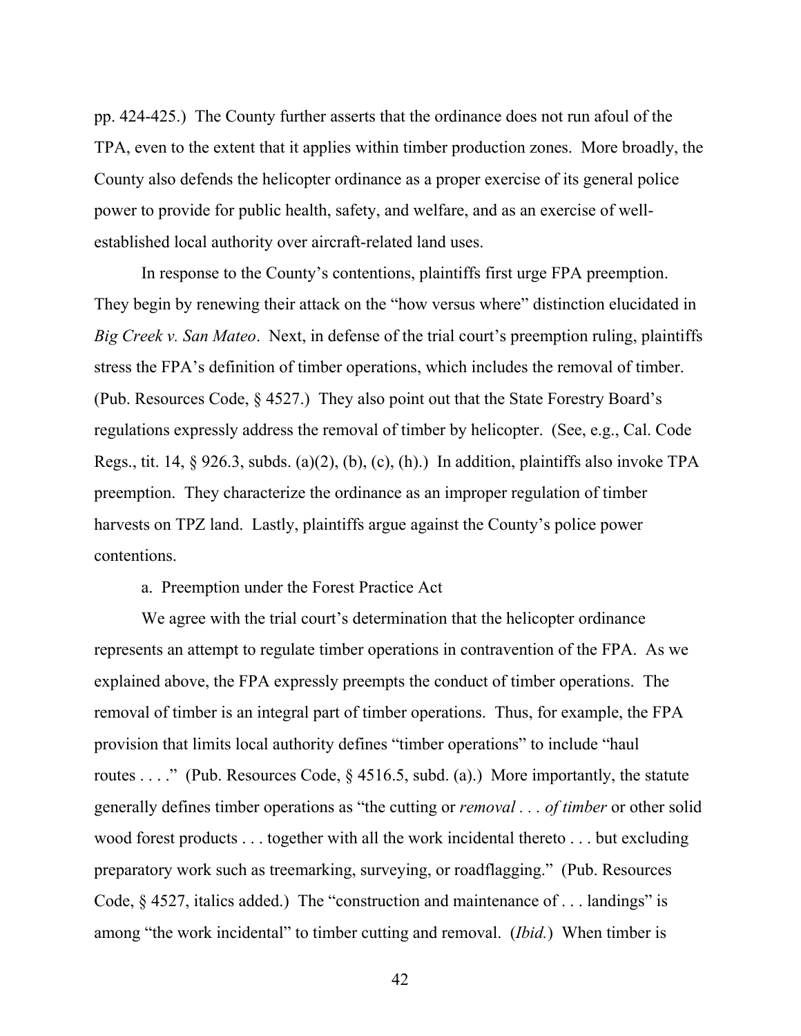pp. 424-425.) The County further asserts that the ordinance does not run afoul of the TPA, even to the extent that it applies within timber production zones. More broadly, the County also defends the helicopter ordinance as a proper exercise of its general police power to provide for public health, safety, and welfare, and as an exercise of well-established local authority over aircraft-related land uses.

In response to the County's contentions, plaintiffs first urge FPA preemption. They begin by renewing their attack on the "how versus where" distinction elucidated in *Big Creek v. San Mateo*. Next, in defense of the trial court's preemption ruling, plaintiffs stress the FPA's definition of timber operations, which includes the removal of timber. (Pub. Resources Code, § 4527.) They also point out that the State Forestry Board's regulations expressly address the removal of timber by helicopter. (See, e.g., Cal. Code Regs., tit. 14, § 926.3, subds. (a)(2), (b), (c), (h).) In addition, plaintiffs also invoke TPA preemption. They characterize the ordinance as an improper regulation of timber harvests on TPZ land. Lastly, plaintiffs argue against the County's police power contentions.

a. Preemption under the Forest Practice Act

We agree with the trial court's determination that the helicopter ordinance represents an attempt to regulate timber operations in contravention of the FPA. As we explained above, the FPA expressly preempts the conduct of timber operations. The removal of timber is an integral part of timber operations. Thus, for example, the FPA provision that limits local authority defines "timber operations" to include "haul routes . . . ." (Pub. Resources Code, § 4516.5, subd. (a).) More importantly, the statute generally defines timber operations as "the cutting or *removal . . . of timber* or other solid wood forest products . . . together with all the work incidental thereto . . . but excluding preparatory work such as treemarking, surveying, or roadflagging." (Pub. Resources Code, § 4527, italics added.) The "construction and maintenance of . . . landings" is among "the work incidental" to timber cutting and removal. (*Ibid.*) When timber is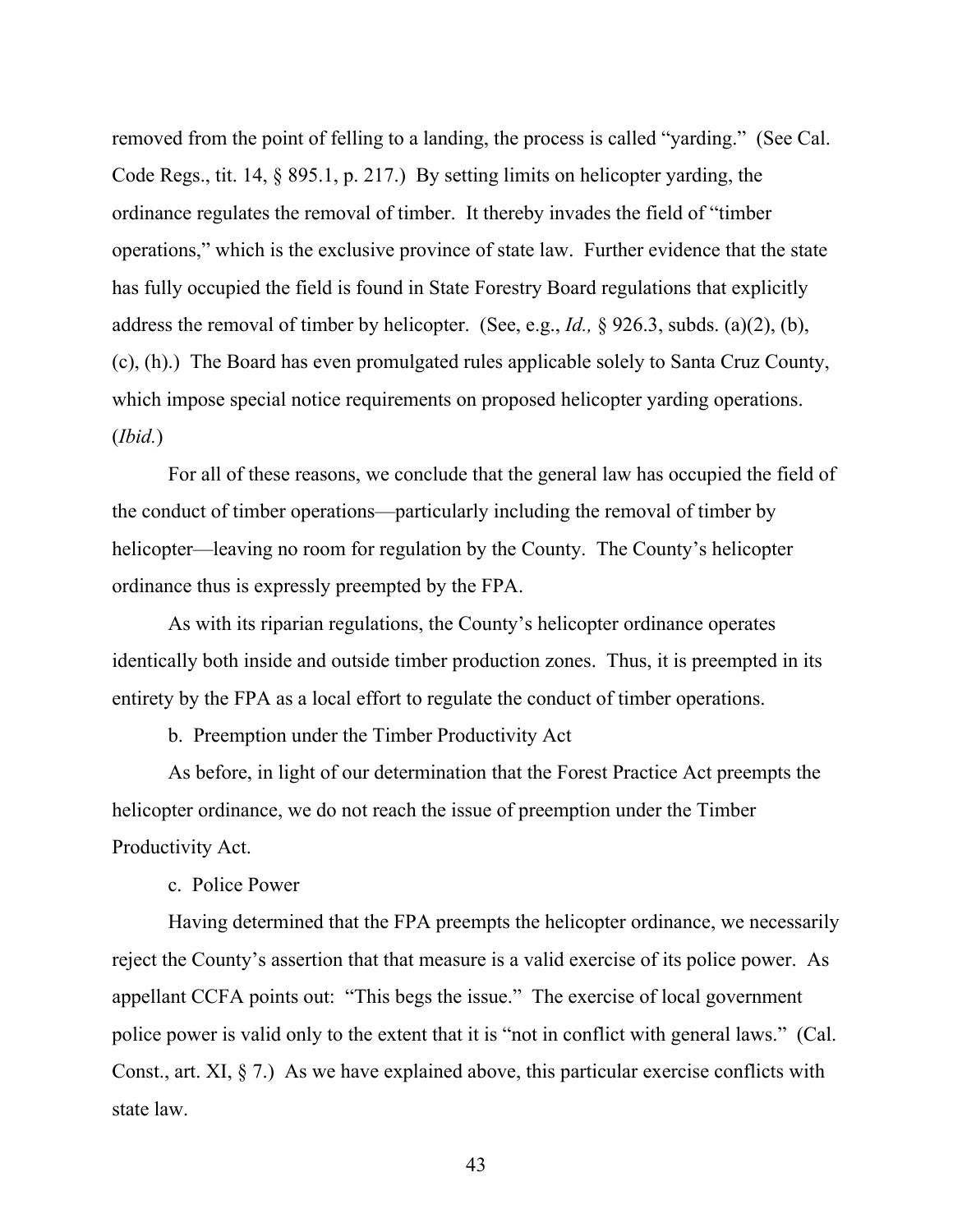removed from the point of felling to a landing, the process is called "yarding." (See Cal. Code Regs., tit. 14, § 895.1, p. 217.) By setting limits on helicopter yarding, the ordinance regulates the removal of timber. It thereby invades the field of "timber operations," which is the exclusive province of state law. Further evidence that the state has fully occupied the field is found in State Forestry Board regulations that explicitly address the removal of timber by helicopter. (See, e.g., *Id.,* § 926.3, subds. (a)(2), (b), (c), (h).) The Board has even promulgated rules applicable solely to Santa Cruz County, which impose special notice requirements on proposed helicopter yarding operations. (*Ibid.*)

For all of these reasons, we conclude that the general law has occupied the field of the conduct of timber operations—particularly including the removal of timber by helicopter—leaving no room for regulation by the County. The County's helicopter ordinance thus is expressly preempted by the FPA.

As with its riparian regulations, the County's helicopter ordinance operates identically both inside and outside timber production zones. Thus, it is preempted in its entirety by the FPA as a local effort to regulate the conduct of timber operations.

b. Preemption under the Timber Productivity Act

As before, in light of our determination that the Forest Practice Act preempts the helicopter ordinance, we do not reach the issue of preemption under the Timber Productivity Act.

c. Police Power

Having determined that the FPA preempts the helicopter ordinance, we necessarily reject the County's assertion that that measure is a valid exercise of its police power. As appellant CCFA points out: "This begs the issue." The exercise of local government police power is valid only to the extent that it is "not in conflict with general laws." (Cal. Const., art. XI, § 7.) As we have explained above, this particular exercise conflicts with state law.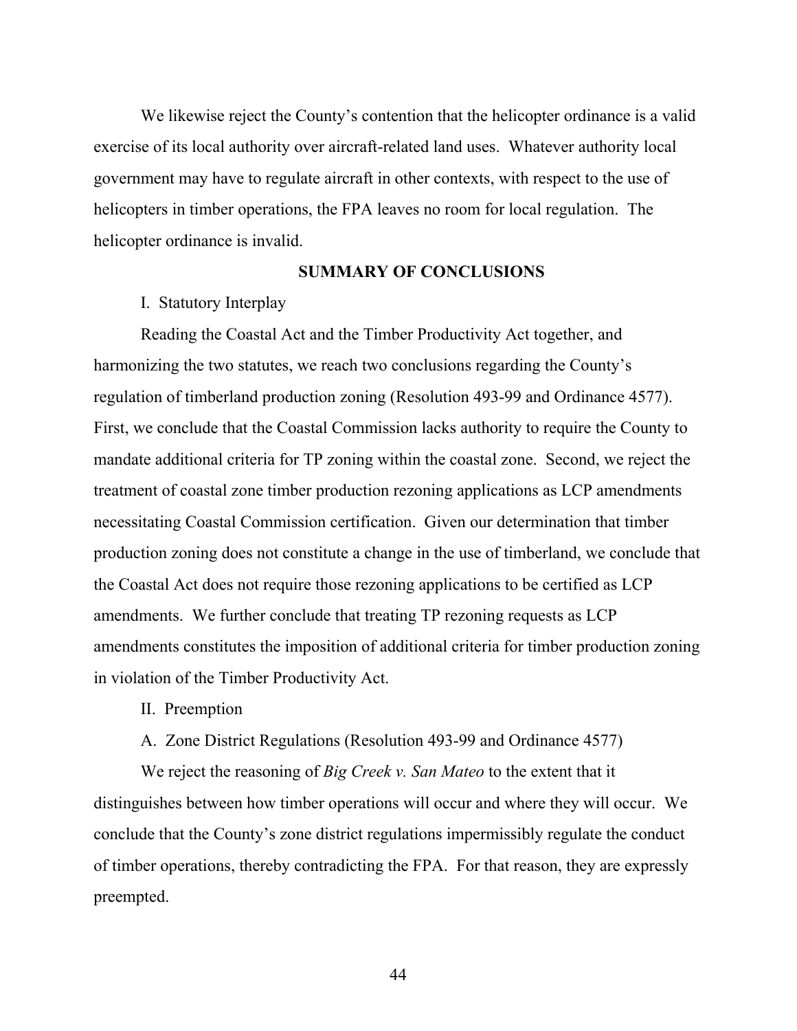We likewise reject the County's contention that the helicopter ordinance is a valid exercise of its local authority over aircraft-related land uses. Whatever authority local government may have to regulate aircraft in other contexts, with respect to the use of helicopters in timber operations, the FPA leaves no room for local regulation. The helicopter ordinance is invalid.

## SUMMARY OF CONCLUSIONS

I. Statutory Interplay

Reading the Coastal Act and the Timber Productivity Act together, and harmonizing the two statutes, we reach two conclusions regarding the County's regulation of timberland production zoning (Resolution 493-99 and Ordinance 4577). First, we conclude that the Coastal Commission lacks authority to require the County to mandate additional criteria for TP zoning within the coastal zone. Second, we reject the treatment of coastal zone timber production rezoning applications as LCP amendments necessitating Coastal Commission certification. Given our determination that timber production zoning does not constitute a change in the use of timberland, we conclude that the Coastal Act does not require those rezoning applications to be certified as LCP amendments. We further conclude that treating TP rezoning requests as LCP amendments constitutes the imposition of additional criteria for timber production zoning in violation of the Timber Productivity Act.

II. Preemption

A. Zone District Regulations (Resolution 493-99 and Ordinance 4577)

We reject the reasoning of *Big Creek v. San Mateo* to the extent that it distinguishes between how timber operations will occur and where they will occur. We conclude that the County's zone district regulations impermissibly regulate the conduct of timber operations, thereby contradicting the FPA. For that reason, they are expressly preempted.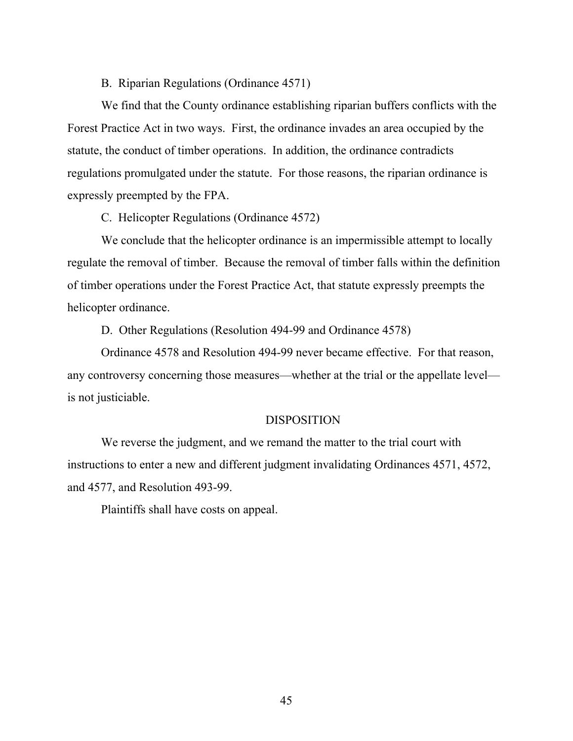B. Riparian Regulations (Ordinance 4571)

We find that the County ordinance establishing riparian buffers conflicts with the Forest Practice Act in two ways. First, the ordinance invades an area occupied by the statute, the conduct of timber operations. In addition, the ordinance contradicts regulations promulgated under the statute. For those reasons, the riparian ordinance is expressly preempted by the FPA.

C. Helicopter Regulations (Ordinance 4572)

We conclude that the helicopter ordinance is an impermissible attempt to locally regulate the removal of timber. Because the removal of timber falls within the definition of timber operations under the Forest Practice Act, that statute expressly preempts the helicopter ordinance.

D. Other Regulations (Resolution 494-99 and Ordinance 4578)

Ordinance 4578 and Resolution 494-99 never became effective. For that reason, any controversy concerning those measures—whether at the trial or the appellate level—is not justiciable.

## DISPOSITION

We reverse the judgment, and we remand the matter to the trial court with instructions to enter a new and different judgment invalidating Ordinances 4571, 4572, and 4577, and Resolution 493-99.

Plaintiffs shall have costs on appeal.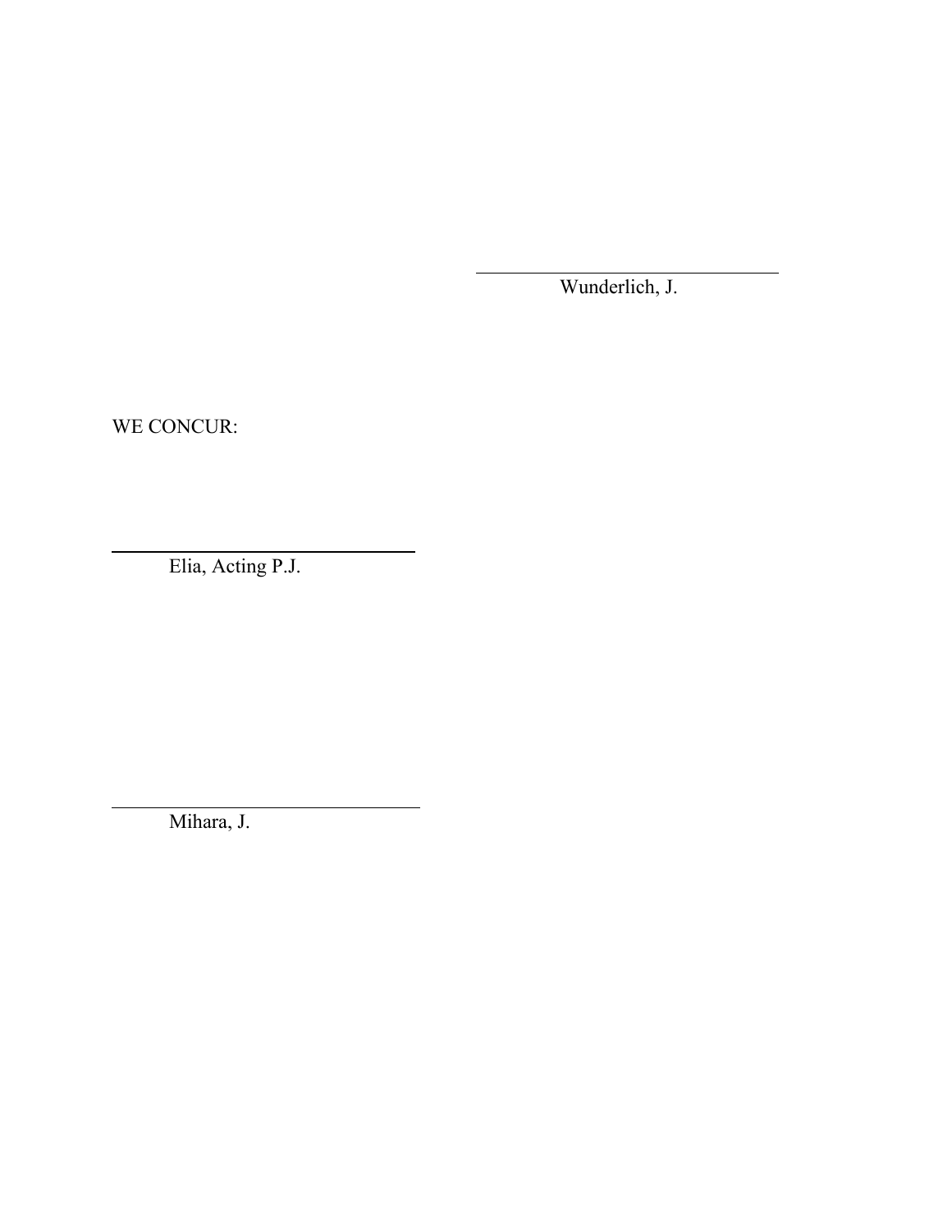\_\_\_\_\_\_\_\_\_\_\_\_\_\_\_\_\_\_\_\_\_\_\_\_\_\_\_\_\_\_\_\_\_\_\_\_\_\_\_\_\_\_\_\_

Wunderlich, J.

WE CONCUR:

\_\_\_\_\_\_\_\_\_\_\_\_\_\_\_\_\_\_\_\_\_\_\_\_\_\_\_\_\_\_\_\_\_\_\_\_\_\_\_\_\_\_\_\_

Elia, Acting P.J.

\_\_\_\_\_\_\_\_\_\_\_\_\_\_\_\_\_\_\_\_\_\_\_\_\_\_\_\_\_\_\_\_\_\_\_\_\_\_\_\_\_\_\_\_

Mihara, J.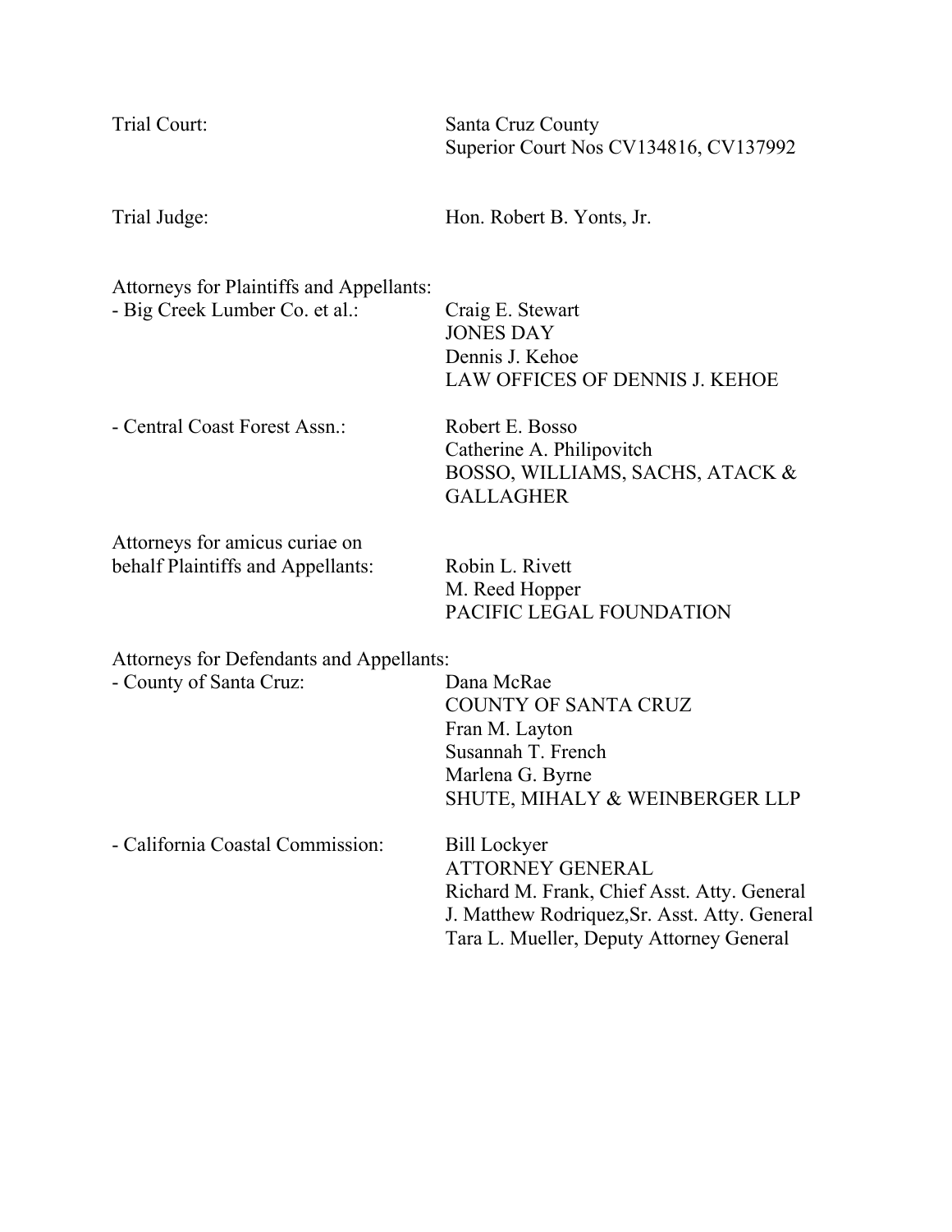Trial Court: Santa Cruz County
Superior Court Nos CV134816, CV137992

Trial Judge: Hon. Robert B. Yonts, Jr.

Attorneys for Plaintiffs and Appellants:

- Big Creek Lumber Co. et al.:
  Craig E. Stewart
  JONES DAY
  Dennis J. Kehoe
  LAW OFFICES OF DENNIS J. KEHOE

- Central Coast Forest Assn.:
  Robert E. Bosso
  Catherine A. Philipovitch
  BOSSO, WILLIAMS, SACHS, ATACK & GALLAGHER

Attorneys for amicus curiae on behalf Plaintiffs and Appellants:
Robin L. Rivett
M. Reed Hopper
PACIFIC LEGAL FOUNDATION

Attorneys for Defendants and Appellants:

- County of Santa Cruz:
  Dana McRae
  COUNTY OF SANTA CRUZ
  Fran M. Layton
  Susannah T. French
  Marlena G. Byrne
  SHUTE, MIHALY & WEINBERGER LLP

- California Coastal Commission:
  Bill Lockyer
  ATTORNEY GENERAL
  Richard M. Frank, Chief Asst. Atty. General
  J. Matthew Rodriquez,Sr. Asst. Atty. General
  Tara L. Mueller, Deputy Attorney General